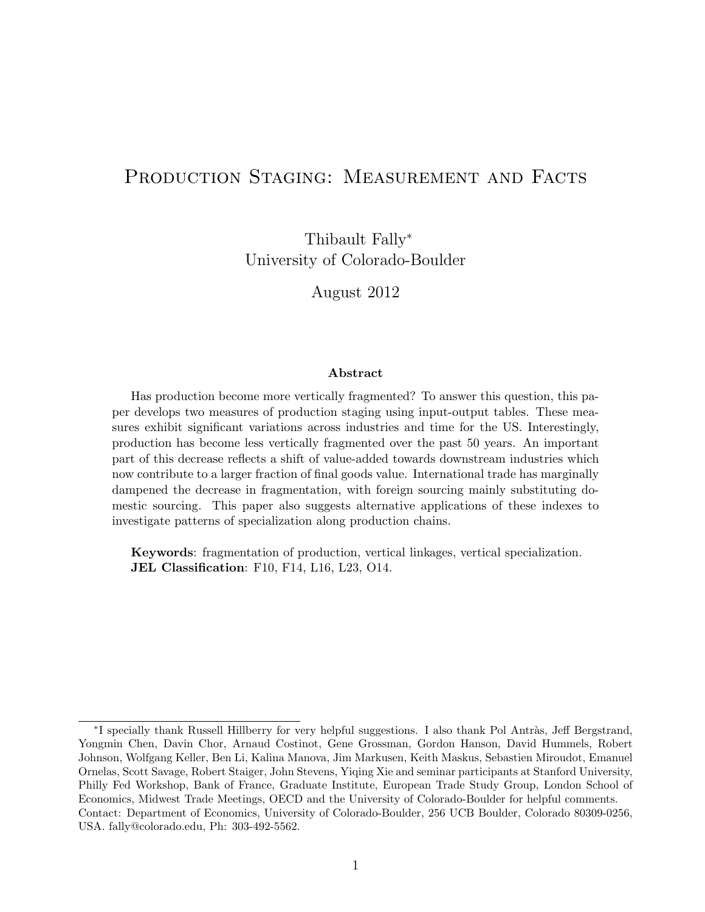# Production Staging: Measurement and Facts

Thibault Fally[*]
University of Colorado-Boulder

August 2012

### Abstract

Has production become more vertically fragmented? To answer this question, this paper develops two measures of production staging using input-output tables. These measures exhibit significant variations across industries and time for the US. Interestingly, production has become less vertically fragmented over the past 50 years. An important part of this decrease reflects a shift of value-added towards downstream industries which now contribute to a larger fraction of final goods value. International trade has marginally dampened the decrease in fragmentation, with foreign sourcing mainly substituting domestic sourcing. This paper also suggests alternative applications of these indexes to investigate patterns of specialization along production chains.

**Keywords**: fragmentation of production, vertical linkages, vertical specialization.
**JEL Classification**: F10, F14, L16, L23, O14.

---

[*] I specially thank Russell Hillberry for very helpful suggestions. I also thank Pol Antràs, Jeff Bergstrand, Yongmin Chen, Davin Chor, Arnaud Costinot, Gene Grossman, Gordon Hanson, David Hummels, Robert Johnson, Wolfgang Keller, Ben Li, Kalina Manova, Jim Markusen, Keith Maskus, Sebastien Miroudot, Emanuel Ornelas, Scott Savage, Robert Staiger, John Stevens, Yiqing Xie and seminar participants at Stanford University, Philly Fed Workshop, Bank of France, Graduate Institute, European Trade Study Group, London School of Economics, Midwest Trade Meetings, OECD and the University of Colorado-Boulder for helpful comments. Contact: Department of Economics, University of Colorado-Boulder, 256 UCB Boulder, Colorado 80309-0256, USA. fally@colorado.edu, Ph: 303-492-5562.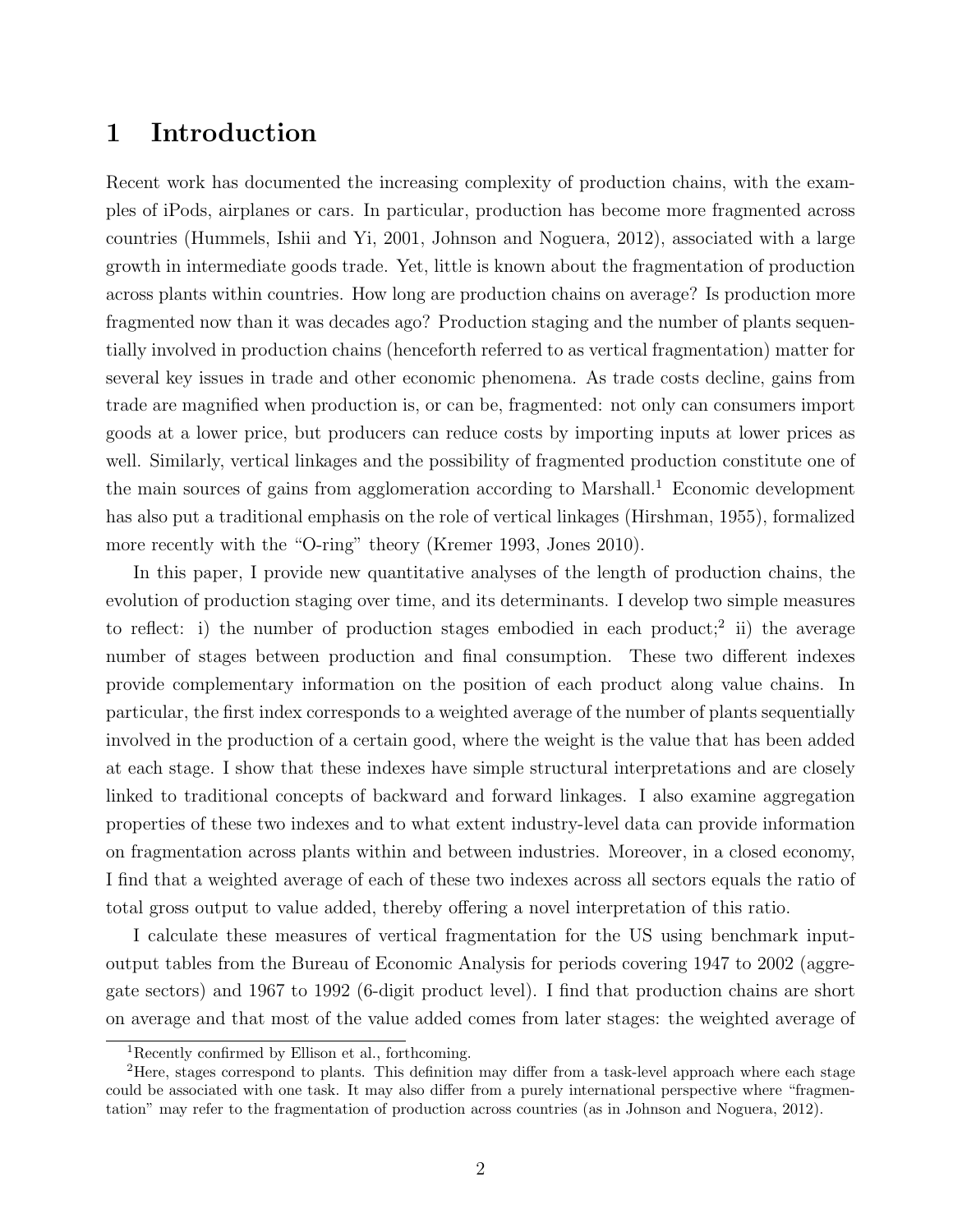# 1 Introduction

Recent work has documented the increasing complexity of production chains, with the examples of iPods, airplanes or cars. In particular, production has become more fragmented across countries (Hummels, Ishii and Yi, 2001, Johnson and Noguera, 2012), associated with a large growth in intermediate goods trade. Yet, little is known about the fragmentation of production across plants within countries. How long are production chains on average? Is production more fragmented now than it was decades ago? Production staging and the number of plants sequentially involved in production chains (henceforth referred to as vertical fragmentation) matter for several key issues in trade and other economic phenomena. As trade costs decline, gains from trade are magnified when production is, or can be, fragmented: not only can consumers import goods at a lower price, but producers can reduce costs by importing inputs at lower prices as well. Similarly, vertical linkages and the possibility of fragmented production constitute one of the main sources of gains from agglomeration according to Marshall.[1] Economic development has also put a traditional emphasis on the role of vertical linkages (Hirshman, 1955), formalized more recently with the "O-ring" theory (Kremer 1993, Jones 2010).

In this paper, I provide new quantitative analyses of the length of production chains, the evolution of production staging over time, and its determinants. I develop two simple measures to reflect: i) the number of production stages embodied in each product;[2] ii) the average number of stages between production and final consumption. These two different indexes provide complementary information on the position of each product along value chains. In particular, the first index corresponds to a weighted average of the number of plants sequentially involved in the production of a certain good, where the weight is the value that has been added at each stage. I show that these indexes have simple structural interpretations and are closely linked to traditional concepts of backward and forward linkages. I also examine aggregation properties of these two indexes and to what extent industry-level data can provide information on fragmentation across plants within and between industries. Moreover, in a closed economy, I find that a weighted average of each of these two indexes across all sectors equals the ratio of total gross output to value added, thereby offering a novel interpretation of this ratio.

I calculate these measures of vertical fragmentation for the US using benchmark input-output tables from the Bureau of Economic Analysis for periods covering 1947 to 2002 (aggregate sectors) and 1967 to 1992 (6-digit product level). I find that production chains are short on average and that most of the value added comes from later stages: the weighted average of

[1] Recently confirmed by Ellison et al., forthcoming.

[2] Here, stages correspond to plants. This definition may differ from a task-level approach where each stage could be associated with one task. It may also differ from a purely international perspective where "fragmentation" may refer to the fragmentation of production across countries (as in Johnson and Noguera, 2012).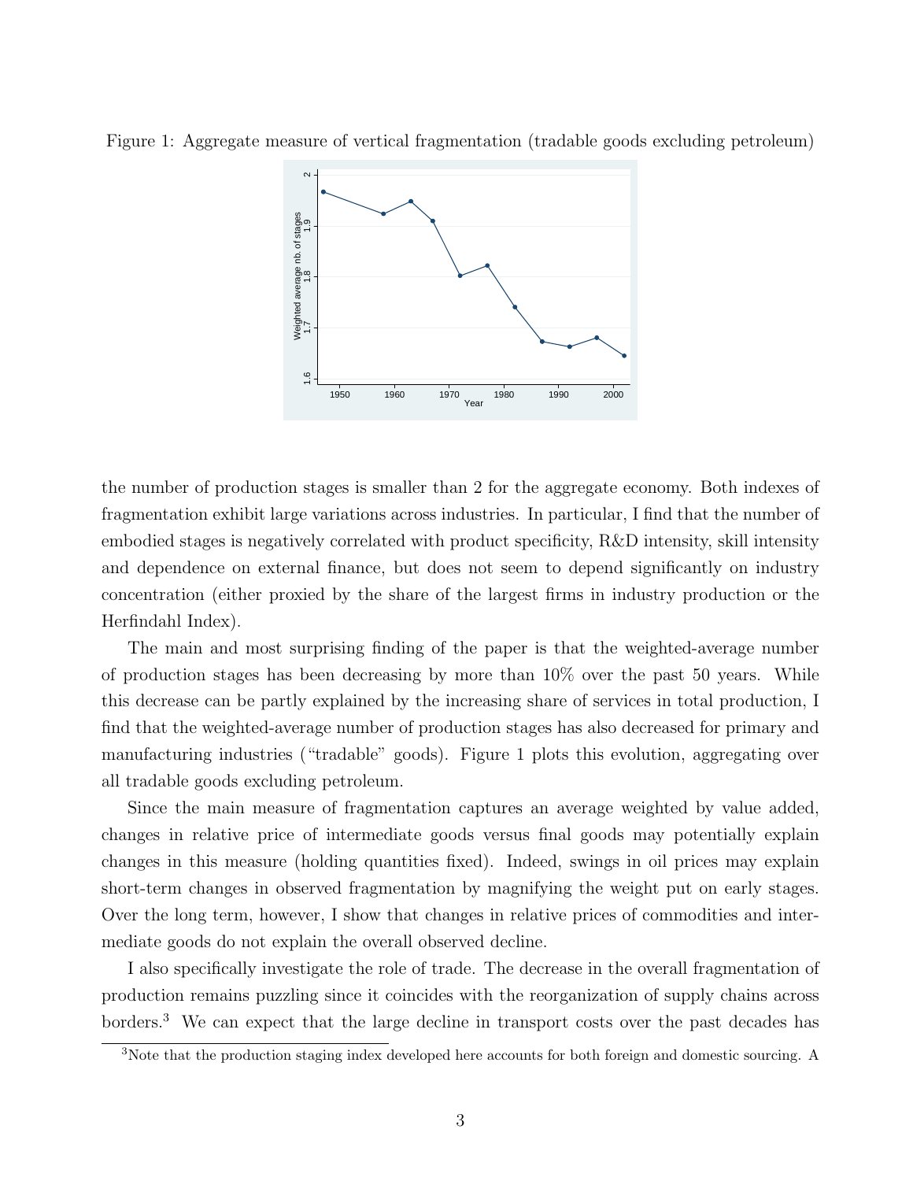Figure 1: Aggregate measure of vertical fragmentation (tradable goods excluding petroleum)

the number of production stages is smaller than 2 for the aggregate economy. Both indexes of fragmentation exhibit large variations across industries. In particular, I find that the number of embodied stages is negatively correlated with product specificity, R&D intensity, skill intensity and dependence on external finance, but does not seem to depend significantly on industry concentration (either proxied by the share of the largest firms in industry production or the Herfindahl Index).

The main and most surprising finding of the paper is that the weighted-average number of production stages has been decreasing by more than 10% over the past 50 years. While this decrease can be partly explained by the increasing share of services in total production, I find that the weighted-average number of production stages has also decreased for primary and manufacturing industries ("tradable" goods). Figure 1 plots this evolution, aggregating over all tradable goods excluding petroleum.

Since the main measure of fragmentation captures an average weighted by value added, changes in relative price of intermediate goods versus final goods may potentially explain changes in this measure (holding quantities fixed). Indeed, swings in oil prices may explain short-term changes in observed fragmentation by magnifying the weight put on early stages. Over the long term, however, I show that changes in relative prices of commodities and intermediate goods do not explain the overall observed decline.

I also specifically investigate the role of trade. The decrease in the overall fragmentation of production remains puzzling since it coincides with the reorganization of supply chains across borders.[3] We can expect that the large decline in transport costs over the past decades has

[3]Note that the production staging index developed here accounts for both foreign and domestic sourcing. A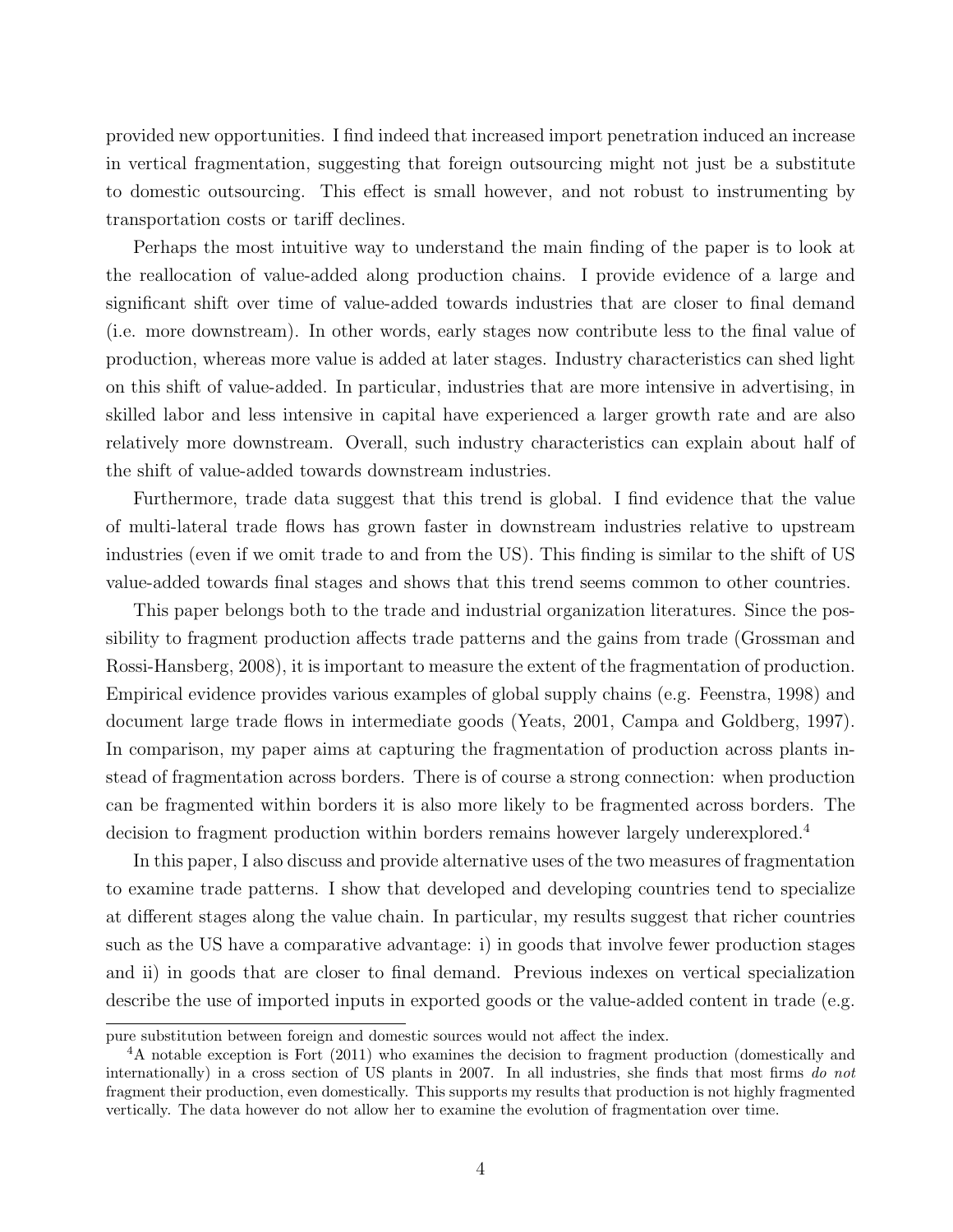provided new opportunities. I find indeed that increased import penetration induced an increase in vertical fragmentation, suggesting that foreign outsourcing might not just be a substitute to domestic outsourcing. This effect is small however, and not robust to instrumenting by transportation costs or tariff declines.

Perhaps the most intuitive way to understand the main finding of the paper is to look at the reallocation of value-added along production chains. I provide evidence of a large and significant shift over time of value-added towards industries that are closer to final demand (i.e. more downstream). In other words, early stages now contribute less to the final value of production, whereas more value is added at later stages. Industry characteristics can shed light on this shift of value-added. In particular, industries that are more intensive in advertising, in skilled labor and less intensive in capital have experienced a larger growth rate and are also relatively more downstream. Overall, such industry characteristics can explain about half of the shift of value-added towards downstream industries.

Furthermore, trade data suggest that this trend is global. I find evidence that the value of multi-lateral trade flows has grown faster in downstream industries relative to upstream industries (even if we omit trade to and from the US). This finding is similar to the shift of US value-added towards final stages and shows that this trend seems common to other countries.

This paper belongs both to the trade and industrial organization literatures. Since the possibility to fragment production affects trade patterns and the gains from trade (Grossman and Rossi-Hansberg, 2008), it is important to measure the extent of the fragmentation of production. Empirical evidence provides various examples of global supply chains (e.g. Feenstra, 1998) and document large trade flows in intermediate goods (Yeats, 2001, Campa and Goldberg, 1997). In comparison, my paper aims at capturing the fragmentation of production across plants instead of fragmentation across borders. There is of course a strong connection: when production can be fragmented within borders it is also more likely to be fragmented across borders. The decision to fragment production within borders remains however largely underexplored.[4]

In this paper, I also discuss and provide alternative uses of the two measures of fragmentation to examine trade patterns. I show that developed and developing countries tend to specialize at different stages along the value chain. In particular, my results suggest that richer countries such as the US have a comparative advantage: i) in goods that involve fewer production stages and ii) in goods that are closer to final demand. Previous indexes on vertical specialization describe the use of imported inputs in exported goods or the value-added content in trade (e.g.

---

pure substitution between foreign and domestic sources would not affect the index.

[4] A notable exception is Fort (2011) who examines the decision to fragment production (domestically and internationally) in a cross section of US plants in 2007. In all industries, she finds that most firms *do not* fragment their production, even domestically. This supports my results that production is not highly fragmented vertically. The data however do not allow her to examine the evolution of fragmentation over time.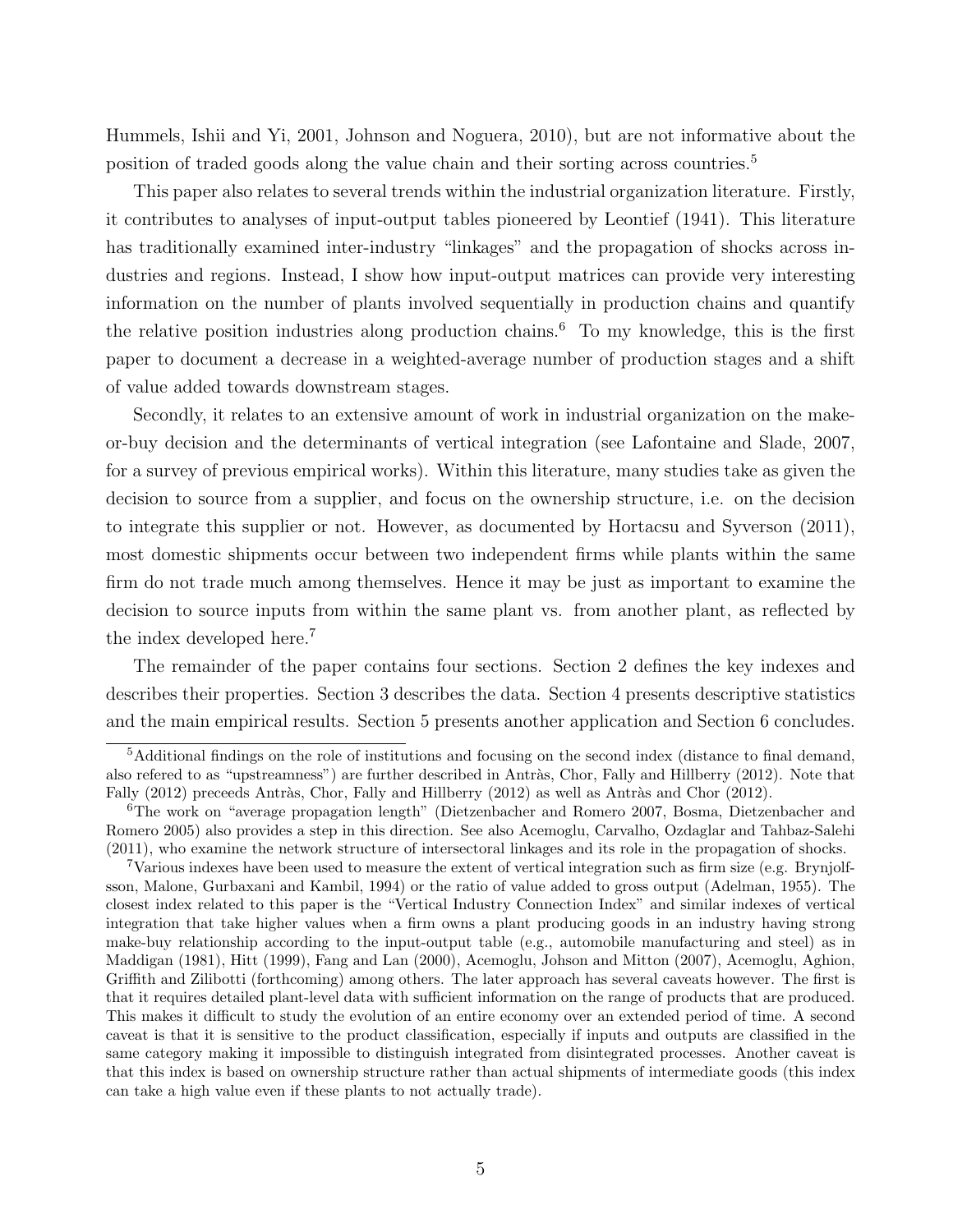Hummels, Ishii and Yi, 2001, Johnson and Noguera, 2010), but are not informative about the position of traded goods along the value chain and their sorting across countries.[5]

This paper also relates to several trends within the industrial organization literature. Firstly, it contributes to analyses of input-output tables pioneered by Leontief (1941). This literature has traditionally examined inter-industry "linkages" and the propagation of shocks across industries and regions. Instead, I show how input-output matrices can provide very interesting information on the number of plants involved sequentially in production chains and quantify the relative position industries along production chains.[6] To my knowledge, this is the first paper to document a decrease in a weighted-average number of production stages and a shift of value added towards downstream stages.

Secondly, it relates to an extensive amount of work in industrial organization on the make-or-buy decision and the determinants of vertical integration (see Lafontaine and Slade, 2007, for a survey of previous empirical works). Within this literature, many studies take as given the decision to source from a supplier, and focus on the ownership structure, i.e. on the decision to integrate this supplier or not. However, as documented by Hortacsu and Syverson (2011), most domestic shipments occur between two independent firms while plants within the same firm do not trade much among themselves. Hence it may be just as important to examine the decision to source inputs from within the same plant vs. from another plant, as reflected by the index developed here.[7]

The remainder of the paper contains four sections. Section 2 defines the key indexes and describes their properties. Section 3 describes the data. Section 4 presents descriptive statistics and the main empirical results. Section 5 presents another application and Section 6 concludes.

---

[5] Additional findings on the role of institutions and focusing on the second index (distance to final demand, also refered to as "upstreamness") are further described in Antràs, Chor, Fally and Hillberry (2012). Note that Fally (2012) preceeds Antràs, Chor, Fally and Hillberry (2012) as well as Antràs and Chor (2012).

[6] The work on "average propagation length" (Dietzenbacher and Romero 2007, Bosma, Dietzenbacher and Romero 2005) also provides a step in this direction. See also Acemoglu, Carvalho, Ozdaglar and Tahbaz-Salehi (2011), who examine the network structure of intersectoral linkages and its role in the propagation of shocks.

[7] Various indexes have been used to measure the extent of vertical integration such as firm size (e.g. Brynjolfsson, Malone, Gurbaxani and Kambil, 1994) or the ratio of value added to gross output (Adelman, 1955). The closest index related to this paper is the "Vertical Industry Connection Index" and similar indexes of vertical integration that take higher values when a firm owns a plant producing goods in an industry having strong make-buy relationship according to the input-output table (e.g., automobile manufacturing and steel) as in Maddigan (1981), Hitt (1999), Fang and Lan (2000), Acemoglu, Johson and Mitton (2007), Acemoglu, Aghion, Griffith and Zilibotti (forthcoming) among others. The later approach has several caveats however. The first is that it requires detailed plant-level data with sufficient information on the range of products that are produced. This makes it difficult to study the evolution of an entire economy over an extended period of time. A second caveat is that it is sensitive to the product classification, especially if inputs and outputs are classified in the same category making it impossible to distinguish integrated from disintegrated processes. Another caveat is that this index is based on ownership structure rather than actual shipments of intermediate goods (this index can take a high value even if these plants to not actually trade).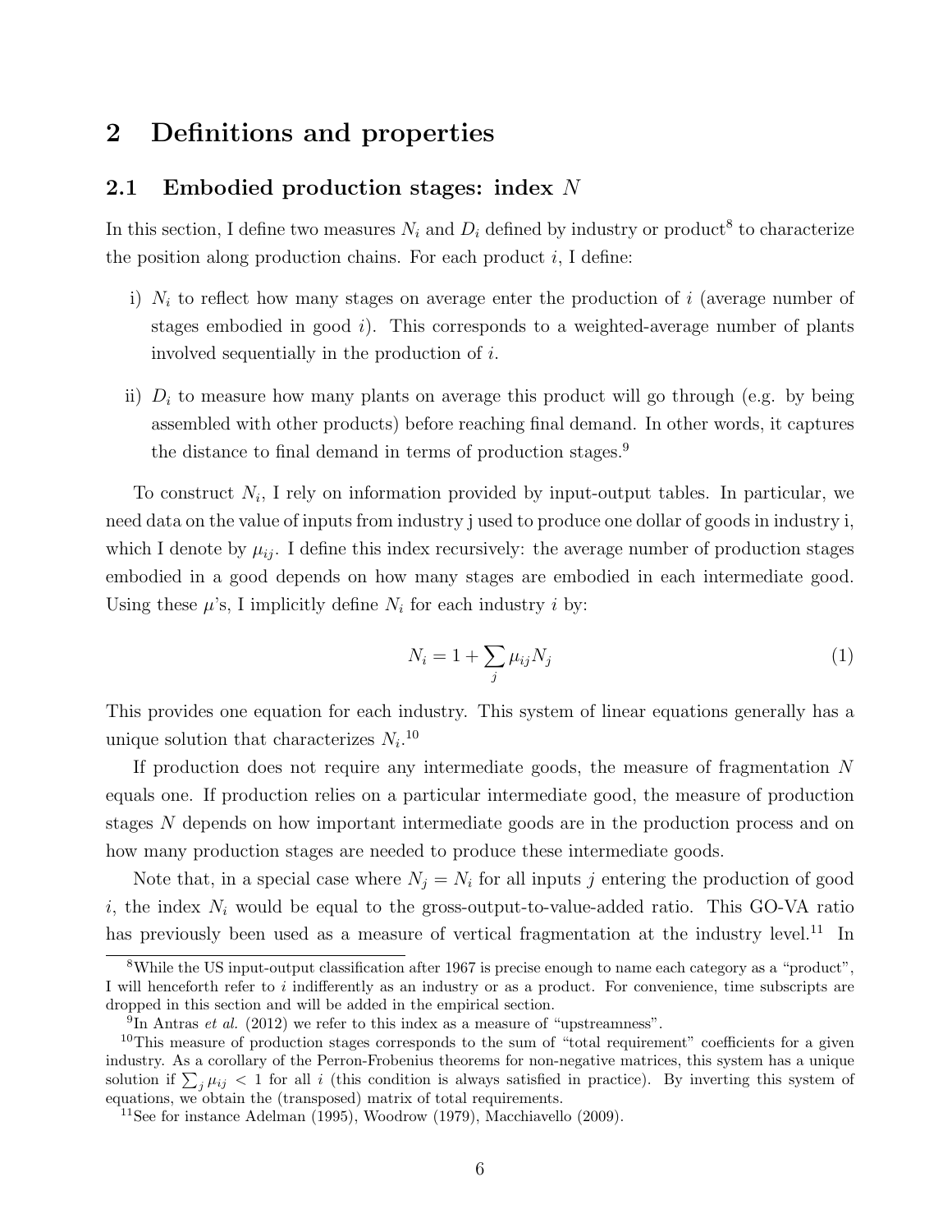## 2 Definitions and properties

### 2.1 Embodied production stages: index $N$

In this section, I define two measures $N_i$ and $D_i$ defined by industry or product[8] to characterize the position along production chains. For each product $i$, I define:

i) $N_i$ to reflect how many stages on average enter the production of $i$ (average number of stages embodied in good $i$). This corresponds to a weighted-average number of plants involved sequentially in the production of $i$.

ii) $D_i$ to measure how many plants on average this product will go through (e.g. by being assembled with other products) before reaching final demand. In other words, it captures the distance to final demand in terms of production stages.[9]

To construct $N_i$, I rely on information provided by input-output tables. In particular, we need data on the value of inputs from industry j used to produce one dollar of goods in industry i, which I denote by $\mu_{ij}$. I define this index recursively: the average number of production stages embodied in a good depends on how many stages are embodied in each intermediate good. Using these $\mu$'s, I implicitly define $N_i$ for each industry $i$ by:

$$N_i = 1 + \sum_j \mu_{ij} N_j \tag{1}$$

This provides one equation for each industry. This system of linear equations generally has a unique solution that characterizes $N_i$.[10]

If production does not require any intermediate goods, the measure of fragmentation $N$ equals one. If production relies on a particular intermediate good, the measure of production stages $N$ depends on how important intermediate goods are in the production process and on how many production stages are needed to produce these intermediate goods.

Note that, in a special case where $N_j = N_i$ for all inputs $j$ entering the production of good $i$, the index $N_i$ would be equal to the gross-output-to-value-added ratio. This GO-VA ratio has previously been used as a measure of vertical fragmentation at the industry level.[11] In

---

[8] While the US input-output classification after 1967 is precise enough to name each category as a "product", I will henceforth refer to $i$ indifferently as an industry or as a product. For convenience, time subscripts are dropped in this section and will be added in the empirical section.

[9] In Antras *et al.* (2012) we refer to this index as a measure of "upstreamness".

[10] This measure of production stages corresponds to the sum of "total requirement" coefficients for a given industry. As a corollary of the Perron-Frobenius theorems for non-negative matrices, this system has a unique solution if $\sum_j \mu_{ij} < 1$ for all $i$ (this condition is always satisfied in practice). By inverting this system of equations, we obtain the (transposed) matrix of total requirements.

[11] See for instance Adelman (1995), Woodrow (1979), Macchiavello (2009).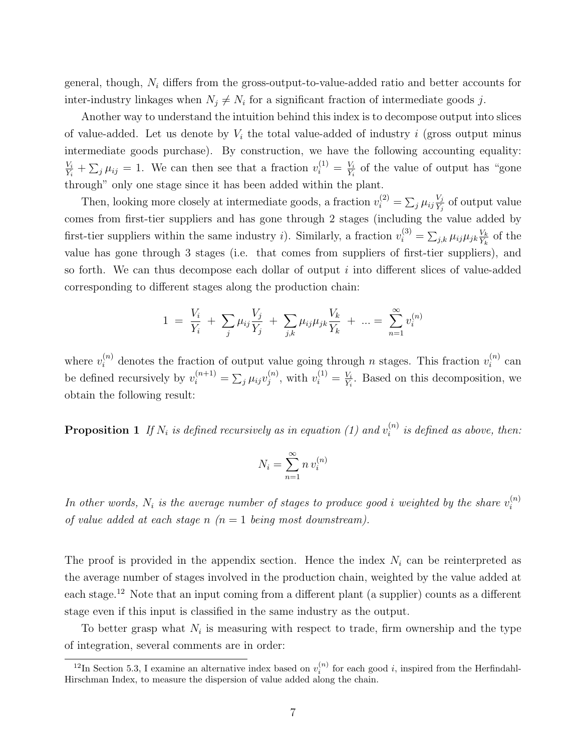general, though, $N_i$ differs from the gross-output-to-value-added ratio and better accounts for inter-industry linkages when $N_j \neq N_i$ for a significant fraction of intermediate goods $j$.

Another way to understand the intuition behind this index is to decompose output into slices of value-added. Let us denote by $V_i$ the total value-added of industry $i$ (gross output minus intermediate goods purchase). By construction, we have the following accounting equality: $\frac{V_i}{Y_i} + \sum_j \mu_{ij} = 1$. We can then see that a fraction $v_i^{(1)} = \frac{V_i}{Y_i}$ of the value of output has "gone through" only one stage since it has been added within the plant.

Then, looking more closely at intermediate goods, a fraction $v_i^{(2)} = \sum_j \mu_{ij} \frac{V_j}{Y_j}$ of output value comes from first-tier suppliers and has gone through 2 stages (including the value added by first-tier suppliers within the same industry $i$). Similarly, a fraction $v_i^{(3)} = \sum_{j,k} \mu_{ij} \mu_{jk} \frac{V_k}{Y_k}$ of the value has gone through 3 stages (i.e. that comes from suppliers of first-tier suppliers), and so forth. We can thus decompose each dollar of output $i$ into different slices of value-added corresponding to different stages along the production chain:

$$1 \;=\; \frac{V_i}{Y_i} \;+\; \sum_j \mu_{ij} \frac{V_j}{Y_j} \;+\; \sum_{j,k} \mu_{ij} \mu_{jk} \frac{V_k}{Y_k} \;+\; ... = \; \sum_{n=1}^{\infty} v_i^{(n)}$$

where $v_i^{(n)}$ denotes the fraction of output value going through $n$ stages. This fraction $v_i^{(n)}$ can be defined recursively by $v_i^{(n+1)} = \sum_j \mu_{ij} v_j^{(n)}$, with $v_i^{(1)} = \frac{V_i}{Y_i}$. Based on this decomposition, we obtain the following result:

**Proposition 1** *If $N_i$ is defined recursively as in equation (1) and $v_i^{(n)}$ is defined as above, then:*

$$N_i = \sum_{n=1}^{\infty} n \, v_i^{(n)}$$

*In other words, $N_i$ is the average number of stages to produce good $i$ weighted by the share $v_i^{(n)}$ of value added at each stage $n$ ($n = 1$ being most downstream).*

The proof is provided in the appendix section. Hence the index $N_i$ can be reinterpreted as the average number of stages involved in the production chain, weighted by the value added at each stage.[12] Note that an input coming from a different plant (a supplier) counts as a different stage even if this input is classified in the same industry as the output.

To better grasp what $N_i$ is measuring with respect to trade, firm ownership and the type of integration, several comments are in order:

[12] In Section 5.3, I examine an alternative index based on $v_i^{(n)}$ for each good $i$, inspired from the Herfindahl-Hirschman Index, to measure the dispersion of value added along the chain.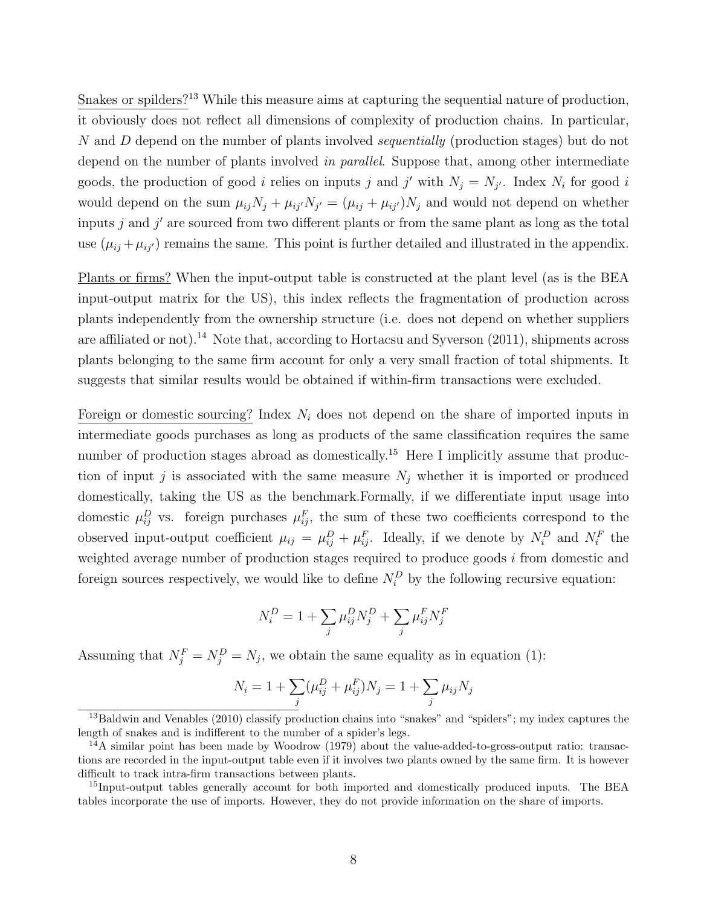Snakes or spilders?[13] While this measure aims at capturing the sequential nature of production, it obviously does not reflect all dimensions of complexity of production chains. In particular, $N$ and $D$ depend on the number of plants involved *sequentially* (production stages) but do not depend on the number of plants involved *in parallel*. Suppose that, among other intermediate goods, the production of good $i$ relies on inputs $j$ and $j'$ with $N_j = N_{j'}$. Index $N_i$ for good $i$ would depend on the sum $\mu_{ij}N_j + \mu_{ij'}N_{j'} = (\mu_{ij} + \mu_{ij'})N_j$ and would not depend on whether inputs $j$ and $j'$ are sourced from two different plants or from the same plant as long as the total use $(\mu_{ij} + \mu_{ij'})$ remains the same. This point is further detailed and illustrated in the appendix.

Plants or firms? When the input-output table is constructed at the plant level (as is the BEA input-output matrix for the US), this index reflects the fragmentation of production across plants independently from the ownership structure (i.e. does not depend on whether suppliers are affiliated or not).[14] Note that, according to Hortacsu and Syverson (2011), shipments across plants belonging to the same firm account for only a very small fraction of total shipments. It suggests that similar results would be obtained if within-firm transactions were excluded.

Foreign or domestic sourcing? Index $N_i$ does not depend on the share of imported inputs in intermediate goods purchases as long as products of the same classification requires the same number of production stages abroad as domestically.[15] Here I implicitly assume that production of input $j$ is associated with the same measure $N_j$ whether it is imported or produced domestically, taking the US as the benchmark.Formally, if we differentiate input usage into domestic $\mu_{ij}^D$ vs. foreign purchases $\mu_{ij}^F$, the sum of these two coefficients correspond to the observed input-output coefficient $\mu_{ij} = \mu_{ij}^D + \mu_{ij}^F$. Ideally, if we denote by $N_i^D$ and $N_i^F$ the weighted average number of production stages required to produce goods $i$ from domestic and foreign sources respectively, we would like to define $N_i^D$ by the following recursive equation:

$$N_i^D = 1 + \sum_j \mu_{ij}^D N_j^D + \sum_j \mu_{ij}^F N_j^F$$

Assuming that $N_j^F = N_j^D = N_j$, we obtain the same equality as in equation (1):

$$N_i = 1 + \sum_j (\mu_{ij}^D + \mu_{ij}^F) N_j = 1 + \sum_j \mu_{ij} N_j$$

[13] Baldwin and Venables (2010) classify production chains into "snakes" and "spiders"; my index captures the length of snakes and is indifferent to the number of a spider's legs.

[14] A similar point has been made by Woodrow (1979) about the value-added-to-gross-output ratio: transactions are recorded in the input-output table even if it involves two plants owned by the same firm. It is however difficult to track intra-firm transactions between plants.

[15] Input-output tables generally account for both imported and domestically produced inputs. The BEA tables incorporate the use of imports. However, they do not provide information on the share of imports.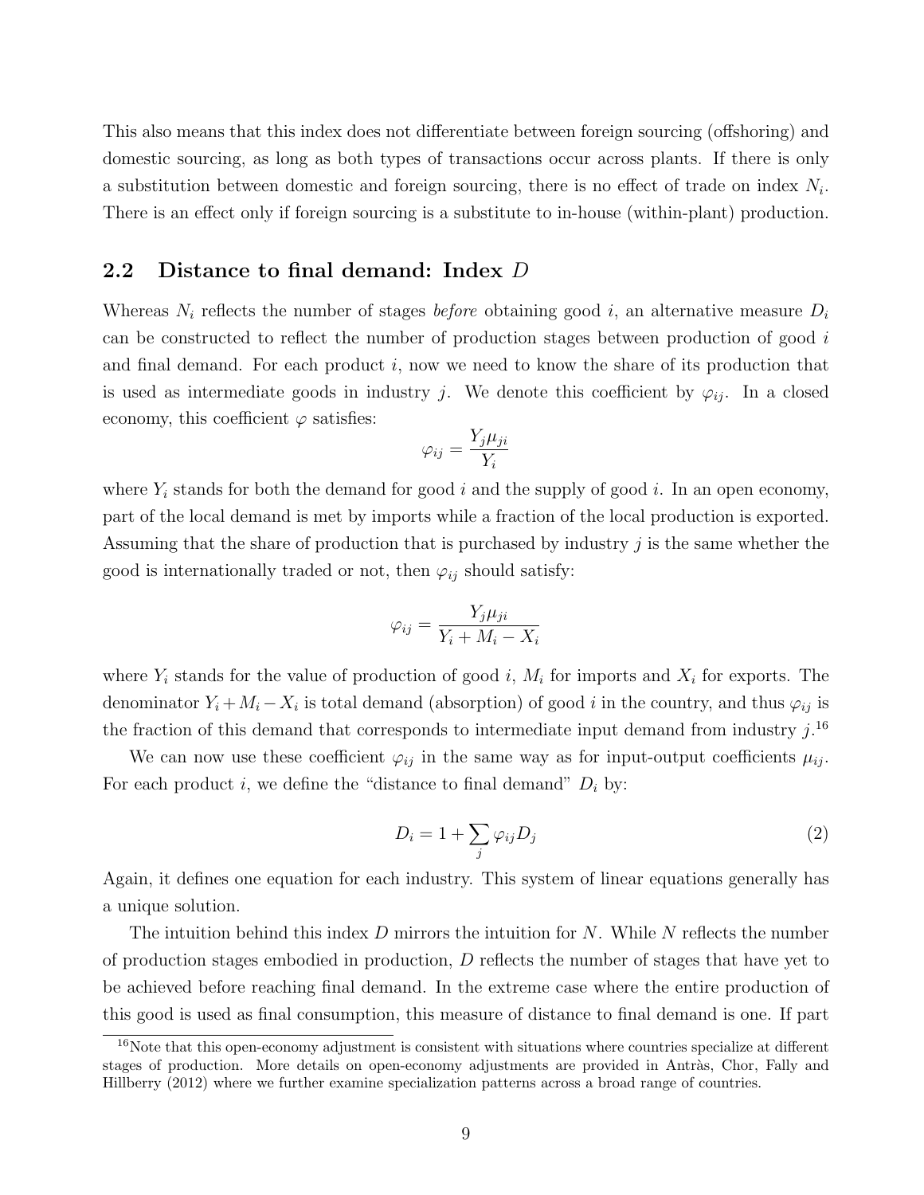This also means that this index does not differentiate between foreign sourcing (offshoring) and domestic sourcing, as long as both types of transactions occur across plants. If there is only a substitution between domestic and foreign sourcing, there is no effect of trade on index $N_i$. There is an effect only if foreign sourcing is a substitute to in-house (within-plant) production.

## 2.2 Distance to final demand: Index $D$

Whereas $N_i$ reflects the number of stages *before* obtaining good $i$, an alternative measure $D_i$ can be constructed to reflect the number of production stages between production of good $i$ and final demand. For each product $i$, now we need to know the share of its production that is used as intermediate goods in industry $j$. We denote this coefficient by $\varphi_{ij}$. In a closed economy, this coefficient $\varphi$ satisfies:

$$\varphi_{ij} = \frac{Y_j \mu_{ji}}{Y_i}$$

where $Y_i$ stands for both the demand for good $i$ and the supply of good $i$. In an open economy, part of the local demand is met by imports while a fraction of the local production is exported. Assuming that the share of production that is purchased by industry $j$ is the same whether the good is internationally traded or not, then $\varphi_{ij}$ should satisfy:

$$\varphi_{ij} = \frac{Y_j \mu_{ji}}{Y_i + M_i - X_i}$$

where $Y_i$ stands for the value of production of good $i$, $M_i$ for imports and $X_i$ for exports. The denominator $Y_i + M_i - X_i$ is total demand (absorption) of good $i$ in the country, and thus $\varphi_{ij}$ is the fraction of this demand that corresponds to intermediate input demand from industry $j$.[16]

We can now use these coefficient $\varphi_{ij}$ in the same way as for input-output coefficients $\mu_{ij}$. For each product $i$, we define the "distance to final demand" $D_i$ by:

$$D_i = 1 + \sum_j \varphi_{ij} D_j \tag{2}$$

Again, it defines one equation for each industry. This system of linear equations generally has a unique solution.

The intuition behind this index $D$ mirrors the intuition for $N$. While $N$ reflects the number of production stages embodied in production, $D$ reflects the number of stages that have yet to be achieved before reaching final demand. In the extreme case where the entire production of this good is used as final consumption, this measure of distance to final demand is one. If part

[16] Note that this open-economy adjustment is consistent with situations where countries specialize at different stages of production. More details on open-economy adjustments are provided in Antràs, Chor, Fally and Hillberry (2012) where we further examine specialization patterns across a broad range of countries.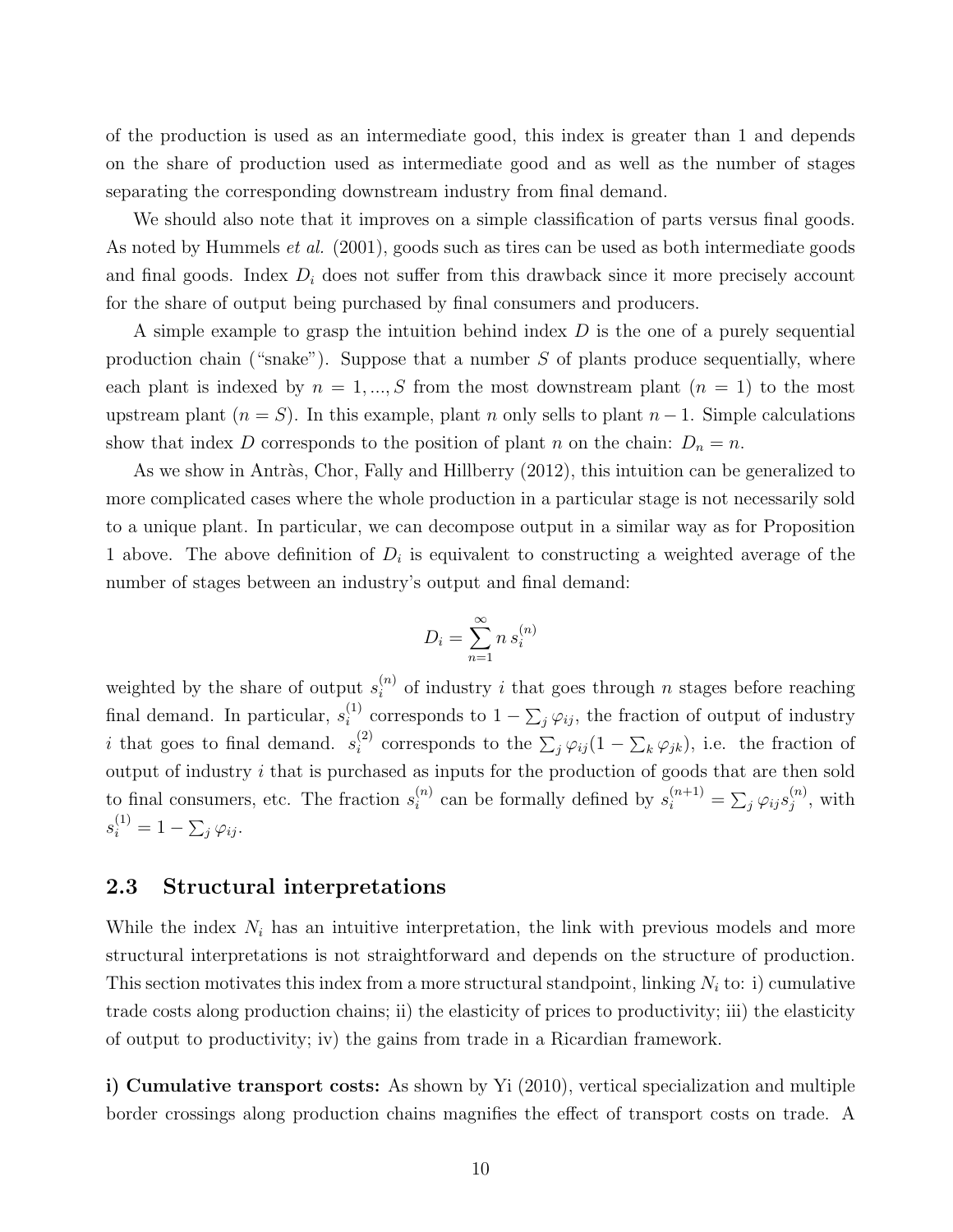of the production is used as an intermediate good, this index is greater than 1 and depends on the share of production used as intermediate good and as well as the number of stages separating the corresponding downstream industry from final demand.

We should also note that it improves on a simple classification of parts versus final goods. As noted by Hummels *et al.* (2001), goods such as tires can be used as both intermediate goods and final goods. Index $D_i$ does not suffer from this drawback since it more precisely account for the share of output being purchased by final consumers and producers.

A simple example to grasp the intuition behind index $D$ is the one of a purely sequential production chain ("snake"). Suppose that a number $S$ of plants produce sequentially, where each plant is indexed by $n = 1, ..., S$ from the most downstream plant ($n = 1$) to the most upstream plant ($n = S$). In this example, plant $n$ only sells to plant $n - 1$. Simple calculations show that index $D$ corresponds to the position of plant $n$ on the chain: $D_n = n$.

As we show in Antràs, Chor, Fally and Hillberry (2012), this intuition can be generalized to more complicated cases where the whole production in a particular stage is not necessarily sold to a unique plant. In particular, we can decompose output in a similar way as for Proposition 1 above. The above definition of $D_i$ is equivalent to constructing a weighted average of the number of stages between an industry's output and final demand:

$$D_i = \sum_{n=1}^{\infty} n \, s_i^{(n)}$$

weighted by the share of output $s_i^{(n)}$ of industry $i$ that goes through $n$ stages before reaching final demand. In particular, $s_i^{(1)}$ corresponds to $1 - \sum_j \varphi_{ij}$, the fraction of output of industry $i$ that goes to final demand. $s_i^{(2)}$ corresponds to the $\sum_j \varphi_{ij}(1 - \sum_k \varphi_{jk})$, i.e. the fraction of output of industry $i$ that is purchased as inputs for the production of goods that are then sold to final consumers, etc. The fraction $s_i^{(n)}$ can be formally defined by $s_i^{(n+1)} = \sum_j \varphi_{ij} s_j^{(n)}$, with $s_i^{(1)} = 1 - \sum_j \varphi_{ij}$.

## 2.3 Structural interpretations

While the index $N_i$ has an intuitive interpretation, the link with previous models and more structural interpretations is not straightforward and depends on the structure of production. This section motivates this index from a more structural standpoint, linking $N_i$ to: i) cumulative trade costs along production chains; ii) the elasticity of prices to productivity; iii) the elasticity of output to productivity; iv) the gains from trade in a Ricardian framework.

**i) Cumulative transport costs:** As shown by Yi (2010), vertical specialization and multiple border crossings along production chains magnifies the effect of transport costs on trade. A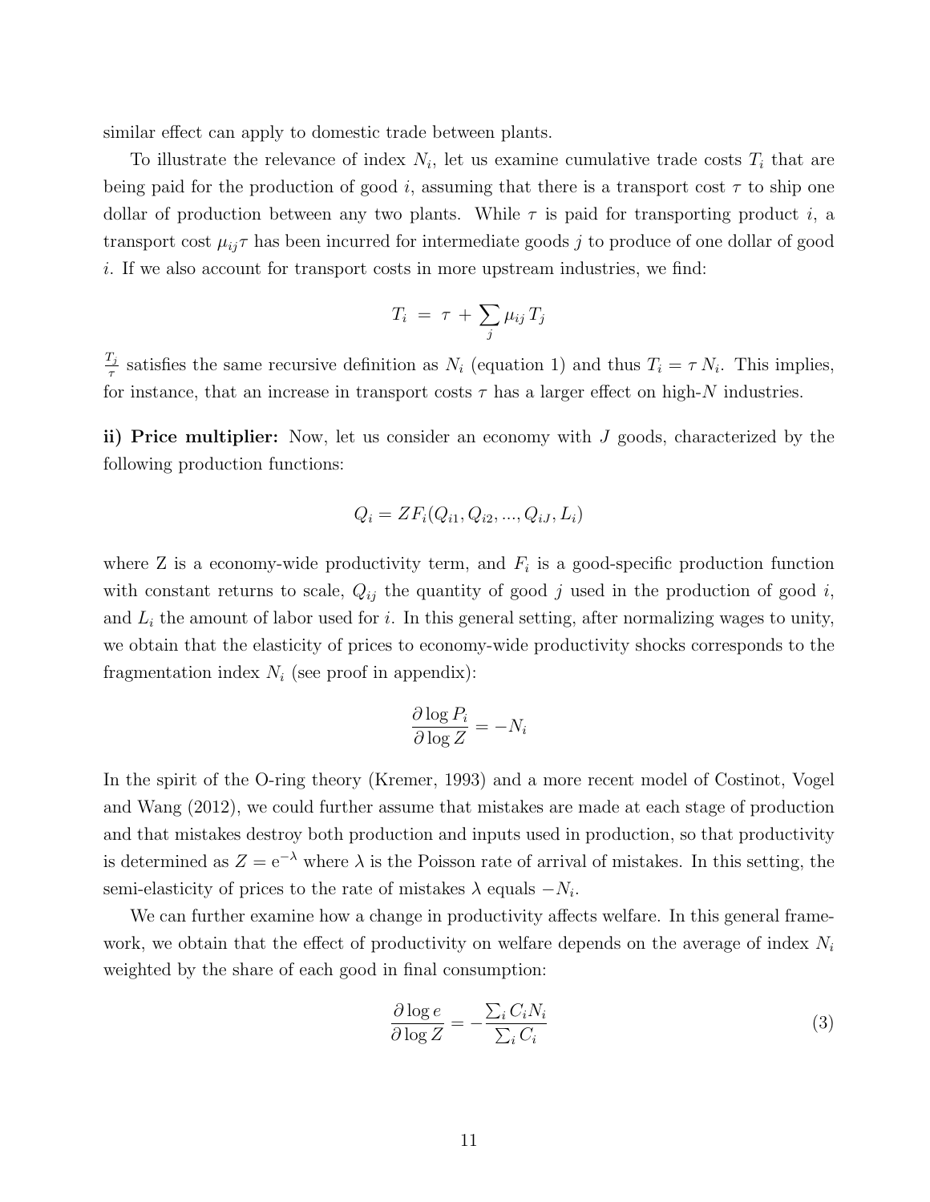similar effect can apply to domestic trade between plants.

To illustrate the relevance of index $N_i$, let us examine cumulative trade costs $T_i$ that are being paid for the production of good $i$, assuming that there is a transport cost $\tau$ to ship one dollar of production between any two plants. While $\tau$ is paid for transporting product $i$, a transport cost $\mu_{ij}\tau$ has been incurred for intermediate goods $j$ to produce of one dollar of good $i$. If we also account for transport costs in more upstream industries, we find:

$$T_i \;=\; \tau \,+\, \sum_j \mu_{ij}\, T_j$$

$\frac{T_j}{\tau}$ satisfies the same recursive definition as $N_i$ (equation 1) and thus $T_i = \tau\, N_i$. This implies, for instance, that an increase in transport costs $\tau$ has a larger effect on high-$N$ industries.

**ii) Price multiplier:** Now, let us consider an economy with $J$ goods, characterized by the following production functions:

$$Q_i = Z F_i(Q_{i1}, Q_{i2}, ..., Q_{iJ}, L_i)$$

where Z is a economy-wide productivity term, and $F_i$ is a good-specific production function with constant returns to scale, $Q_{ij}$ the quantity of good $j$ used in the production of good $i$, and $L_i$ the amount of labor used for $i$. In this general setting, after normalizing wages to unity, we obtain that the elasticity of prices to economy-wide productivity shocks corresponds to the fragmentation index $N_i$ (see proof in appendix):

$$\frac{\partial \log P_i}{\partial \log Z} = -N_i$$

In the spirit of the O-ring theory (Kremer, 1993) and a more recent model of Costinot, Vogel and Wang (2012), we could further assume that mistakes are made at each stage of production and that mistakes destroy both production and inputs used in production, so that productivity is determined as $Z = \mathrm{e}^{-\lambda}$ where $\lambda$ is the Poisson rate of arrival of mistakes. In this setting, the semi-elasticity of prices to the rate of mistakes $\lambda$ equals $-N_i$.

We can further examine how a change in productivity affects welfare. In this general framework, we obtain that the effect of productivity on welfare depends on the average of index $N_i$ weighted by the share of each good in final consumption:

$$\frac{\partial \log e}{\partial \log Z} = -\frac{\sum_i C_i N_i}{\sum_i C_i} \tag{3}$$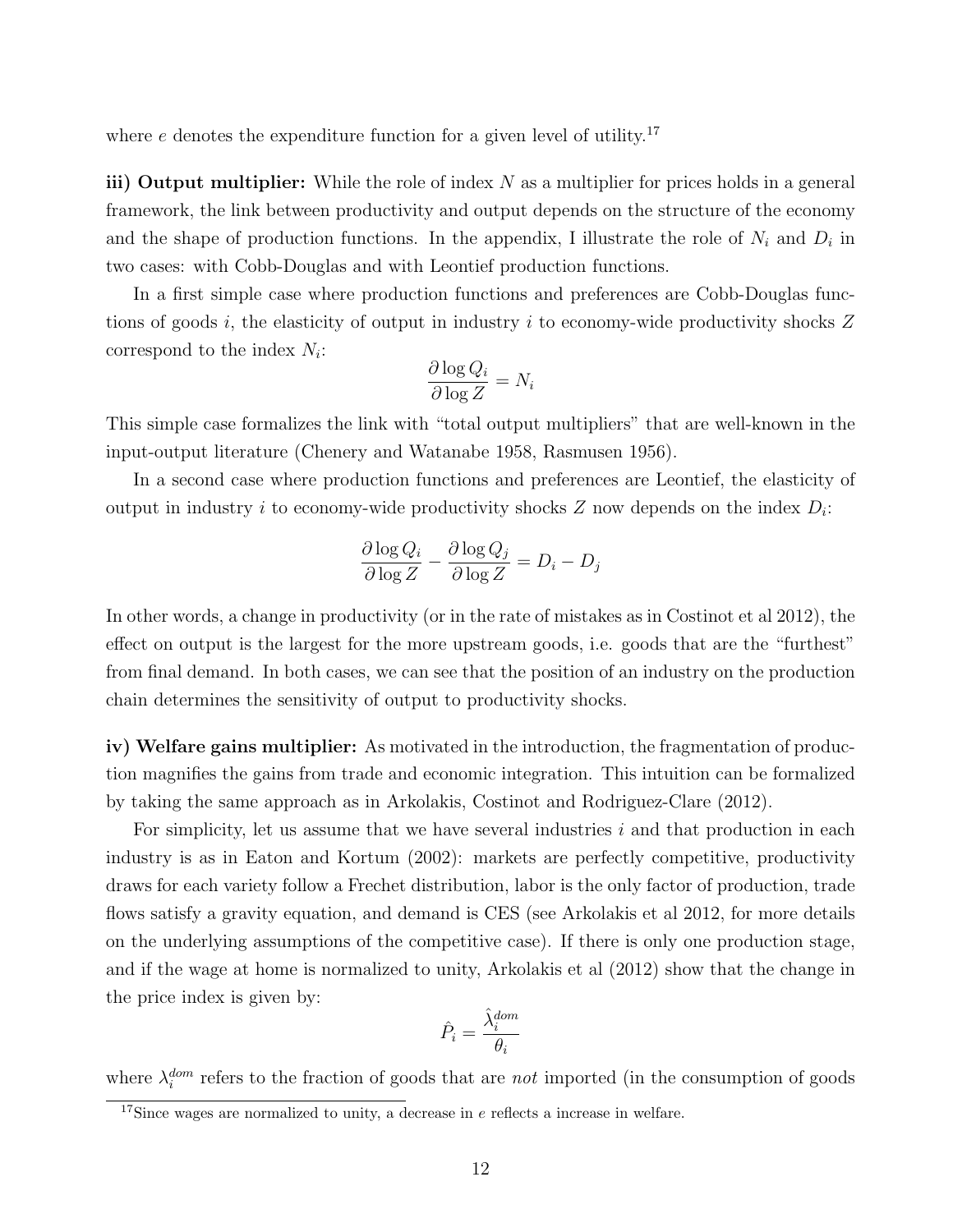where $e$ denotes the expenditure function for a given level of utility.[17]

**iii) Output multiplier:** While the role of index $N$ as a multiplier for prices holds in a general framework, the link between productivity and output depends on the structure of the economy and the shape of production functions. In the appendix, I illustrate the role of $N_i$ and $D_i$ in two cases: with Cobb-Douglas and with Leontief production functions.

In a first simple case where production functions and preferences are Cobb-Douglas functions of goods $i$, the elasticity of output in industry $i$ to economy-wide productivity shocks $Z$ correspond to the index $N_i$:

$$\frac{\partial \log Q_i}{\partial \log Z} = N_i$$

This simple case formalizes the link with "total output multipliers" that are well-known in the input-output literature (Chenery and Watanabe 1958, Rasmusen 1956).

In a second case where production functions and preferences are Leontief, the elasticity of output in industry $i$ to economy-wide productivity shocks $Z$ now depends on the index $D_i$:

$$\frac{\partial \log Q_i}{\partial \log Z} - \frac{\partial \log Q_j}{\partial \log Z} = D_i - D_j$$

In other words, a change in productivity (or in the rate of mistakes as in Costinot et al 2012), the effect on output is the largest for the more upstream goods, i.e. goods that are the "furthest" from final demand. In both cases, we can see that the position of an industry on the production chain determines the sensitivity of output to productivity shocks.

**iv) Welfare gains multiplier:** As motivated in the introduction, the fragmentation of production magnifies the gains from trade and economic integration. This intuition can be formalized by taking the same approach as in Arkolakis, Costinot and Rodriguez-Clare (2012).

For simplicity, let us assume that we have several industries $i$ and that production in each industry is as in Eaton and Kortum (2002): markets are perfectly competitive, productivity draws for each variety follow a Frechet distribution, labor is the only factor of production, trade flows satisfy a gravity equation, and demand is CES (see Arkolakis et al 2012, for more details on the underlying assumptions of the competitive case). If there is only one production stage, and if the wage at home is normalized to unity, Arkolakis et al (2012) show that the change in the price index is given by:

$$\hat{P}_i = \frac{\hat{\lambda}_i^{dom}}{\theta_i}$$

where $\lambda_i^{dom}$ refers to the fraction of goods that are *not* imported (in the consumption of goods

[17] Since wages are normalized to unity, a decrease in $e$ reflects a increase in welfare.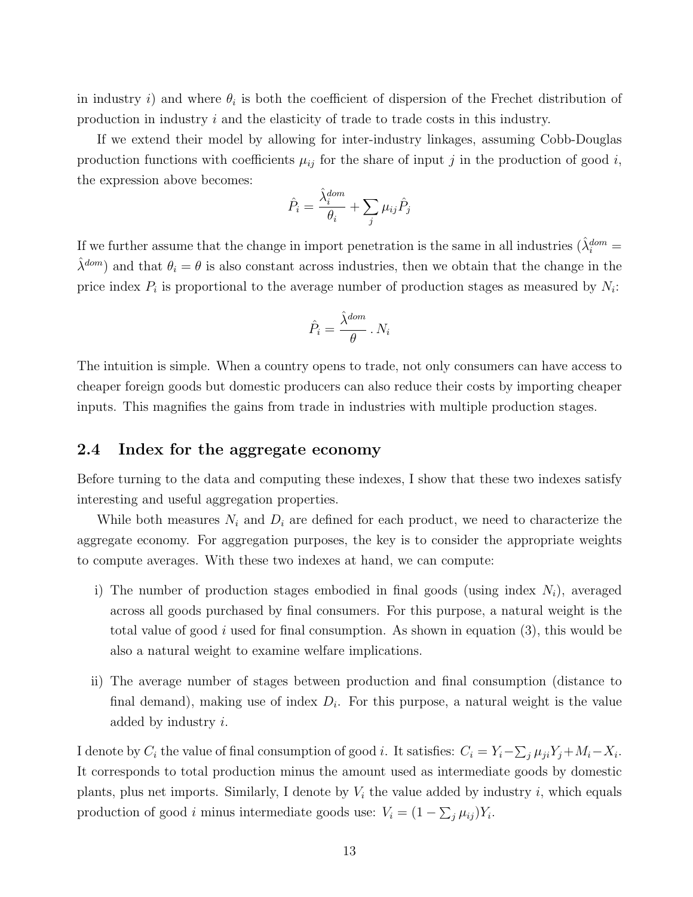in industry $i$) and where $\theta_i$ is both the coefficient of dispersion of the Frechet distribution of production in industry $i$ and the elasticity of trade to trade costs in this industry.

If we extend their model by allowing for inter-industry linkages, assuming Cobb-Douglas production functions with coefficients $\mu_{ij}$ for the share of input $j$ in the production of good $i$, the expression above becomes:

$$\hat{P}_i = \frac{\hat{\lambda}_i^{dom}}{\theta_i} + \sum_j \mu_{ij} \hat{P}_j$$

If we further assume that the change in import penetration is the same in all industries ($\hat{\lambda}_i^{dom} = \hat{\lambda}^{dom}$) and that $\theta_i = \theta$ is also constant across industries, then we obtain that the change in the price index $P_i$ is proportional to the average number of production stages as measured by $N_i$:

$$\hat{P}_i = \frac{\hat{\lambda}^{dom}}{\theta} \, . \, N_i$$

The intuition is simple. When a country opens to trade, not only consumers can have access to cheaper foreign goods but domestic producers can also reduce their costs by importing cheaper inputs. This magnifies the gains from trade in industries with multiple production stages.

## 2.4 Index for the aggregate economy

Before turning to the data and computing these indexes, I show that these two indexes satisfy interesting and useful aggregation properties.

While both measures $N_i$ and $D_i$ are defined for each product, we need to characterize the aggregate economy. For aggregation purposes, the key is to consider the appropriate weights to compute averages. With these two indexes at hand, we can compute:

i) The number of production stages embodied in final goods (using index $N_i$), averaged across all goods purchased by final consumers. For this purpose, a natural weight is the total value of good $i$ used for final consumption. As shown in equation (3), this would be also a natural weight to examine welfare implications.

ii) The average number of stages between production and final consumption (distance to final demand), making use of index $D_i$. For this purpose, a natural weight is the value added by industry $i$.

I denote by $C_i$ the value of final consumption of good $i$. It satisfies: $C_i = Y_i - \sum_j \mu_{ji} Y_j + M_i - X_i$. It corresponds to total production minus the amount used as intermediate goods by domestic plants, plus net imports. Similarly, I denote by $V_i$ the value added by industry $i$, which equals production of good $i$ minus intermediate goods use: $V_i = (1 - \sum_j \mu_{ij}) Y_i$.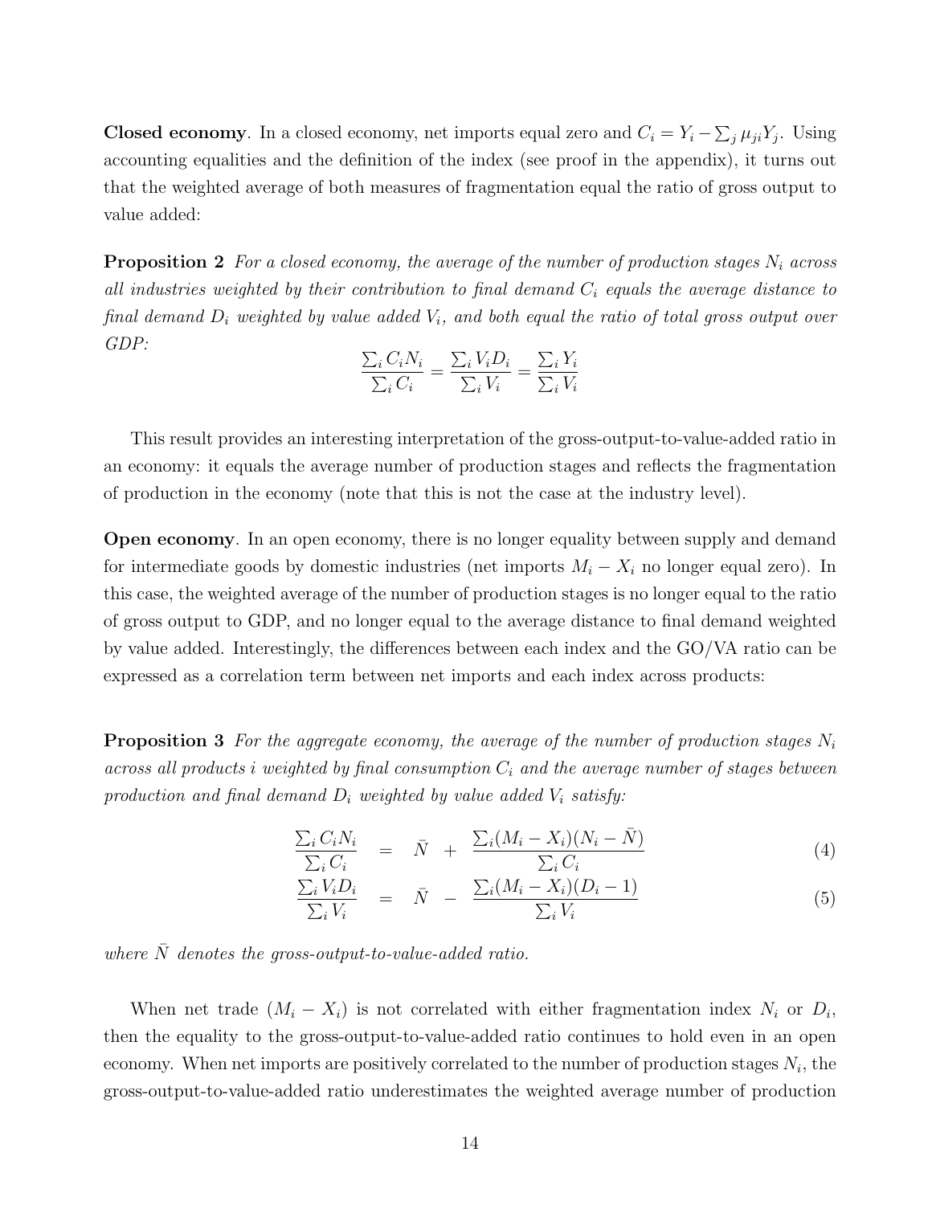**Closed economy**. In a closed economy, net imports equal zero and $C_i = Y_i - \sum_j \mu_{ji} Y_j$. Using accounting equalities and the definition of the index (see proof in the appendix), it turns out that the weighted average of both measures of fragmentation equal the ratio of gross output to value added:

**Proposition 2** *For a closed economy, the average of the number of production stages $N_i$ across all industries weighted by their contribution to final demand $C_i$ equals the average distance to final demand $D_i$ weighted by value added $V_i$, and both equal the ratio of total gross output over GDP:*

$$\frac{\sum_i C_i N_i}{\sum_i C_i} = \frac{\sum_i V_i D_i}{\sum_i V_i} = \frac{\sum_i Y_i}{\sum_i V_i}$$

This result provides an interesting interpretation of the gross-output-to-value-added ratio in an economy: it equals the average number of production stages and reflects the fragmentation of production in the economy (note that this is not the case at the industry level).

**Open economy**. In an open economy, there is no longer equality between supply and demand for intermediate goods by domestic industries (net imports $M_i - X_i$ no longer equal zero). In this case, the weighted average of the number of production stages is no longer equal to the ratio of gross output to GDP, and no longer equal to the average distance to final demand weighted by value added. Interestingly, the differences between each index and the GO/VA ratio can be expressed as a correlation term between net imports and each index across products:

**Proposition 3** *For the aggregate economy, the average of the number of production stages $N_i$ across all products $i$ weighted by final consumption $C_i$ and the average number of stages between production and final demand $D_i$ weighted by value added $V_i$ satisfy:*

$$\frac{\sum_i C_i N_i}{\sum_i C_i} = \bar{N} + \frac{\sum_i (M_i - X_i)(N_i - \bar{N})}{\sum_i C_i} \tag{4}$$

$$\frac{\sum_i V_i D_i}{\sum_i V_i} = \bar{N} - \frac{\sum_i (M_i - X_i)(D_i - 1)}{\sum_i V_i} \tag{5}$$

*where $\bar{N}$ denotes the gross-output-to-value-added ratio.*

When net trade $(M_i - X_i)$ is not correlated with either fragmentation index $N_i$ or $D_i$, then the equality to the gross-output-to-value-added ratio continues to hold even in an open economy. When net imports are positively correlated to the number of production stages $N_i$, the gross-output-to-value-added ratio underestimates the weighted average number of production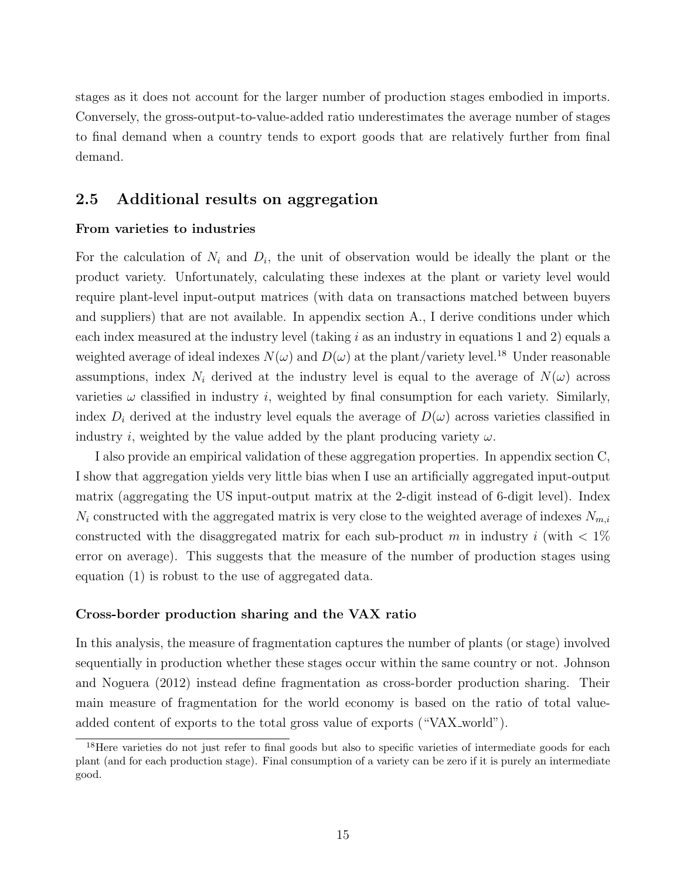stages as it does not account for the larger number of production stages embodied in imports. Conversely, the gross-output-to-value-added ratio underestimates the average number of stages to final demand when a country tends to export goods that are relatively further from final demand.

## 2.5 Additional results on aggregation

**From varieties to industries**

For the calculation of $N_i$ and $D_i$, the unit of observation would be ideally the plant or the product variety. Unfortunately, calculating these indexes at the plant or variety level would require plant-level input-output matrices (with data on transactions matched between buyers and suppliers) that are not available. In appendix section A., I derive conditions under which each index measured at the industry level (taking $i$ as an industry in equations 1 and 2) equals a weighted average of ideal indexes $N(\omega)$ and $D(\omega)$ at the plant/variety level.[18] Under reasonable assumptions, index $N_i$ derived at the industry level is equal to the average of $N(\omega)$ across varieties $\omega$ classified in industry $i$, weighted by final consumption for each variety. Similarly, index $D_i$ derived at the industry level equals the average of $D(\omega)$ across varieties classified in industry $i$, weighted by the value added by the plant producing variety $\omega$.

I also provide an empirical validation of these aggregation properties. In appendix section C, I show that aggregation yields very little bias when I use an artificially aggregated input-output matrix (aggregating the US input-output matrix at the 2-digit instead of 6-digit level). Index $N_i$ constructed with the aggregated matrix is very close to the weighted average of indexes $N_{m,i}$ constructed with the disaggregated matrix for each sub-product $m$ in industry $i$ (with $< 1\%$ error on average). This suggests that the measure of the number of production stages using equation (1) is robust to the use of aggregated data.

**Cross-border production sharing and the VAX ratio**

In this analysis, the measure of fragmentation captures the number of plants (or stage) involved sequentially in production whether these stages occur within the same country or not. Johnson and Noguera (2012) instead define fragmentation as cross-border production sharing. Their main measure of fragmentation for the world economy is based on the ratio of total value-added content of exports to the total gross value of exports ("VAX_world").

[18] Here varieties do not just refer to final goods but also to specific varieties of intermediate goods for each plant (and for each production stage). Final consumption of a variety can be zero if it is purely an intermediate good.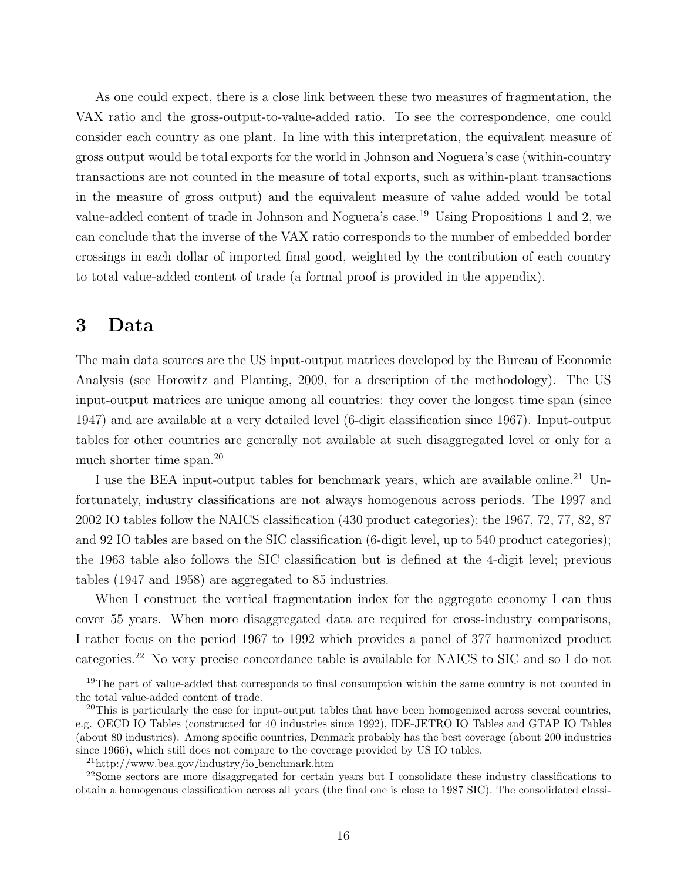As one could expect, there is a close link between these two measures of fragmentation, the VAX ratio and the gross-output-to-value-added ratio. To see the correspondence, one could consider each country as one plant. In line with this interpretation, the equivalent measure of gross output would be total exports for the world in Johnson and Noguera's case (within-country transactions are not counted in the measure of total exports, such as within-plant transactions in the measure of gross output) and the equivalent measure of value added would be total value-added content of trade in Johnson and Noguera's case.[19] Using Propositions 1 and 2, we can conclude that the inverse of the VAX ratio corresponds to the number of embedded border crossings in each dollar of imported final good, weighted by the contribution of each country to total value-added content of trade (a formal proof is provided in the appendix).

# 3 Data

The main data sources are the US input-output matrices developed by the Bureau of Economic Analysis (see Horowitz and Planting, 2009, for a description of the methodology). The US input-output matrices are unique among all countries: they cover the longest time span (since 1947) and are available at a very detailed level (6-digit classification since 1967). Input-output tables for other countries are generally not available at such disaggregated level or only for a much shorter time span.[20]

I use the BEA input-output tables for benchmark years, which are available online.[21] Unfortunately, industry classifications are not always homogenous across periods. The 1997 and 2002 IO tables follow the NAICS classification (430 product categories); the 1967, 72, 77, 82, 87 and 92 IO tables are based on the SIC classification (6-digit level, up to 540 product categories); the 1963 table also follows the SIC classification but is defined at the 4-digit level; previous tables (1947 and 1958) are aggregated to 85 industries.

When I construct the vertical fragmentation index for the aggregate economy I can thus cover 55 years. When more disaggregated data are required for cross-industry comparisons, I rather focus on the period 1967 to 1992 which provides a panel of 377 harmonized product categories.[22] No very precise concordance table is available for NAICS to SIC and so I do not

---

[19] The part of value-added that corresponds to final consumption within the same country is not counted in the total value-added content of trade.

[20] This is particularly the case for input-output tables that have been homogenized across several countries, e.g. OECD IO Tables (constructed for 40 industries since 1992), IDE-JETRO IO Tables and GTAP IO Tables (about 80 industries). Among specific countries, Denmark probably has the best coverage (about 200 industries since 1966), which still does not compare to the coverage provided by US IO tables.

[21] http://www.bea.gov/industry/io_benchmark.htm

[22] Some sectors are more disaggregated for certain years but I consolidate these industry classifications to obtain a homogenous classification across all years (the final one is close to 1987 SIC). The consolidated classi-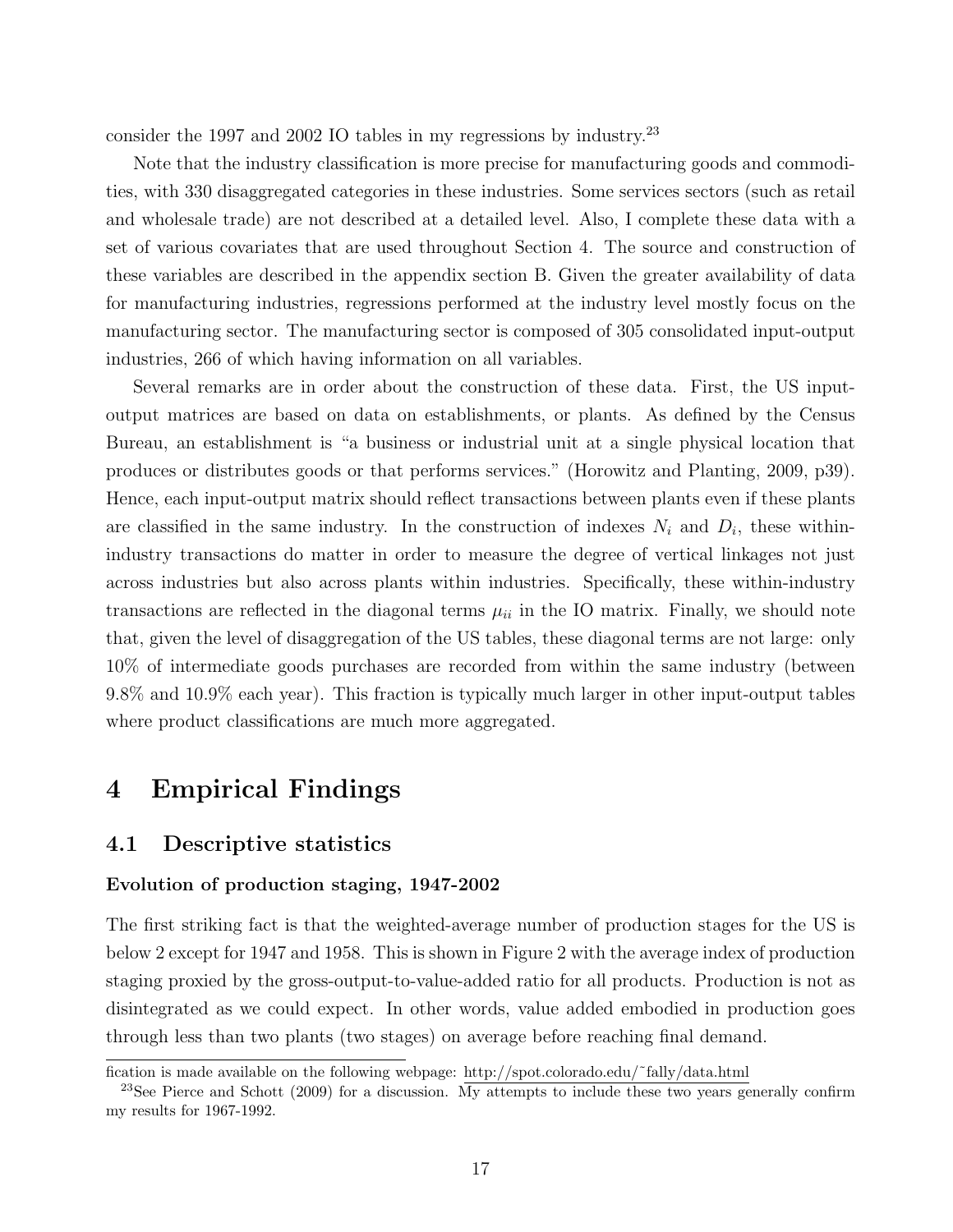consider the 1997 and 2002 IO tables in my regressions by industry.[23]

Note that the industry classification is more precise for manufacturing goods and commodities, with 330 disaggregated categories in these industries. Some services sectors (such as retail and wholesale trade) are not described at a detailed level. Also, I complete these data with a set of various covariates that are used throughout Section 4. The source and construction of these variables are described in the appendix section B. Given the greater availability of data for manufacturing industries, regressions performed at the industry level mostly focus on the manufacturing sector. The manufacturing sector is composed of 305 consolidated input-output industries, 266 of which having information on all variables.

Several remarks are in order about the construction of these data. First, the US input-output matrices are based on data on establishments, or plants. As defined by the Census Bureau, an establishment is "a business or industrial unit at a single physical location that produces or distributes goods or that performs services." (Horowitz and Planting, 2009, p39). Hence, each input-output matrix should reflect transactions between plants even if these plants are classified in the same industry. In the construction of indexes $N_i$ and $D_i$, these within-industry transactions do matter in order to measure the degree of vertical linkages not just across industries but also across plants within industries. Specifically, these within-industry transactions are reflected in the diagonal terms $\mu_{ii}$ in the IO matrix. Finally, we should note that, given the level of disaggregation of the US tables, these diagonal terms are not large: only 10% of intermediate goods purchases are recorded from within the same industry (between 9.8% and 10.9% each year). This fraction is typically much larger in other input-output tables where product classifications are much more aggregated.

# 4 Empirical Findings

## 4.1 Descriptive statistics

### Evolution of production staging, 1947-2002

The first striking fact is that the weighted-average number of production stages for the US is below 2 except for 1947 and 1958. This is shown in Figure 2 with the average index of production staging proxied by the gross-output-to-value-added ratio for all products. Production is not as disintegrated as we could expect. In other words, value added embodied in production goes through less than two plants (two stages) on average before reaching final demand.

---

fication is made available on the following webpage: http://spot.colorado.edu/~fally/data.html

[23]See Pierce and Schott (2009) for a discussion. My attempts to include these two years generally confirm my results for 1967-1992.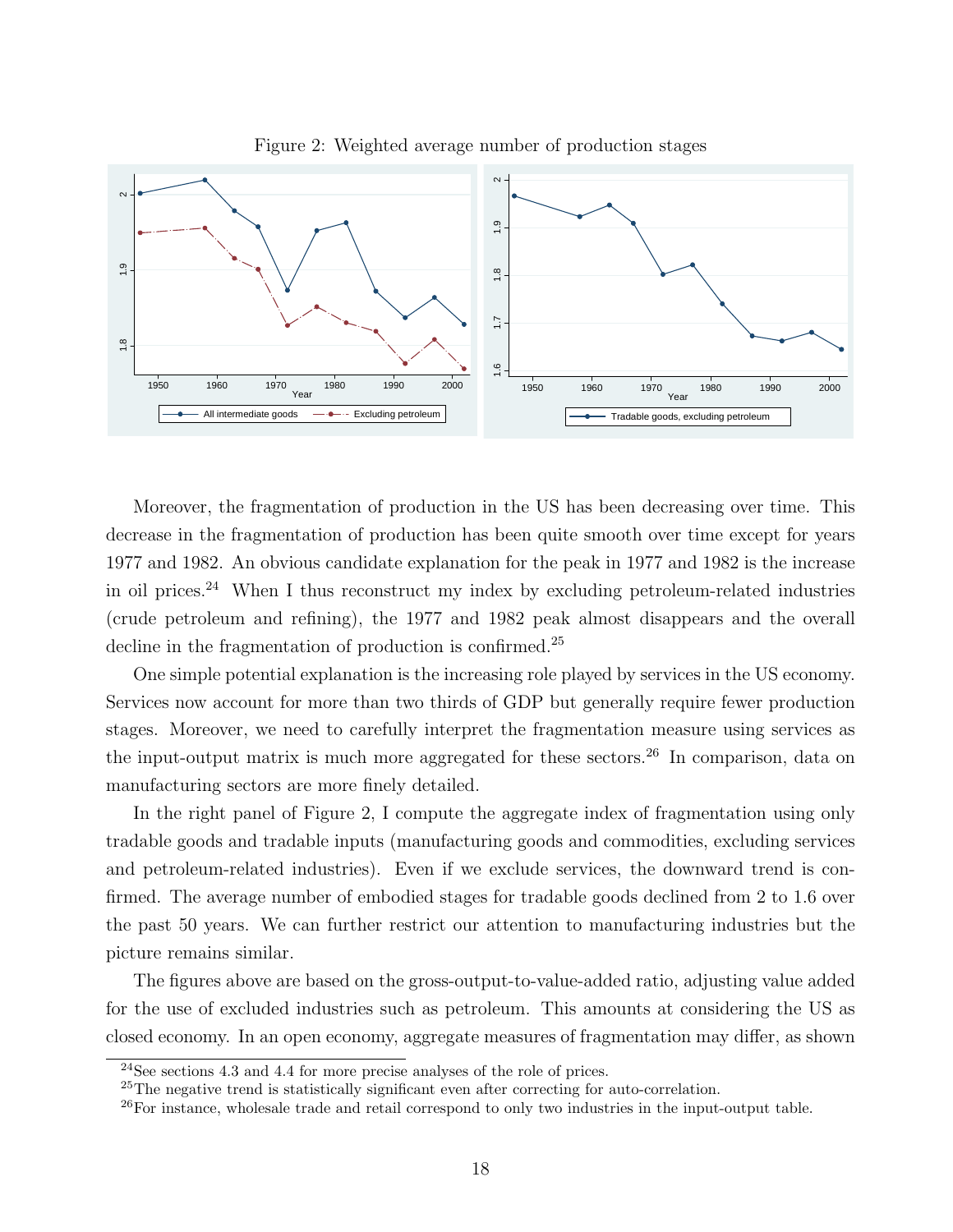Figure 2: Weighted average number of production stages

Moreover, the fragmentation of production in the US has been decreasing over time. This decrease in the fragmentation of production has been quite smooth over time except for years 1977 and 1982. An obvious candidate explanation for the peak in 1977 and 1982 is the increase in oil prices.[24] When I thus reconstruct my index by excluding petroleum-related industries (crude petroleum and refining), the 1977 and 1982 peak almost disappears and the overall decline in the fragmentation of production is confirmed.[25]

One simple potential explanation is the increasing role played by services in the US economy. Services now account for more than two thirds of GDP but generally require fewer production stages. Moreover, we need to carefully interpret the fragmentation measure using services as the input-output matrix is much more aggregated for these sectors.[26] In comparison, data on manufacturing sectors are more finely detailed.

In the right panel of Figure 2, I compute the aggregate index of fragmentation using only tradable goods and tradable inputs (manufacturing goods and commodities, excluding services and petroleum-related industries). Even if we exclude services, the downward trend is confirmed. The average number of embodied stages for tradable goods declined from 2 to 1.6 over the past 50 years. We can further restrict our attention to manufacturing industries but the picture remains similar.

The figures above are based on the gross-output-to-value-added ratio, adjusting value added for the use of excluded industries such as petroleum. This amounts at considering the US as closed economy. In an open economy, aggregate measures of fragmentation may differ, as shown

[24] See sections 4.3 and 4.4 for more precise analyses of the role of prices.

[25] The negative trend is statistically significant even after correcting for auto-correlation.

[26] For instance, wholesale trade and retail correspond to only two industries in the input-output table.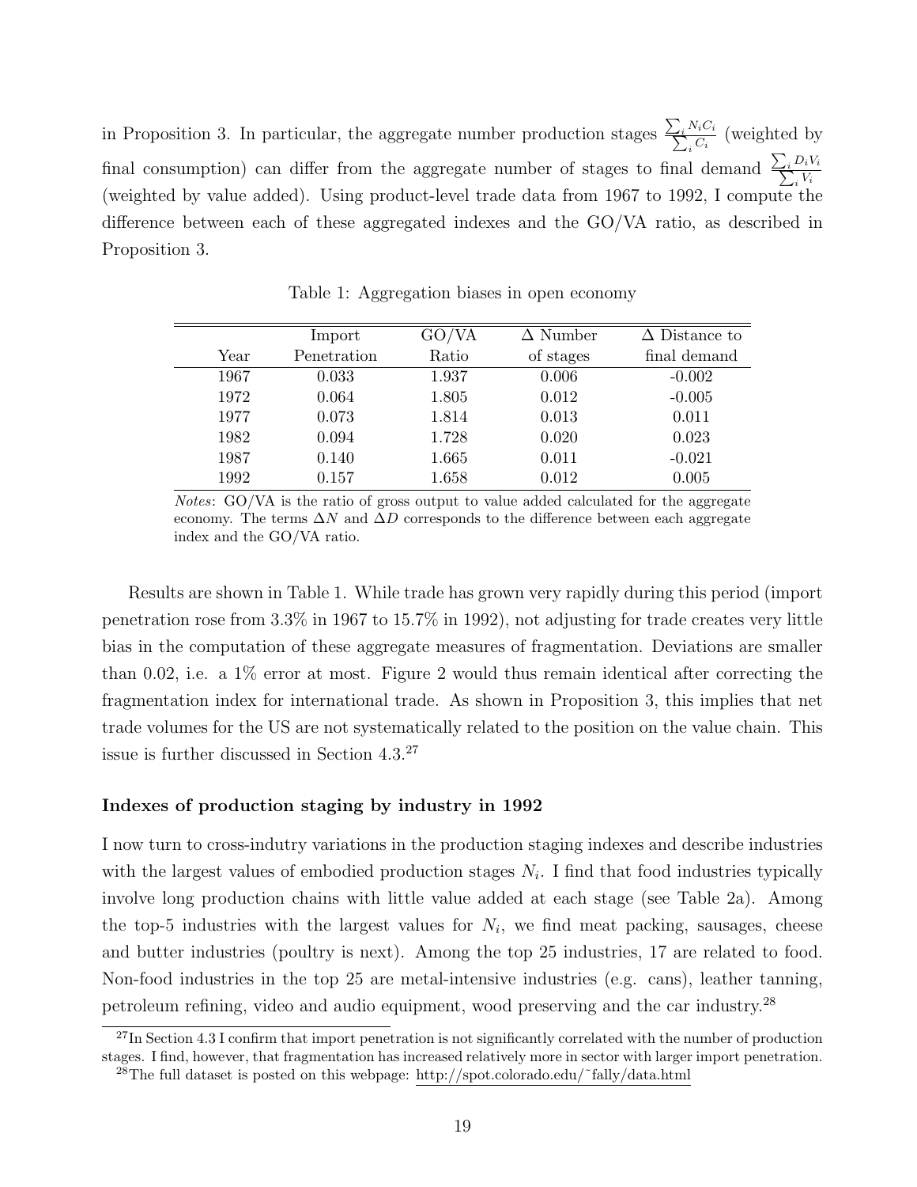in Proposition 3. In particular, the aggregate number production stages $\frac{\sum_i N_i C_i}{\sum_i C_i}$ (weighted by final consumption) can differ from the aggregate number of stages to final demand $\frac{\sum_i D_i V_i}{\sum_i V_i}$ (weighted by value added). Using product-level trade data from 1967 to 1992, I compute the difference between each of these aggregated indexes and the GO/VA ratio, as described in Proposition 3.

Table 1: Aggregation biases in open economy

| Year | Import Penetration | GO/VA Ratio | $\Delta$ Number of stages | $\Delta$ Distance to final demand |
|---|---|---|---|---|
| 1967 | 0.033 | 1.937 | 0.006 | -0.002 |
| 1972 | 0.064 | 1.805 | 0.012 | -0.005 |
| 1977 | 0.073 | 1.814 | 0.013 | 0.011 |
| 1982 | 0.094 | 1.728 | 0.020 | 0.023 |
| 1987 | 0.140 | 1.665 | 0.011 | -0.021 |
| 1992 | 0.157 | 1.658 | 0.012 | 0.005 |

*Notes*: GO/VA is the ratio of gross output to value added calculated for the aggregate economy. The terms $\Delta N$ and $\Delta D$ corresponds to the difference between each aggregate index and the GO/VA ratio.

Results are shown in Table 1. While trade has grown very rapidly during this period (import penetration rose from 3.3% in 1967 to 15.7% in 1992), not adjusting for trade creates very little bias in the computation of these aggregate measures of fragmentation. Deviations are smaller than 0.02, i.e. a 1% error at most. Figure 2 would thus remain identical after correcting the fragmentation index for international trade. As shown in Proposition 3, this implies that net trade volumes for the US are not systematically related to the position on the value chain. This issue is further discussed in Section 4.3.[27]

### Indexes of production staging by industry in 1992

I now turn to cross-indutry variations in the production staging indexes and describe industries with the largest values of embodied production stages $N_i$. I find that food industries typically involve long production chains with little value added at each stage (see Table 2a). Among the top-5 industries with the largest values for $N_i$, we find meat packing, sausages, cheese and butter industries (poultry is next). Among the top 25 industries, 17 are related to food. Non-food industries in the top 25 are metal-intensive industries (e.g. cans), leather tanning, petroleum refining, video and audio equipment, wood preserving and the car industry.[28]

[27] In Section 4.3 I confirm that import penetration is not significantly correlated with the number of production stages. I find, however, that fragmentation has increased relatively more in sector with larger import penetration.

[28] The full dataset is posted on this webpage: http://spot.colorado.edu/˜fally/data.html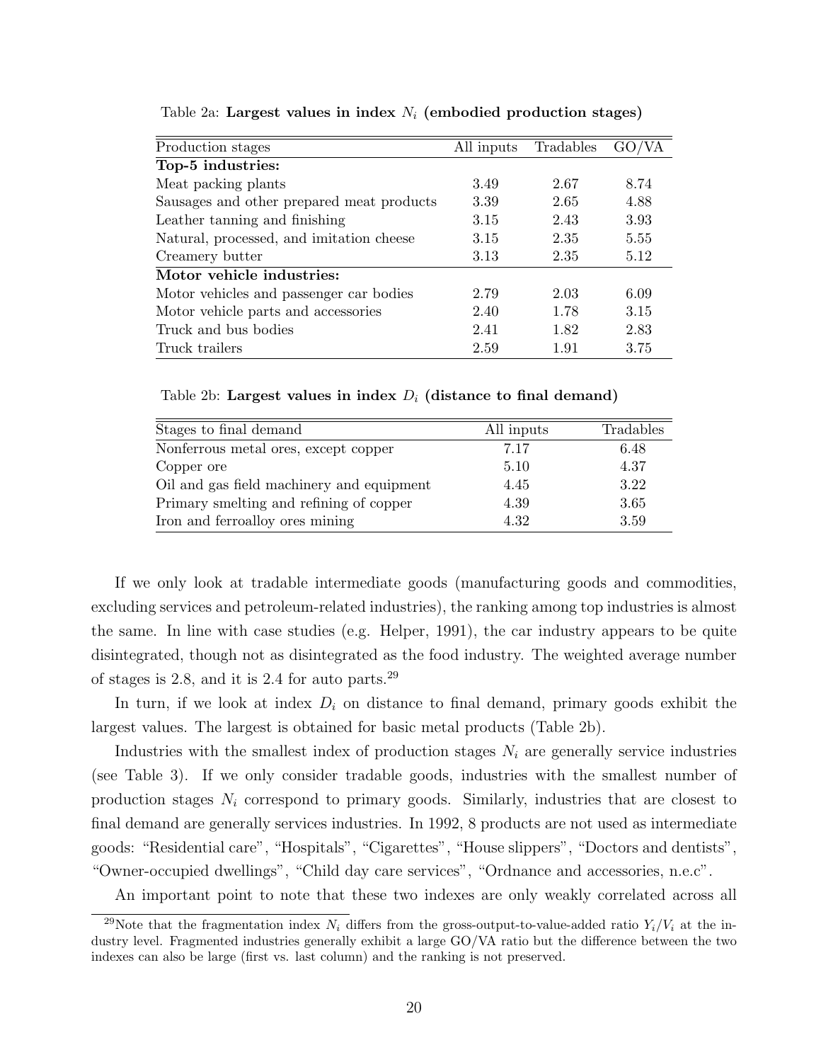Table 2a: **Largest values in index $N_i$ (embodied production stages)**

| Production stages | All inputs | Tradables | GO/VA |
|---|---|---|---|
| **Top-5 industries:** | | | |
| Meat packing plants | 3.49 | 2.67 | 8.74 |
| Sausages and other prepared meat products | 3.39 | 2.65 | 4.88 |
| Leather tanning and finishing | 3.15 | 2.43 | 3.93 |
| Natural, processed, and imitation cheese | 3.15 | 2.35 | 5.55 |
| Creamery butter | 3.13 | 2.35 | 5.12 |
| **Motor vehicle industries:** | | | |
| Motor vehicles and passenger car bodies | 2.79 | 2.03 | 6.09 |
| Motor vehicle parts and accessories | 2.40 | 1.78 | 3.15 |
| Truck and bus bodies | 2.41 | 1.82 | 2.83 |
| Truck trailers | 2.59 | 1.91 | 3.75 |

Table 2b: **Largest values in index $D_i$ (distance to final demand)**

| Stages to final demand | All inputs | Tradables |
|---|---|---|
| Nonferrous metal ores, except copper | 7.17 | 6.48 |
| Copper ore | 5.10 | 4.37 |
| Oil and gas field machinery and equipment | 4.45 | 3.22 |
| Primary smelting and refining of copper | 4.39 | 3.65 |
| Iron and ferroalloy ores mining | 4.32 | 3.59 |

If we only look at tradable intermediate goods (manufacturing goods and commodities, excluding services and petroleum-related industries), the ranking among top industries is almost the same. In line with case studies (e.g. Helper, 1991), the car industry appears to be quite disintegrated, though not as disintegrated as the food industry. The weighted average number of stages is 2.8, and it is 2.4 for auto parts.[29]

In turn, if we look at index $D_i$ on distance to final demand, primary goods exhibit the largest values. The largest is obtained for basic metal products (Table 2b).

Industries with the smallest index of production stages $N_i$ are generally service industries (see Table 3). If we only consider tradable goods, industries with the smallest number of production stages $N_i$ correspond to primary goods. Similarly, industries that are closest to final demand are generally services industries. In 1992, 8 products are not used as intermediate goods: "Residential care", "Hospitals", "Cigarettes", "House slippers", "Doctors and dentists", "Owner-occupied dwellings", "Child day care services", "Ordnance and accessories, n.e.c".

An important point to note that these two indexes are only weakly correlated across all

[29]Note that the fragmentation index $N_i$ differs from the gross-output-to-value-added ratio $Y_i/V_i$ at the industry level. Fragmented industries generally exhibit a large GO/VA ratio but the difference between the two indexes can also be large (first vs. last column) and the ranking is not preserved.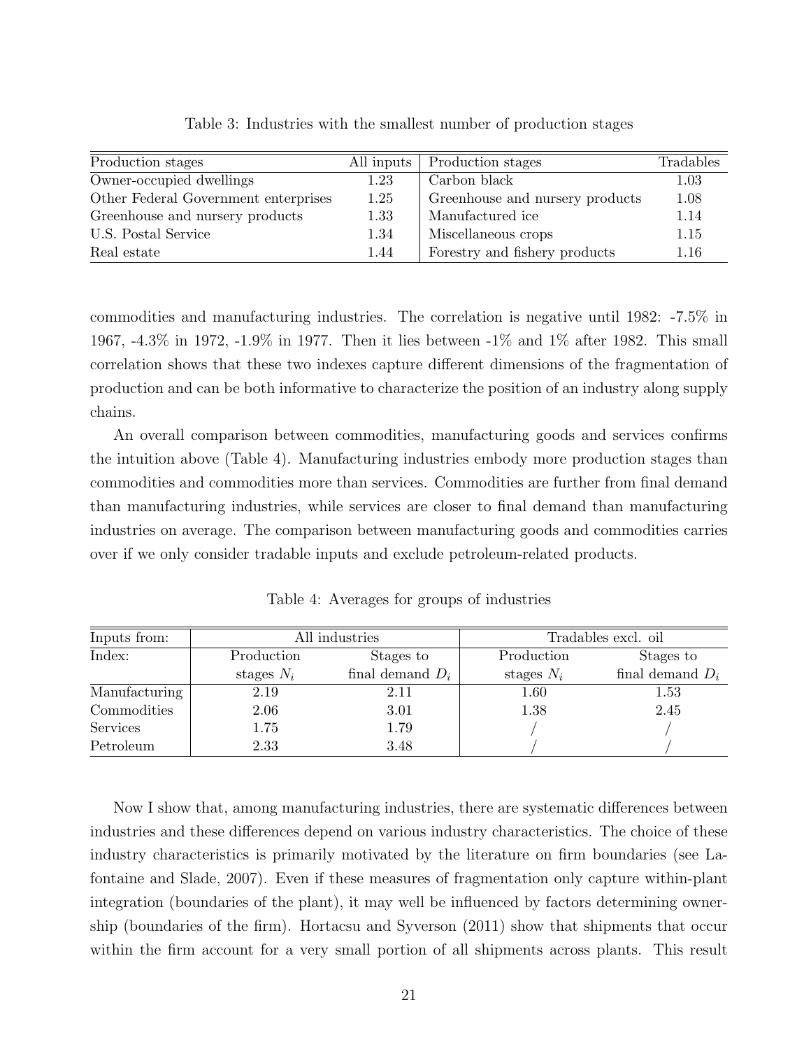Table 3: Industries with the smallest number of production stages

| Production stages | All inputs | Production stages | Tradables |
|---|---|---|---|
| Owner-occupied dwellings | 1.23 | Carbon black | 1.03 |
| Other Federal Government enterprises | 1.25 | Greenhouse and nursery products | 1.08 |
| Greenhouse and nursery products | 1.33 | Manufactured ice | 1.14 |
| U.S. Postal Service | 1.34 | Miscellaneous crops | 1.15 |
| Real estate | 1.44 | Forestry and fishery products | 1.16 |

commodities and manufacturing industries. The correlation is negative until 1982: -7.5% in 1967, -4.3% in 1972, -1.9% in 1977. Then it lies between -1% and 1% after 1982. This small correlation shows that these two indexes capture different dimensions of the fragmentation of production and can be both informative to characterize the position of an industry along supply chains.

An overall comparison between commodities, manufacturing goods and services confirms the intuition above (Table 4). Manufacturing industries embody more production stages than commodities and commodities more than services. Commodities are further from final demand than manufacturing industries, while services are closer to final demand than manufacturing industries on average. The comparison between manufacturing goods and commodities carries over if we only consider tradable inputs and exclude petroleum-related products.

Table 4: Averages for groups of industries

| Inputs from: | All industries | | Tradables excl. oil | |
|---|---|---|---|---|
| Index: | Production stages $N_i$ | Stages to final demand $D_i$ | Production stages $N_i$ | Stages to final demand $D_i$ |
| Manufacturing | 2.19 | 2.11 | 1.60 | 1.53 |
| Commodities | 2.06 | 3.01 | 1.38 | 2.45 |
| Services | 1.75 | 1.79 | / | / |
| Petroleum | 2.33 | 3.48 | / | / |

Now I show that, among manufacturing industries, there are systematic differences between industries and these differences depend on various industry characteristics. The choice of these industry characteristics is primarily motivated by the literature on firm boundaries (see Lafontaine and Slade, 2007). Even if these measures of fragmentation only capture within-plant integration (boundaries of the plant), it may well be influenced by factors determining ownership (boundaries of the firm). Hortacsu and Syverson (2011) show that shipments that occur within the firm account for a very small portion of all shipments across plants. This result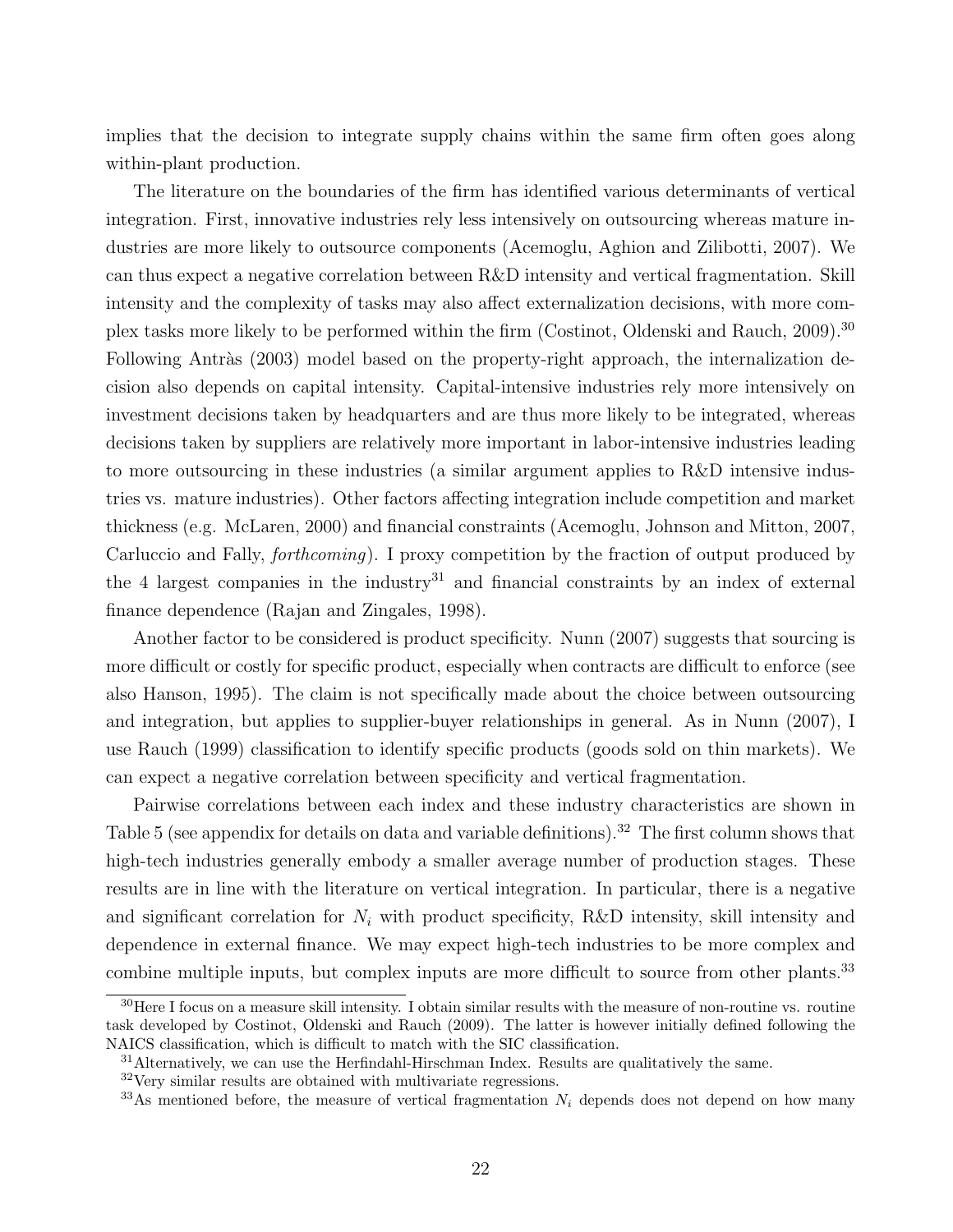implies that the decision to integrate supply chains within the same firm often goes along within-plant production.

The literature on the boundaries of the firm has identified various determinants of vertical integration. First, innovative industries rely less intensively on outsourcing whereas mature industries are more likely to outsource components (Acemoglu, Aghion and Zilibotti, 2007). We can thus expect a negative correlation between R&D intensity and vertical fragmentation. Skill intensity and the complexity of tasks may also affect externalization decisions, with more complex tasks more likely to be performed within the firm (Costinot, Oldenski and Rauch, 2009).[30] Following Antràs (2003) model based on the property-right approach, the internalization decision also depends on capital intensity. Capital-intensive industries rely more intensively on investment decisions taken by headquarters and are thus more likely to be integrated, whereas decisions taken by suppliers are relatively more important in labor-intensive industries leading to more outsourcing in these industries (a similar argument applies to R&D intensive industries vs. mature industries). Other factors affecting integration include competition and market thickness (e.g. McLaren, 2000) and financial constraints (Acemoglu, Johnson and Mitton, 2007, Carluccio and Fally, *forthcoming*). I proxy competition by the fraction of output produced by the 4 largest companies in the industry[31] and financial constraints by an index of external finance dependence (Rajan and Zingales, 1998).

Another factor to be considered is product specificity. Nunn (2007) suggests that sourcing is more difficult or costly for specific product, especially when contracts are difficult to enforce (see also Hanson, 1995). The claim is not specifically made about the choice between outsourcing and integration, but applies to supplier-buyer relationships in general. As in Nunn (2007), I use Rauch (1999) classification to identify specific products (goods sold on thin markets). We can expect a negative correlation between specificity and vertical fragmentation.

Pairwise correlations between each index and these industry characteristics are shown in Table 5 (see appendix for details on data and variable definitions).[32] The first column shows that high-tech industries generally embody a smaller average number of production stages. These results are in line with the literature on vertical integration. In particular, there is a negative and significant correlation for $N_i$ with product specificity, R&D intensity, skill intensity and dependence in external finance. We may expect high-tech industries to be more complex and combine multiple inputs, but complex inputs are more difficult to source from other plants.[33]

[30] Here I focus on a measure skill intensity. I obtain similar results with the measure of non-routine vs. routine task developed by Costinot, Oldenski and Rauch (2009). The latter is however initially defined following the NAICS classification, which is difficult to match with the SIC classification.

[31] Alternatively, we can use the Herfindahl-Hirschman Index. Results are qualitatively the same.

[32] Very similar results are obtained with multivariate regressions.

[33] As mentioned before, the measure of vertical fragmentation $N_i$ depends does not depend on how many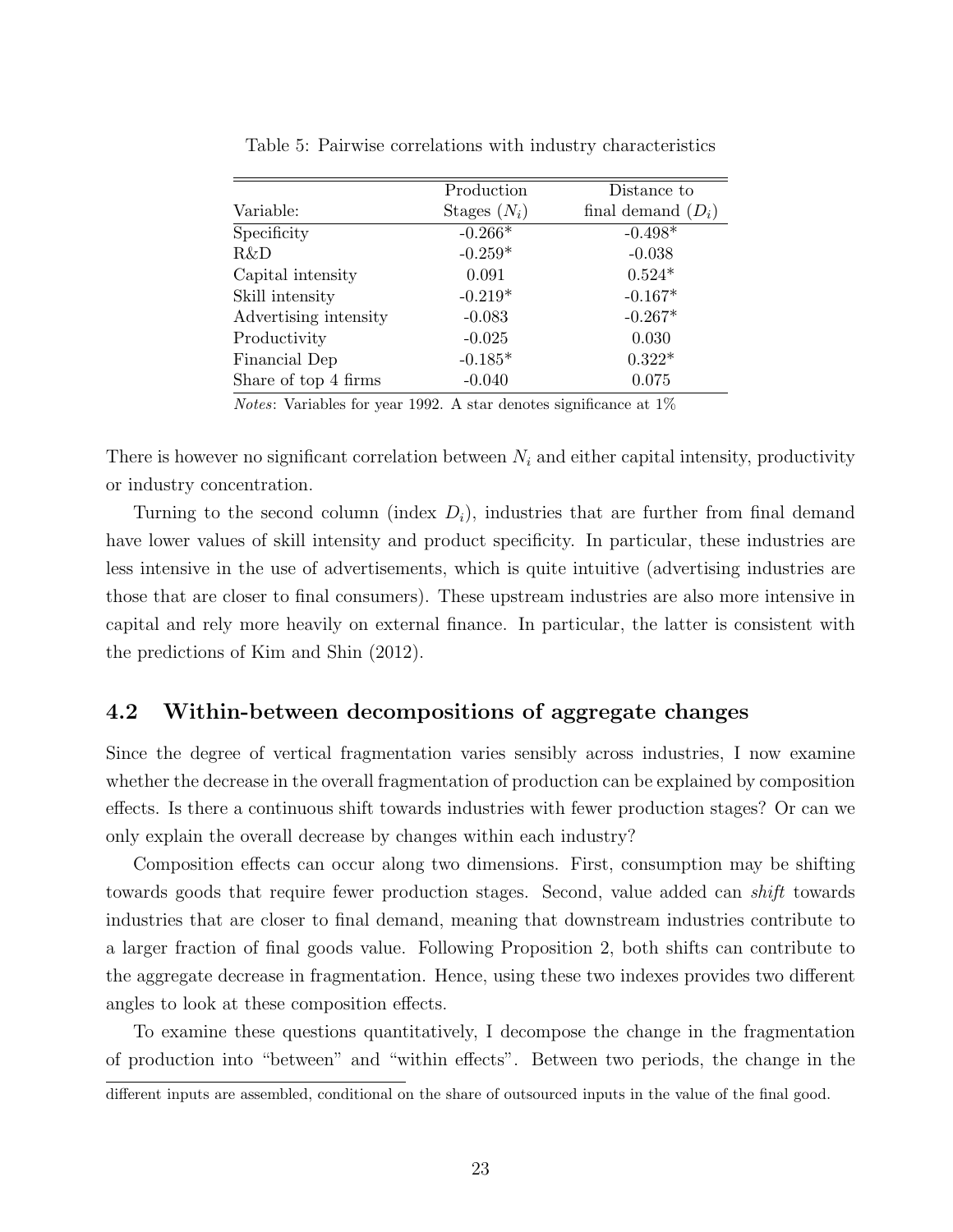Table 5: Pairwise correlations with industry characteristics

| Variable: | Production Stages ($N_i$) | Distance to final demand ($D_i$) |
|---|---|---|
| Specificity | -0.266* | -0.498* |
| R&D | -0.259* | -0.038 |
| Capital intensity | 0.091 | 0.524* |
| Skill intensity | -0.219* | -0.167* |
| Advertising intensity | -0.083 | -0.267* |
| Productivity | -0.025 | 0.030 |
| Financial Dep | -0.185* | 0.322* |
| Share of top 4 firms | -0.040 | 0.075 |

*Notes*: Variables for year 1992. A star denotes significance at 1%

There is however no significant correlation between $N_i$ and either capital intensity, productivity or industry concentration.

Turning to the second column (index $D_i$), industries that are further from final demand have lower values of skill intensity and product specificity. In particular, these industries are less intensive in the use of advertisements, which is quite intuitive (advertising industries are those that are closer to final consumers). These upstream industries are also more intensive in capital and rely more heavily on external finance. In particular, the latter is consistent with the predictions of Kim and Shin (2012).

## 4.2 Within-between decompositions of aggregate changes

Since the degree of vertical fragmentation varies sensibly across industries, I now examine whether the decrease in the overall fragmentation of production can be explained by composition effects. Is there a continuous shift towards industries with fewer production stages? Or can we only explain the overall decrease by changes within each industry?

Composition effects can occur along two dimensions. First, consumption may be shifting towards goods that require fewer production stages. Second, value added can *shift* towards industries that are closer to final demand, meaning that downstream industries contribute to a larger fraction of final goods value. Following Proposition 2, both shifts can contribute to the aggregate decrease in fragmentation. Hence, using these two indexes provides two different angles to look at these composition effects.

To examine these questions quantitatively, I decompose the change in the fragmentation of production into "between" and "within effects". Between two periods, the change in the

different inputs are assembled, conditional on the share of outsourced inputs in the value of the final good.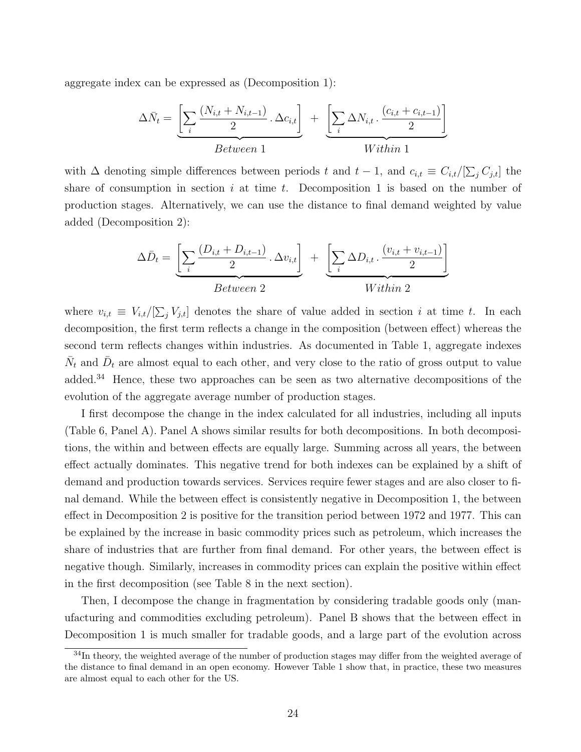aggregate index can be expressed as (Decomposition 1):

$$\Delta \bar{N}_t = \underbrace{\left[ \sum_i \frac{(N_{i,t} + N_{i,t-1})}{2} \,.\, \Delta c_{i,t} \right]}_{Between\ 1} + \underbrace{\left[ \sum_i \Delta N_{i,t} \,.\, \frac{(c_{i,t} + c_{i,t-1})}{2} \right]}_{Within\ 1}$$

with $\Delta$ denoting simple differences between periods $t$ and $t-1$, and $c_{i,t} \equiv C_{i,t}/[\sum_j C_{j,t}]$ the share of consumption in section $i$ at time $t$. Decomposition 1 is based on the number of production stages. Alternatively, we can use the distance to final demand weighted by value added (Decomposition 2):

$$\Delta \bar{D}_t = \underbrace{\left[ \sum_i \frac{(D_{i,t} + D_{i,t-1})}{2} \,.\, \Delta v_{i,t} \right]}_{Between\ 2} + \underbrace{\left[ \sum_i \Delta D_{i,t} \,.\, \frac{(v_{i,t} + v_{i,t-1})}{2} \right]}_{Within\ 2}$$

where $v_{i,t} \equiv V_{i,t}/[\sum_j V_{j,t}]$ denotes the share of value added in section $i$ at time $t$. In each decomposition, the first term reflects a change in the composition (between effect) whereas the second term reflects changes within industries. As documented in Table 1, aggregate indexes $\bar{N}_t$ and $\bar{D}_t$ are almost equal to each other, and very close to the ratio of gross output to value added.[34] Hence, these two approaches can be seen as two alternative decompositions of the evolution of the aggregate average number of production stages.

I first decompose the change in the index calculated for all industries, including all inputs (Table 6, Panel A). Panel A shows similar results for both decompositions. In both decompositions, the within and between effects are equally large. Summing across all years, the between effect actually dominates. This negative trend for both indexes can be explained by a shift of demand and production towards services. Services require fewer stages and are also closer to final demand. While the between effect is consistently negative in Decomposition 1, the between effect in Decomposition 2 is positive for the transition period between 1972 and 1977. This can be explained by the increase in basic commodity prices such as petroleum, which increases the share of industries that are further from final demand. For other years, the between effect is negative though. Similarly, increases in commodity prices can explain the positive within effect in the first decomposition (see Table 8 in the next section).

Then, I decompose the change in fragmentation by considering tradable goods only (manufacturing and commodities excluding petroleum). Panel B shows that the between effect in Decomposition 1 is much smaller for tradable goods, and a large part of the evolution across

[34] In theory, the weighted average of the number of production stages may differ from the weighted average of the distance to final demand in an open economy. However Table 1 show that, in practice, these two measures are almost equal to each other for the US.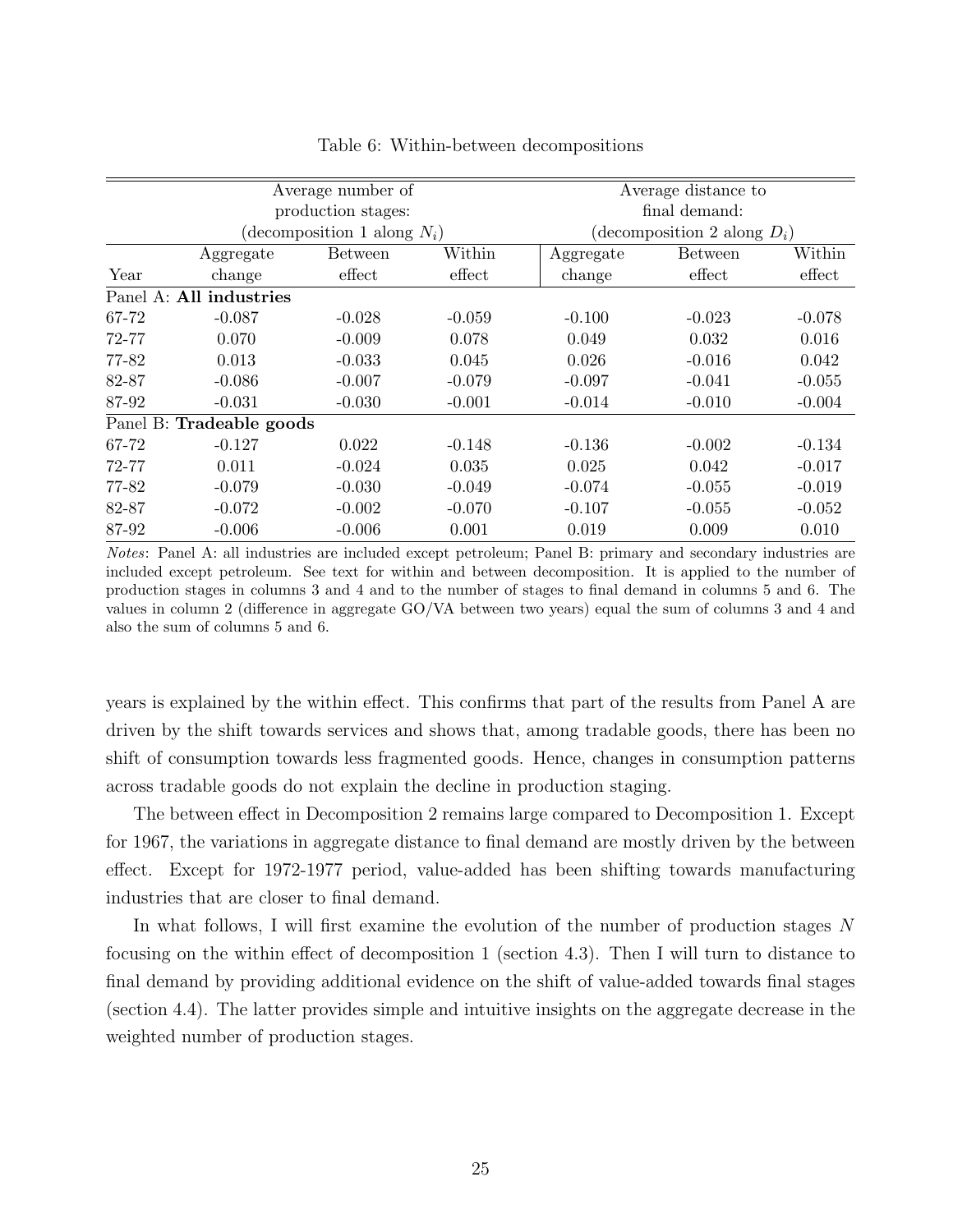Table 6: Within-between decompositions

| | Average number of production stages: (decomposition 1 along $N_i$) | | | Average distance to final demand: (decomposition 2 along $D_i$) | | |
|---|---|---|---|---|---|---|
| Year | Aggregate change | Between effect | Within effect | Aggregate change | Between effect | Within effect |
| Panel A: **All industries** | | | | | | |
| 67-72 | -0.087 | -0.028 | -0.059 | -0.100 | -0.023 | -0.078 |
| 72-77 | 0.070 | -0.009 | 0.078 | 0.049 | 0.032 | 0.016 |
| 77-82 | 0.013 | -0.033 | 0.045 | 0.026 | -0.016 | 0.042 |
| 82-87 | -0.086 | -0.007 | -0.079 | -0.097 | -0.041 | -0.055 |
| 87-92 | -0.031 | -0.030 | -0.001 | -0.014 | -0.010 | -0.004 |
| Panel B: **Tradeable goods** | | | | | | |
| 67-72 | -0.127 | 0.022 | -0.148 | -0.136 | -0.002 | -0.134 |
| 72-77 | 0.011 | -0.024 | 0.035 | 0.025 | 0.042 | -0.017 |
| 77-82 | -0.079 | -0.030 | -0.049 | -0.074 | -0.055 | -0.019 |
| 82-87 | -0.072 | -0.002 | -0.070 | -0.107 | -0.055 | -0.052 |
| 87-92 | -0.006 | -0.006 | 0.001 | 0.019 | 0.009 | 0.010 |

*Notes*: Panel A: all industries are included except petroleum; Panel B: primary and secondary industries are included except petroleum. See text for within and between decomposition. It is applied to the number of production stages in columns 3 and 4 and to the number of stages to final demand in columns 5 and 6. The values in column 2 (difference in aggregate GO/VA between two years) equal the sum of columns 3 and 4 and also the sum of columns 5 and 6.

years is explained by the within effect. This confirms that part of the results from Panel A are driven by the shift towards services and shows that, among tradable goods, there has been no shift of consumption towards less fragmented goods. Hence, changes in consumption patterns across tradable goods do not explain the decline in production staging.

The between effect in Decomposition 2 remains large compared to Decomposition 1. Except for 1967, the variations in aggregate distance to final demand are mostly driven by the between effect. Except for 1972-1977 period, value-added has been shifting towards manufacturing industries that are closer to final demand.

In what follows, I will first examine the evolution of the number of production stages $N$ focusing on the within effect of decomposition 1 (section 4.3). Then I will turn to distance to final demand by providing additional evidence on the shift of value-added towards final stages (section 4.4). The latter provides simple and intuitive insights on the aggregate decrease in the weighted number of production stages.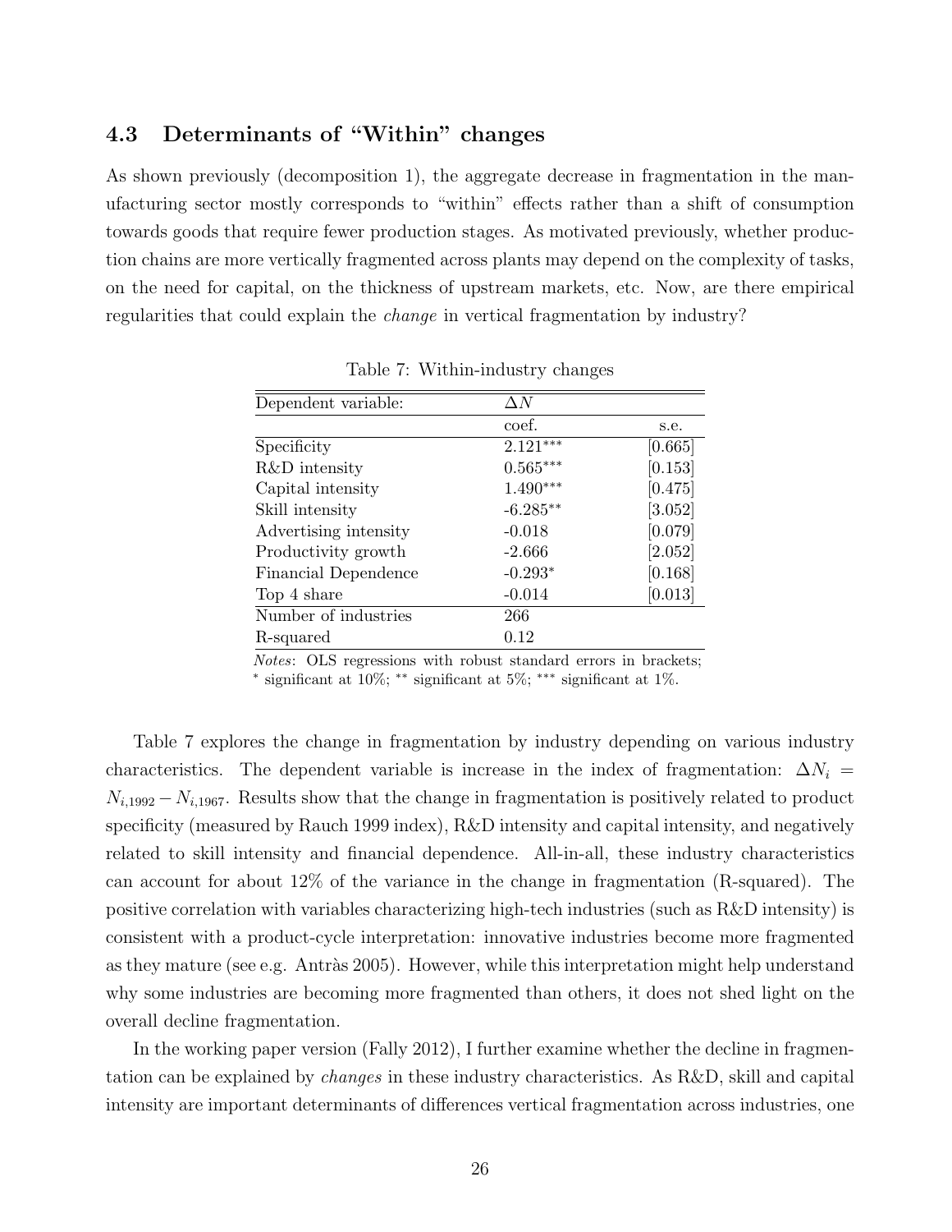### 4.3 Determinants of "Within" changes

As shown previously (decomposition 1), the aggregate decrease in fragmentation in the manufacturing sector mostly corresponds to "within" effects rather than a shift of consumption towards goods that require fewer production stages. As motivated previously, whether production chains are more vertically fragmented across plants may depend on the complexity of tasks, on the need for capital, on the thickness of upstream markets, etc. Now, are there empirical regularities that could explain the *change* in vertical fragmentation by industry?

Table 7: Within-industry changes

| Dependent variable: | $\Delta N$ | |
|---|---|---|
| | coef. | s.e. |
| Specificity | 2.121*** | [0.665] |
| R&D intensity | 0.565*** | [0.153] |
| Capital intensity | 1.490*** | [0.475] |
| Skill intensity | -6.285** | [3.052] |
| Advertising intensity | -0.018 | [0.079] |
| Productivity growth | -2.666 | [2.052] |
| Financial Dependence | -0.293* | [0.168] |
| Top 4 share | -0.014 | [0.013] |
| Number of industries | 266 | |
| R-squared | 0.12 | |

*Notes*: OLS regressions with robust standard errors in brackets; * significant at 10%; ** significant at 5%; *** significant at 1%.

Table 7 explores the change in fragmentation by industry depending on various industry characteristics. The dependent variable is increase in the index of fragmentation: $\Delta N_i = N_{i,1992} - N_{i,1967}$. Results show that the change in fragmentation is positively related to product specificity (measured by Rauch 1999 index), R&D intensity and capital intensity, and negatively related to skill intensity and financial dependence. All-in-all, these industry characteristics can account for about 12% of the variance in the change in fragmentation (R-squared). The positive correlation with variables characterizing high-tech industries (such as R&D intensity) is consistent with a product-cycle interpretation: innovative industries become more fragmented as they mature (see e.g. Antràs 2005). However, while this interpretation might help understand why some industries are becoming more fragmented than others, it does not shed light on the overall decline fragmentation.

In the working paper version (Fally 2012), I further examine whether the decline in fragmentation can be explained by *changes* in these industry characteristics. As R&D, skill and capital intensity are important determinants of differences vertical fragmentation across industries, one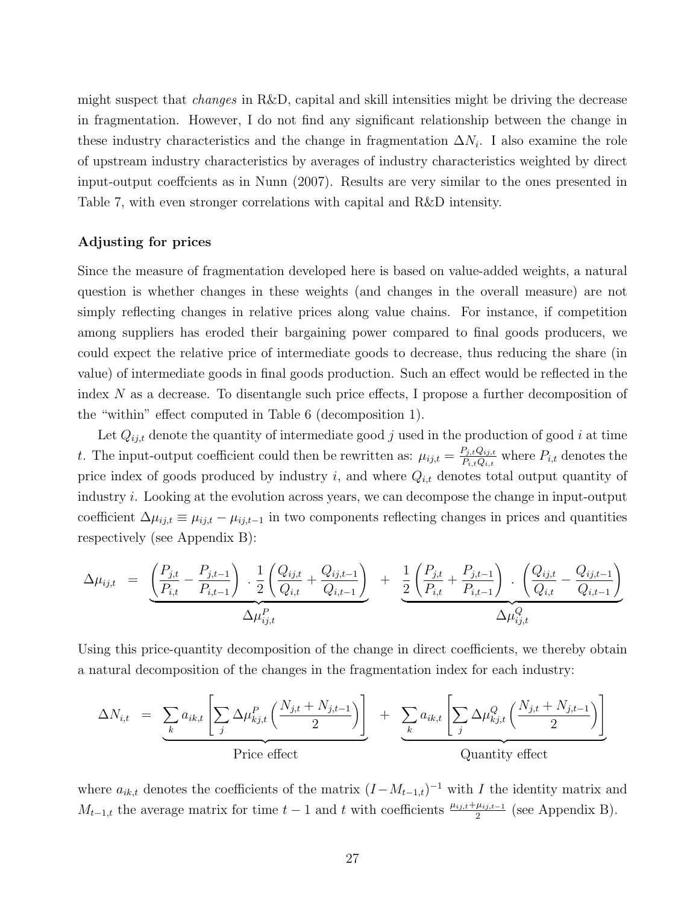might suspect that *changes* in R&D, capital and skill intensities might be driving the decrease in fragmentation. However, I do not find any significant relationship between the change in these industry characteristics and the change in fragmentation $\Delta N_i$. I also examine the role of upstream industry characteristics by averages of industry characteristics weighted by direct input-output coeffcients as in Nunn (2007). Results are very similar to the ones presented in Table 7, with even stronger correlations with capital and R&D intensity.

### Adjusting for prices

Since the measure of fragmentation developed here is based on value-added weights, a natural question is whether changes in these weights (and changes in the overall measure) are not simply reflecting changes in relative prices along value chains. For instance, if competition among suppliers has eroded their bargaining power compared to final goods producers, we could expect the relative price of intermediate goods to decrease, thus reducing the share (in value) of intermediate goods in final goods production. Such an effect would be reflected in the index $N$ as a decrease. To disentangle such price effects, I propose a further decomposition of the "within" effect computed in Table 6 (decomposition 1).

Let $Q_{ij,t}$ denote the quantity of intermediate good $j$ used in the production of good $i$ at time $t$. The input-output coefficient could then be rewritten as: $\mu_{ij,t} = \frac{P_{j,t}Q_{ij,t}}{P_{i,t}Q_{i,t}}$ where $P_{i,t}$ denotes the price index of goods produced by industry $i$, and where $Q_{i,t}$ denotes total output quantity of industry $i$. Looking at the evolution across years, we can decompose the change in input-output coefficient $\Delta\mu_{ij,t} \equiv \mu_{ij,t} - \mu_{ij,t-1}$ in two components reflecting changes in prices and quantities respectively (see Appendix B):

$$\Delta\mu_{ij,t} = \underbrace{\left(\frac{P_{j,t}}{P_{i,t}} - \frac{P_{j,t-1}}{P_{i,t-1}}\right) \cdot \frac{1}{2}\left(\frac{Q_{ij,t}}{Q_{i,t}} + \frac{Q_{ij,t-1}}{Q_{i,t-1}}\right)}_{\Delta\mu^P_{ij,t}} + \underbrace{\frac{1}{2}\left(\frac{P_{j,t}}{P_{i,t}} + \frac{P_{j,t-1}}{P_{i,t-1}}\right) \cdot \left(\frac{Q_{ij,t}}{Q_{i,t}} - \frac{Q_{ij,t-1}}{Q_{i,t-1}}\right)}_{\Delta\mu^Q_{ij,t}}$$

Using this price-quantity decomposition of the change in direct coefficients, we thereby obtain a natural decomposition of the changes in the fragmentation index for each industry:

$$\Delta N_{i,t} = \underbrace{\sum_k a_{ik,t}\left[\sum_j \Delta\mu^P_{kj,t}\left(\frac{N_{j,t}+N_{j,t-1}}{2}\right)\right]}_{\text{Price effect}} + \underbrace{\sum_k a_{ik,t}\left[\sum_j \Delta\mu^Q_{kj,t}\left(\frac{N_{j,t}+N_{j,t-1}}{2}\right)\right]}_{\text{Quantity effect}}$$

where $a_{ik,t}$ denotes the coefficients of the matrix $(I - M_{t-1,t})^{-1}$ with $I$ the identity matrix and $M_{t-1,t}$ the average matrix for time $t-1$ and $t$ with coefficients $\frac{\mu_{ij,t}+\mu_{ij,t-1}}{2}$ (see Appendix B).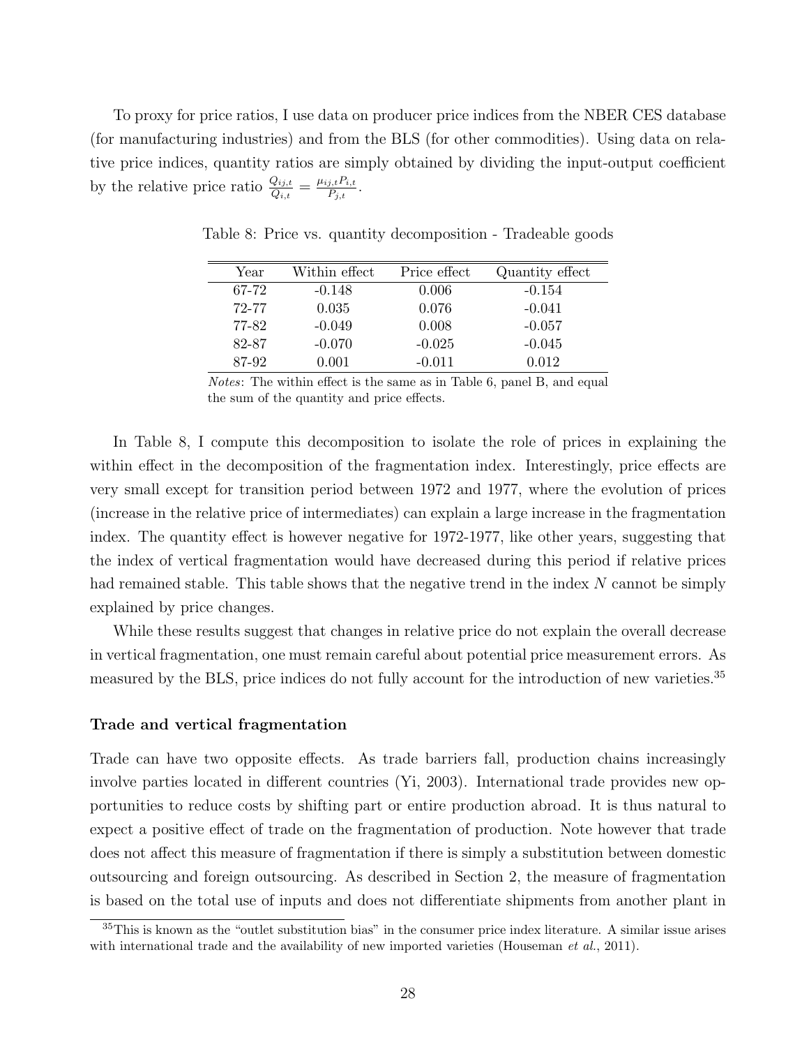To proxy for price ratios, I use data on producer price indices from the NBER CES database (for manufacturing industries) and from the BLS (for other commodities). Using data on relative price indices, quantity ratios are simply obtained by dividing the input-output coefficient by the relative price ratio $\frac{Q_{ij,t}}{Q_{i,t}} = \frac{\mu_{ij,t} P_{i,t}}{P_{j,t}}$.

Table 8: Price vs. quantity decomposition - Tradeable goods

| Year | Within effect | Price effect | Quantity effect |
|---|---|---|---|
| 67-72 | -0.148 | 0.006 | -0.154 |
| 72-77 | 0.035 | 0.076 | -0.041 |
| 77-82 | -0.049 | 0.008 | -0.057 |
| 82-87 | -0.070 | -0.025 | -0.045 |
| 87-92 | 0.001 | -0.011 | 0.012 |

*Notes*: The within effect is the same as in Table 6, panel B, and equal the sum of the quantity and price effects.

In Table 8, I compute this decomposition to isolate the role of prices in explaining the within effect in the decomposition of the fragmentation index. Interestingly, price effects are very small except for transition period between 1972 and 1977, where the evolution of prices (increase in the relative price of intermediates) can explain a large increase in the fragmentation index. The quantity effect is however negative for 1972-1977, like other years, suggesting that the index of vertical fragmentation would have decreased during this period if relative prices had remained stable. This table shows that the negative trend in the index $N$ cannot be simply explained by price changes.

While these results suggest that changes in relative price do not explain the overall decrease in vertical fragmentation, one must remain careful about potential price measurement errors. As measured by the BLS, price indices do not fully account for the introduction of new varieties.[35]

**Trade and vertical fragmentation**

Trade can have two opposite effects. As trade barriers fall, production chains increasingly involve parties located in different countries (Yi, 2003). International trade provides new opportunities to reduce costs by shifting part or entire production abroad. It is thus natural to expect a positive effect of trade on the fragmentation of production. Note however that trade does not affect this measure of fragmentation if there is simply a substitution between domestic outsourcing and foreign outsourcing. As described in Section 2, the measure of fragmentation is based on the total use of inputs and does not differentiate shipments from another plant in

[35] This is known as the "outlet substitution bias" in the consumer price index literature. A similar issue arises with international trade and the availability of new imported varieties (Houseman *et al.*, 2011).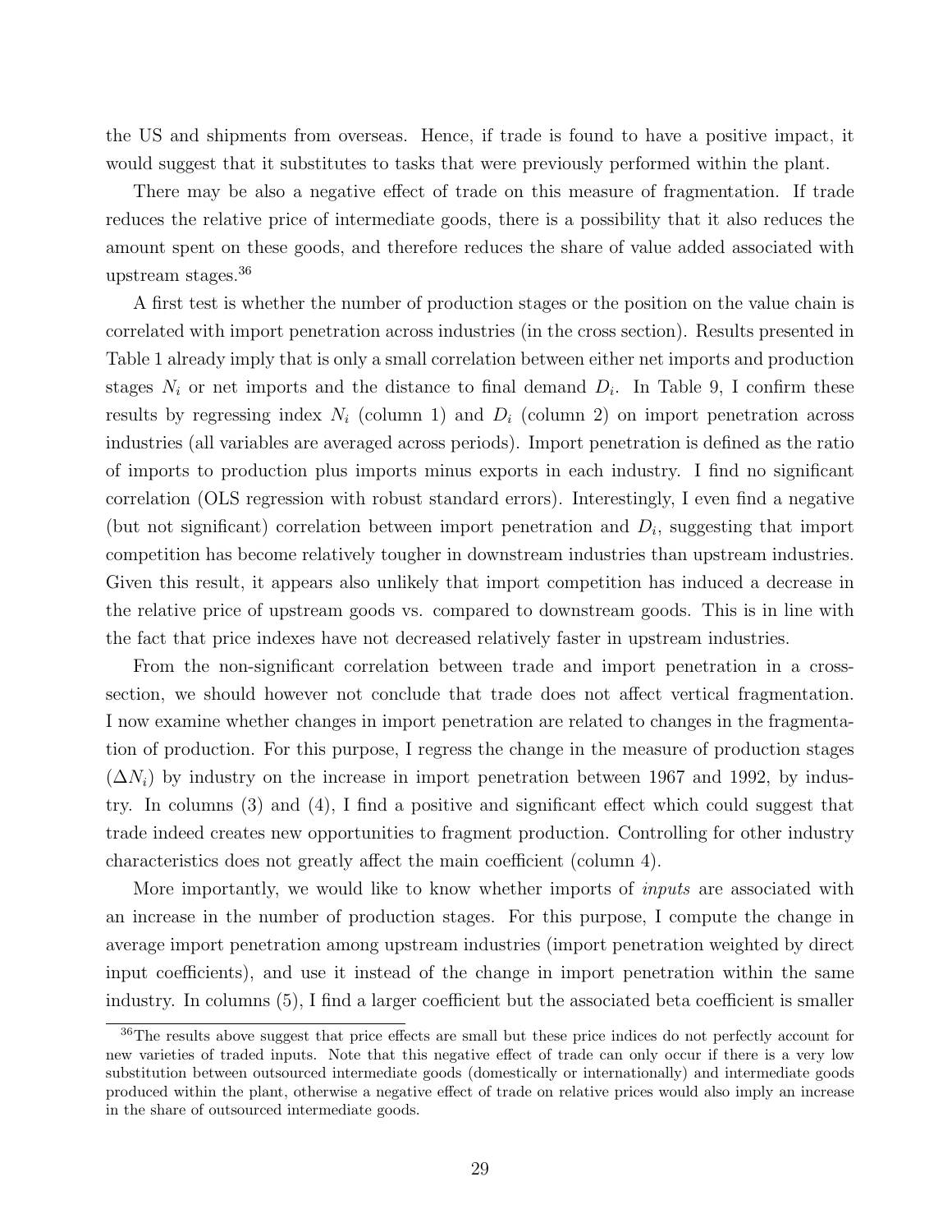the US and shipments from overseas. Hence, if trade is found to have a positive impact, it would suggest that it substitutes to tasks that were previously performed within the plant.

There may be also a negative effect of trade on this measure of fragmentation. If trade reduces the relative price of intermediate goods, there is a possibility that it also reduces the amount spent on these goods, and therefore reduces the share of value added associated with upstream stages.[36]

A first test is whether the number of production stages or the position on the value chain is correlated with import penetration across industries (in the cross section). Results presented in Table 1 already imply that is only a small correlation between either net imports and production stages $N_i$ or net imports and the distance to final demand $D_i$. In Table 9, I confirm these results by regressing index $N_i$ (column 1) and $D_i$ (column 2) on import penetration across industries (all variables are averaged across periods). Import penetration is defined as the ratio of imports to production plus imports minus exports in each industry. I find no significant correlation (OLS regression with robust standard errors). Interestingly, I even find a negative (but not significant) correlation between import penetration and $D_i$, suggesting that import competition has become relatively tougher in downstream industries than upstream industries. Given this result, it appears also unlikely that import competition has induced a decrease in the relative price of upstream goods vs. compared to downstream goods. This is in line with the fact that price indexes have not decreased relatively faster in upstream industries.

From the non-significant correlation between trade and import penetration in a cross-section, we should however not conclude that trade does not affect vertical fragmentation. I now examine whether changes in import penetration are related to changes in the fragmentation of production. For this purpose, I regress the change in the measure of production stages ($\Delta N_i$) by industry on the increase in import penetration between 1967 and 1992, by industry. In columns (3) and (4), I find a positive and significant effect which could suggest that trade indeed creates new opportunities to fragment production. Controlling for other industry characteristics does not greatly affect the main coefficient (column 4).

More importantly, we would like to know whether imports of *inputs* are associated with an increase in the number of production stages. For this purpose, I compute the change in average import penetration among upstream industries (import penetration weighted by direct input coefficients), and use it instead of the change in import penetration within the same industry. In columns (5), I find a larger coefficient but the associated beta coefficient is smaller

[36]The results above suggest that price effects are small but these price indices do not perfectly account for new varieties of traded inputs. Note that this negative effect of trade can only occur if there is a very low substitution between outsourced intermediate goods (domestically or internationally) and intermediate goods produced within the plant, otherwise a negative effect of trade on relative prices would also imply an increase in the share of outsourced intermediate goods.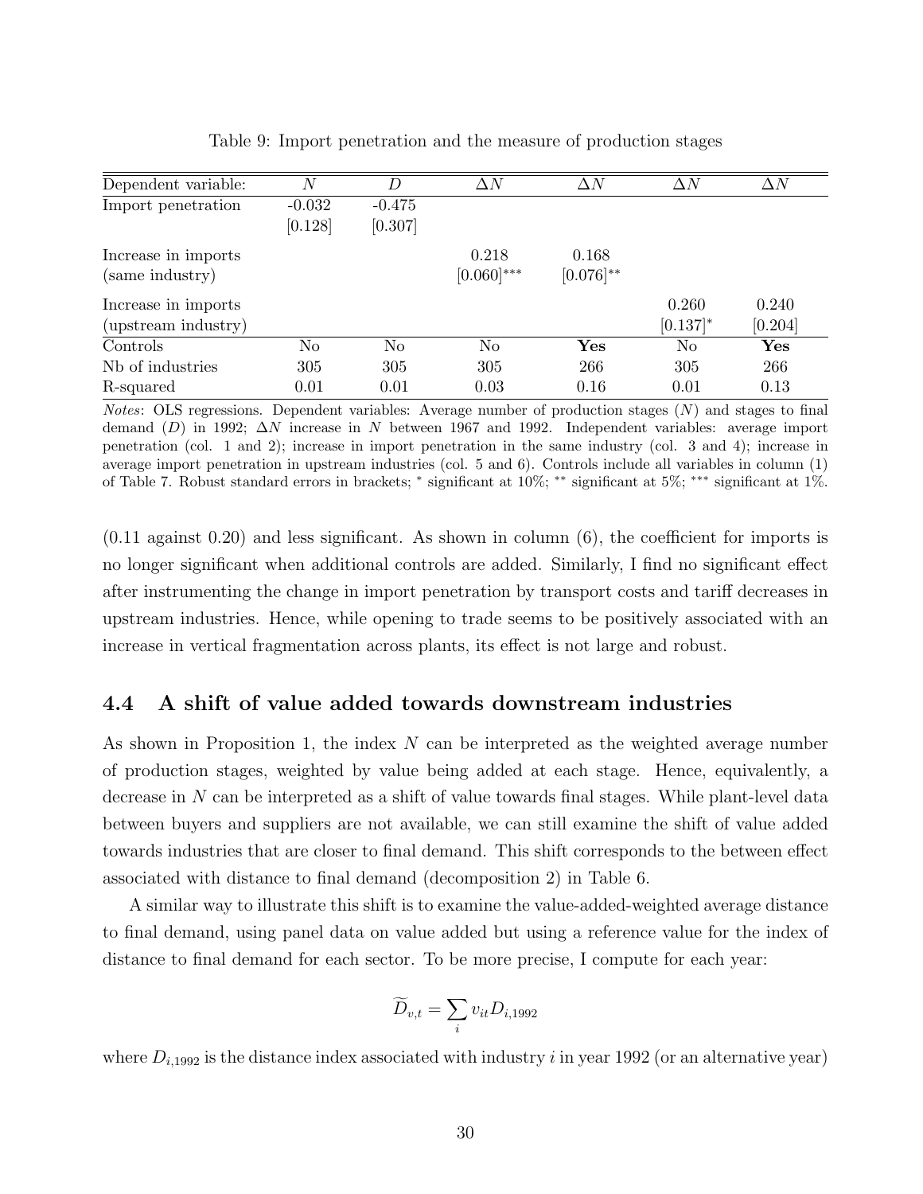Table 9: Import penetration and the measure of production stages

| Dependent variable: | $N$ | $D$ | $\Delta N$ | $\Delta N$ | $\Delta N$ | $\Delta N$ |
|---|---|---|---|---|---|---|
| Import penetration | -0.032 | -0.475 | | | | |
| | [0.128] | [0.307] | | | | |
| Increase in imports (same industry) | | | 0.218 | 0.168 | | |
| | | | [0.060]*** | [0.076]** | | |
| Increase in imports (upstream industry) | | | | | 0.260 | 0.240 |
| | | | | | [0.137]* | [0.204] |
| Controls | No | No | No | **Yes** | No | **Yes** |
| Nb of industries | 305 | 305 | 305 | 266 | 305 | 266 |
| R-squared | 0.01 | 0.01 | 0.03 | 0.16 | 0.01 | 0.13 |

*Notes*: OLS regressions. Dependent variables: Average number of production stages ($N$) and stages to final demand ($D$) in 1992; $\Delta N$ increase in $N$ between 1967 and 1992. Independent variables: average import penetration (col. 1 and 2); increase in import penetration in the same industry (col. 3 and 4); increase in average import penetration in upstream industries (col. 5 and 6). Controls include all variables in column (1) of Table 7. Robust standard errors in brackets; * significant at 10%; ** significant at 5%; *** significant at 1%.

(0.11 against 0.20) and less significant. As shown in column (6), the coefficient for imports is no longer significant when additional controls are added. Similarly, I find no significant effect after instrumenting the change in import penetration by transport costs and tariff decreases in upstream industries. Hence, while opening to trade seems to be positively associated with an increase in vertical fragmentation across plants, its effect is not large and robust.

## 4.4 A shift of value added towards downstream industries

As shown in Proposition 1, the index $N$ can be interpreted as the weighted average number of production stages, weighted by value being added at each stage. Hence, equivalently, a decrease in $N$ can be interpreted as a shift of value towards final stages. While plant-level data between buyers and suppliers are not available, we can still examine the shift of value added towards industries that are closer to final demand. This shift corresponds to the between effect associated with distance to final demand (decomposition 2) in Table 6.

A similar way to illustrate this shift is to examine the value-added-weighted average distance to final demand, using panel data on value added but using a reference value for the index of distance to final demand for each sector. To be more precise, I compute for each year:

$$\widetilde{D}_{v,t} = \sum_i v_{it} D_{i,1992}$$

where $D_{i,1992}$ is the distance index associated with industry $i$ in year 1992 (or an alternative year)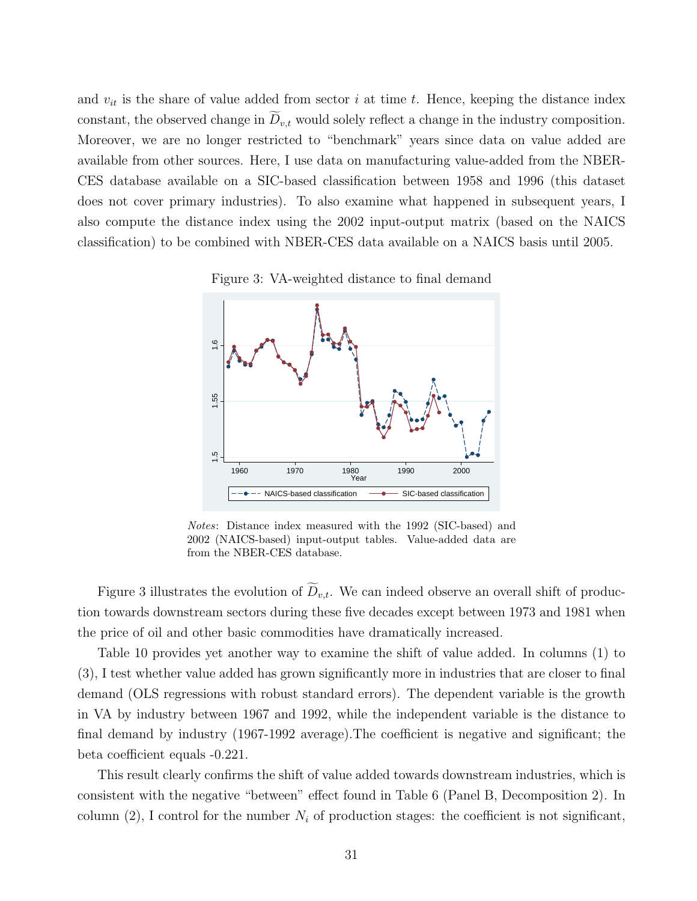and $v_{it}$ is the share of value added from sector $i$ at time $t$. Hence, keeping the distance index constant, the observed change in $\widetilde{D}_{v,t}$ would solely reflect a change in the industry composition. Moreover, we are no longer restricted to "benchmark" years since data on value added are available from other sources. Here, I use data on manufacturing value-added from the NBER-CES database available on a SIC-based classification between 1958 and 1996 (this dataset does not cover primary industries). To also examine what happened in subsequent years, I also compute the distance index using the 2002 input-output matrix (based on the NAICS classification) to be combined with NBER-CES data available on a NAICS basis until 2005.

Figure 3: VA-weighted distance to final demand

*Notes*: Distance index measured with the 1992 (SIC-based) and 2002 (NAICS-based) input-output tables. Value-added data are from the NBER-CES database.

Figure 3 illustrates the evolution of $\widetilde{D}_{v,t}$. We can indeed observe an overall shift of production towards downstream sectors during these five decades except between 1973 and 1981 when the price of oil and other basic commodities have dramatically increased.

Table 10 provides yet another way to examine the shift of value added. In columns (1) to (3), I test whether value added has grown significantly more in industries that are closer to final demand (OLS regressions with robust standard errors). The dependent variable is the growth in VA by industry between 1967 and 1992, while the independent variable is the distance to final demand by industry (1967-1992 average).The coefficient is negative and significant; the beta coefficient equals -0.221.

This result clearly confirms the shift of value added towards downstream industries, which is consistent with the negative "between" effect found in Table 6 (Panel B, Decomposition 2). In column (2), I control for the number $N_i$ of production stages: the coefficient is not significant,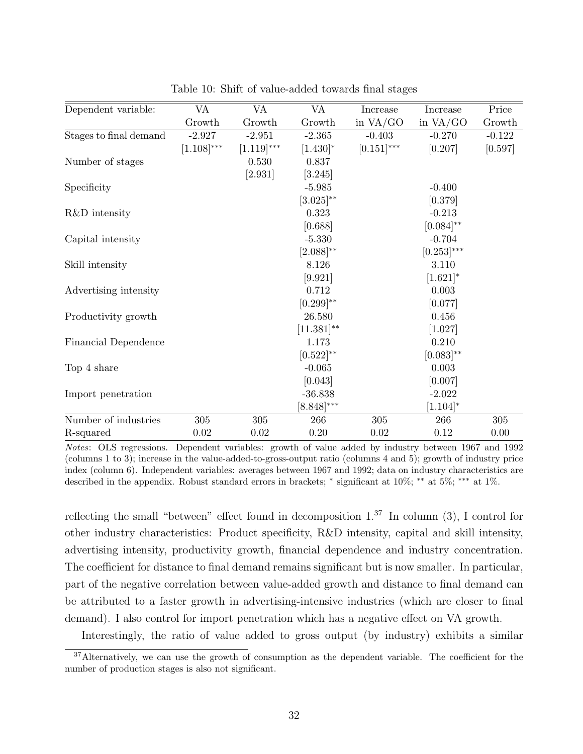Table 10: Shift of value-added towards final stages

| Dependent variable: | VA Growth | VA Growth | VA Growth | Increase in VA/GO | Increase in VA/GO | Price Growth |
|---|---|---|---|---|---|---|
| Stages to final demand | -2.927 | -2.951 | -2.365 | -0.403 | -0.270 | -0.122 |
| | [1.108]*** | [1.119]*** | [1.430]* | [0.151]*** | [0.207] | [0.597] |
| Number of stages | | 0.530 | 0.837 | | | |
| | | [2.931] | [3.245] | | | |
| Specificity | | | -5.985 | | -0.400 | |
| | | | [3.025]** | | [0.379] | |
| R&D intensity | | | 0.323 | | -0.213 | |
| | | | [0.688] | | [0.084]** | |
| Capital intensity | | | -5.330 | | -0.704 | |
| | | | [2.088]** | | [0.253]*** | |
| Skill intensity | | | 8.126 | | 3.110 | |
| | | | [9.921] | | [1.621]* | |
| Advertising intensity | | | 0.712 | | 0.003 | |
| | | | [0.299]** | | [0.077] | |
| Productivity growth | | | 26.580 | | 0.456 | |
| | | | [11.381]** | | [1.027] | |
| Financial Dependence | | | 1.173 | | 0.210 | |
| | | | [0.522]** | | [0.083]** | |
| Top 4 share | | | -0.065 | | 0.003 | |
| | | | [0.043] | | [0.007] | |
| Import penetration | | | -36.838 | | -2.022 | |
| | | | [8.848]*** | | [1.104]* | |
| Number of industries | 305 | 305 | 266 | 305 | 266 | 305 |
| R-squared | 0.02 | 0.02 | 0.20 | 0.02 | 0.12 | 0.00 |

*Notes*: OLS regressions. Dependent variables: growth of value added by industry between 1967 and 1992 (columns 1 to 3); increase in the value-added-to-gross-output ratio (columns 4 and 5); growth of industry price index (column 6). Independent variables: averages between 1967 and 1992; data on industry characteristics are described in the appendix. Robust standard errors in brackets; * significant at 10%; ** at 5%; *** at 1%.

reflecting the small "between" effect found in decomposition 1.[37] In column (3), I control for other industry characteristics: Product specificity, R&D intensity, capital and skill intensity, advertising intensity, productivity growth, financial dependence and industry concentration. The coefficient for distance to final demand remains significant but is now smaller. In particular, part of the negative correlation between value-added growth and distance to final demand can be attributed to a faster growth in advertising-intensive industries (which are closer to final demand). I also control for import penetration which has a negative effect on VA growth.

Interestingly, the ratio of value added to gross output (by industry) exhibits a similar

[37] Alternatively, we can use the growth of consumption as the dependent variable. The coefficient for the number of production stages is also not significant.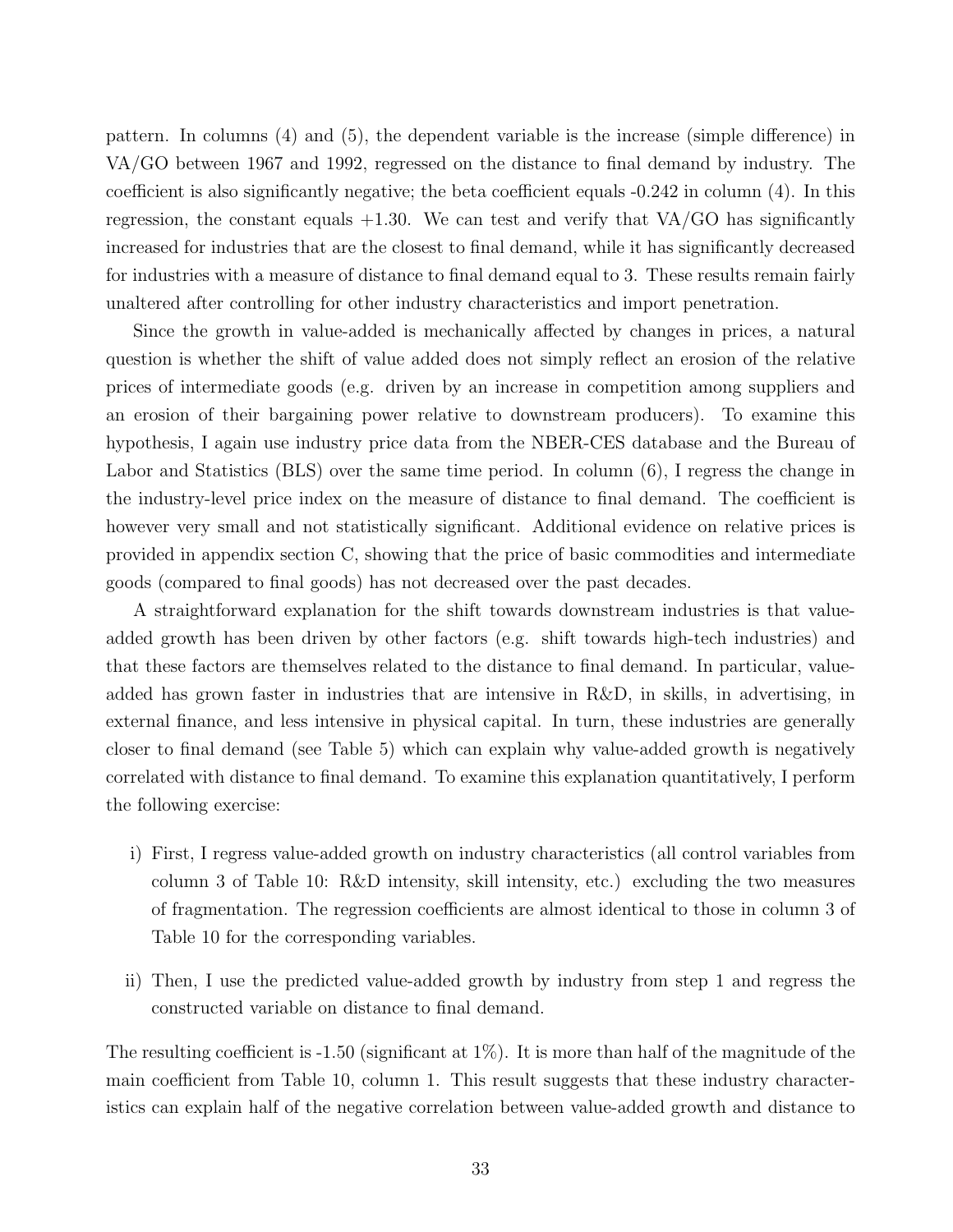pattern. In columns (4) and (5), the dependent variable is the increase (simple difference) in VA/GO between 1967 and 1992, regressed on the distance to final demand by industry. The coefficient is also significantly negative; the beta coefficient equals -0.242 in column (4). In this regression, the constant equals +1.30. We can test and verify that VA/GO has significantly increased for industries that are the closest to final demand, while it has significantly decreased for industries with a measure of distance to final demand equal to 3. These results remain fairly unaltered after controlling for other industry characteristics and import penetration.

Since the growth in value-added is mechanically affected by changes in prices, a natural question is whether the shift of value added does not simply reflect an erosion of the relative prices of intermediate goods (e.g. driven by an increase in competition among suppliers and an erosion of their bargaining power relative to downstream producers). To examine this hypothesis, I again use industry price data from the NBER-CES database and the Bureau of Labor and Statistics (BLS) over the same time period. In column (6), I regress the change in the industry-level price index on the measure of distance to final demand. The coefficient is however very small and not statistically significant. Additional evidence on relative prices is provided in appendix section C, showing that the price of basic commodities and intermediate goods (compared to final goods) has not decreased over the past decades.

A straightforward explanation for the shift towards downstream industries is that value-added growth has been driven by other factors (e.g. shift towards high-tech industries) and that these factors are themselves related to the distance to final demand. In particular, value-added has grown faster in industries that are intensive in R&D, in skills, in advertising, in external finance, and less intensive in physical capital. In turn, these industries are generally closer to final demand (see Table 5) which can explain why value-added growth is negatively correlated with distance to final demand. To examine this explanation quantitatively, I perform the following exercise:

i) First, I regress value-added growth on industry characteristics (all control variables from column 3 of Table 10: R&D intensity, skill intensity, etc.) excluding the two measures of fragmentation. The regression coefficients are almost identical to those in column 3 of Table 10 for the corresponding variables.

ii) Then, I use the predicted value-added growth by industry from step 1 and regress the constructed variable on distance to final demand.

The resulting coefficient is -1.50 (significant at 1%). It is more than half of the magnitude of the main coefficient from Table 10, column 1. This result suggests that these industry characteristics can explain half of the negative correlation between value-added growth and distance to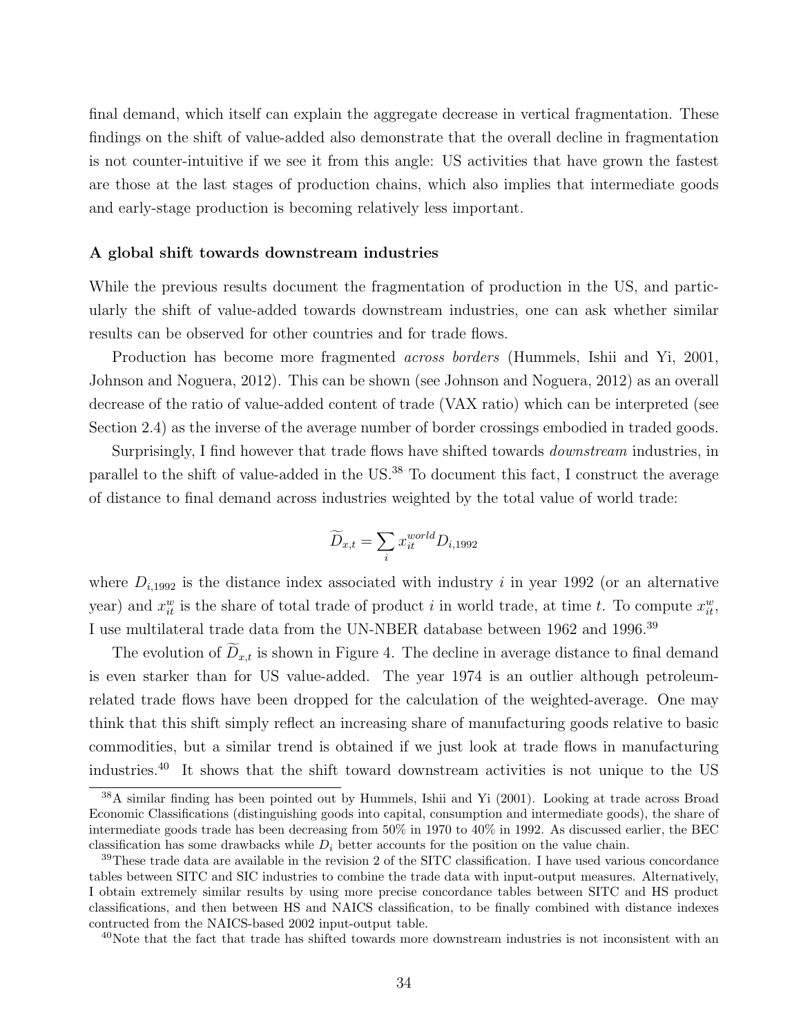final demand, which itself can explain the aggregate decrease in vertical fragmentation. These findings on the shift of value-added also demonstrate that the overall decline in fragmentation is not counter-intuitive if we see it from this angle: US activities that have grown the fastest are those at the last stages of production chains, which also implies that intermediate goods and early-stage production is becoming relatively less important.

**A global shift towards downstream industries**

While the previous results document the fragmentation of production in the US, and particularly the shift of value-added towards downstream industries, one can ask whether similar results can be observed for other countries and for trade flows.

Production has become more fragmented *across borders* (Hummels, Ishii and Yi, 2001, Johnson and Noguera, 2012). This can be shown (see Johnson and Noguera, 2012) as an overall decrease of the ratio of value-added content of trade (VAX ratio) which can be interpreted (see Section 2.4) as the inverse of the average number of border crossings embodied in traded goods.

Surprisingly, I find however that trade flows have shifted towards *downstream* industries, in parallel to the shift of value-added in the US.[38] To document this fact, I construct the average of distance to final demand across industries weighted by the total value of world trade:

$$\widetilde{D}_{x,t} = \sum_i x_{it}^{world} D_{i,1992}$$

where $D_{i,1992}$ is the distance index associated with industry $i$ in year 1992 (or an alternative year) and $x_{it}^{w}$ is the share of total trade of product $i$ in world trade, at time $t$. To compute $x_{it}^{w}$, I use multilateral trade data from the UN-NBER database between 1962 and 1996.[39]

The evolution of $\widetilde{D}_{x,t}$ is shown in Figure 4. The decline in average distance to final demand is even starker than for US value-added. The year 1974 is an outlier although petroleum-related trade flows have been dropped for the calculation of the weighted-average. One may think that this shift simply reflect an increasing share of manufacturing goods relative to basic commodities, but a similar trend is obtained if we just look at trade flows in manufacturing industries.[40] It shows that the shift toward downstream activities is not unique to the US

[38] A similar finding has been pointed out by Hummels, Ishii and Yi (2001). Looking at trade across Broad Economic Classifications (distinguishing goods into capital, consumption and intermediate goods), the share of intermediate goods trade has been decreasing from 50% in 1970 to 40% in 1992. As discussed earlier, the BEC classification has some drawbacks while $D_i$ better accounts for the position on the value chain.

[39] These trade data are available in the revision 2 of the SITC classification. I have used various concordance tables between SITC and SIC industries to combine the trade data with input-output measures. Alternatively, I obtain extremely similar results by using more precise concordance tables between SITC and HS product classifications, and then between HS and NAICS classification, to be finally combined with distance indexes contructed from the NAICS-based 2002 input-output table.

[40] Note that the fact that trade has shifted towards more downstream industries is not inconsistent with an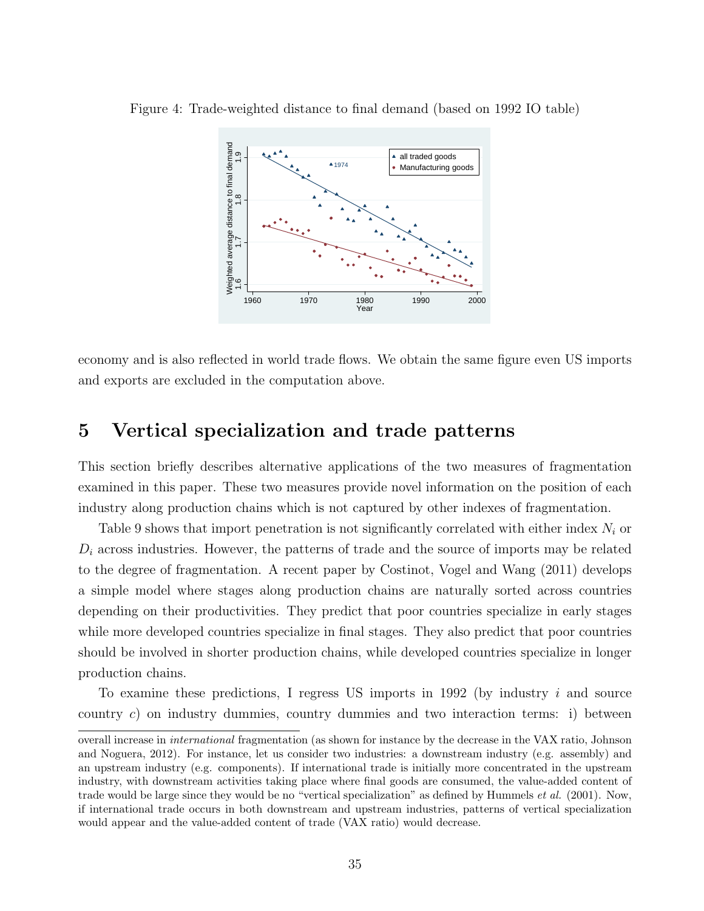Figure 4: Trade-weighted distance to final demand (based on 1992 IO table)

economy and is also reflected in world trade flows. We obtain the same figure even US imports and exports are excluded in the computation above.

# 5 Vertical specialization and trade patterns

This section briefly describes alternative applications of the two measures of fragmentation examined in this paper. These two measures provide novel information on the position of each industry along production chains which is not captured by other indexes of fragmentation.

Table 9 shows that import penetration is not significantly correlated with either index $N_i$ or $D_i$ across industries. However, the patterns of trade and the source of imports may be related to the degree of fragmentation. A recent paper by Costinot, Vogel and Wang (2011) develops a simple model where stages along production chains are naturally sorted across countries depending on their productivities. They predict that poor countries specialize in early stages while more developed countries specialize in final stages. They also predict that poor countries should be involved in shorter production chains, while developed countries specialize in longer production chains.

To examine these predictions, I regress US imports in 1992 (by industry $i$ and source country $c$) on industry dummies, country dummies and two interaction terms: i) between

overall increase in *international* fragmentation (as shown for instance by the decrease in the VAX ratio, Johnson and Noguera, 2012). For instance, let us consider two industries: a downstream industry (e.g. assembly) and an upstream industry (e.g. components). If international trade is initially more concentrated in the upstream industry, with downstream activities taking place where final goods are consumed, the value-added content of trade would be large since they would be no "vertical specialization" as defined by Hummels *et al.* (2001). Now, if international trade occurs in both downstream and upstream industries, patterns of vertical specialization would appear and the value-added content of trade (VAX ratio) would decrease.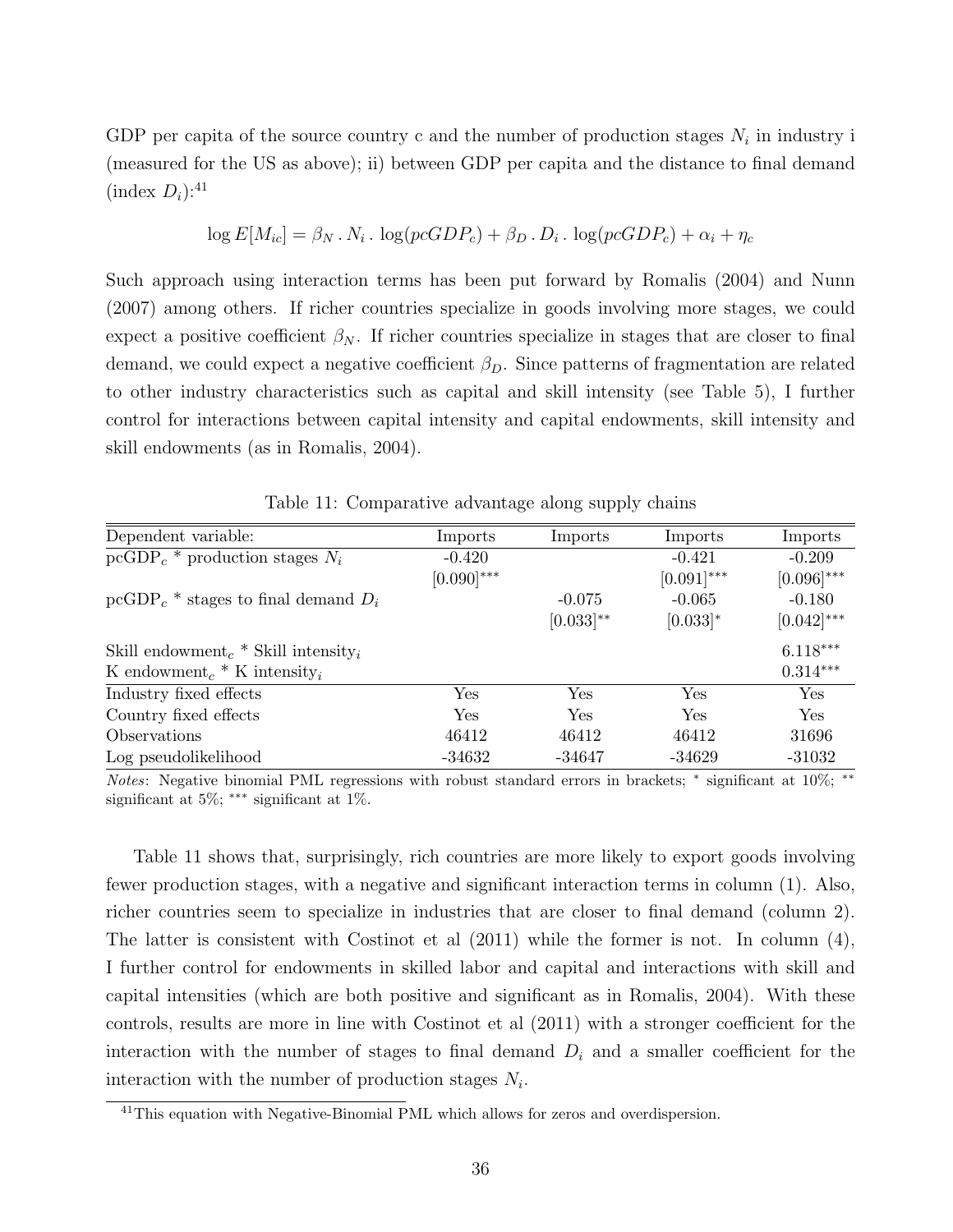GDP per capita of the source country c and the number of production stages $N_i$ in industry i (measured for the US as above); ii) between GDP per capita and the distance to final demand (index $D_i$):[41]

$$\log E[M_{ic}] = \beta_N \,.\, N_i \,.\, \log(pcGDP_c) + \beta_D \,.\, D_i \,.\, \log(pcGDP_c) + \alpha_i + \eta_c$$

Such approach using interaction terms has been put forward by Romalis (2004) and Nunn (2007) among others. If richer countries specialize in goods involving more stages, we could expect a positive coefficient $\beta_N$. If richer countries specialize in stages that are closer to final demand, we could expect a negative coefficient $\beta_D$. Since patterns of fragmentation are related to other industry characteristics such as capital and skill intensity (see Table 5), I further control for interactions between capital intensity and capital endowments, skill intensity and skill endowments (as in Romalis, 2004).

Table 11: Comparative advantage along supply chains

| Dependent variable: | Imports | Imports | Imports | Imports |
|---|---|---|---|---|
| pcGDP$_c$ * production stages $N_i$ | -0.420 | | -0.421 | -0.209 |
| | [0.090]*** | | [0.091]*** | [0.096]*** |
| pcGDP$_c$ * stages to final demand $D_i$ | | -0.075 | -0.065 | -0.180 |
| | | [0.033]** | [0.033]* | [0.042]*** |
| Skill endowment$_c$ * Skill intensity$_i$ | | | | 6.118*** |
| K endowment$_c$ * K intensity$_i$ | | | | 0.314*** |
| Industry fixed effects | Yes | Yes | Yes | Yes |
| Country fixed effects | Yes | Yes | Yes | Yes |
| Observations | 46412 | 46412 | 46412 | 31696 |
| Log pseudolikelihood | -34632 | -34647 | -34629 | -31032 |

*Notes*: Negative binomial PML regressions with robust standard errors in brackets; * significant at 10%; ** significant at 5%; *** significant at 1%.

Table 11 shows that, surprisingly, rich countries are more likely to export goods involving fewer production stages, with a negative and significant interaction terms in column (1). Also, richer countries seem to specialize in industries that are closer to final demand (column 2). The latter is consistent with Costinot et al (2011) while the former is not. In column (4), I further control for endowments in skilled labor and capital and interactions with skill and capital intensities (which are both positive and significant as in Romalis, 2004). With these controls, results are more in line with Costinot et al (2011) with a stronger coefficient for the interaction with the number of stages to final demand $D_i$ and a smaller coefficient for the interaction with the number of production stages $N_i$.

[41] This equation with Negative-Binomial PML which allows for zeros and overdispersion.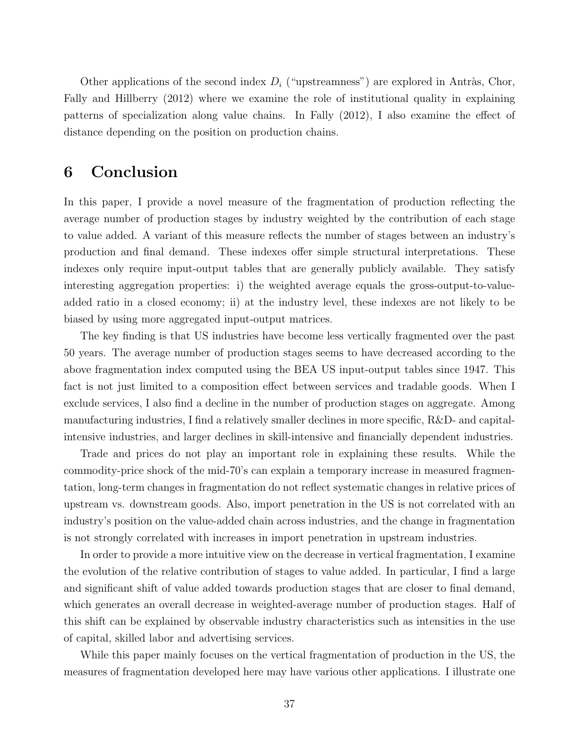Other applications of the second index $D_i$ ("upstreamness") are explored in Antràs, Chor, Fally and Hillberry (2012) where we examine the role of institutional quality in explaining patterns of specialization along value chains. In Fally (2012), I also examine the effect of distance depending on the position on production chains.

# 6 Conclusion

In this paper, I provide a novel measure of the fragmentation of production reflecting the average number of production stages by industry weighted by the contribution of each stage to value added. A variant of this measure reflects the number of stages between an industry's production and final demand. These indexes offer simple structural interpretations. These indexes only require input-output tables that are generally publicly available. They satisfy interesting aggregation properties: i) the weighted average equals the gross-output-to-value-added ratio in a closed economy; ii) at the industry level, these indexes are not likely to be biased by using more aggregated input-output matrices.

The key finding is that US industries have become less vertically fragmented over the past 50 years. The average number of production stages seems to have decreased according to the above fragmentation index computed using the BEA US input-output tables since 1947. This fact is not just limited to a composition effect between services and tradable goods. When I exclude services, I also find a decline in the number of production stages on aggregate. Among manufacturing industries, I find a relatively smaller declines in more specific, R&D- and capital-intensive industries, and larger declines in skill-intensive and financially dependent industries.

Trade and prices do not play an important role in explaining these results. While the commodity-price shock of the mid-70's can explain a temporary increase in measured fragmentation, long-term changes in fragmentation do not reflect systematic changes in relative prices of upstream vs. downstream goods. Also, import penetration in the US is not correlated with an industry's position on the value-added chain across industries, and the change in fragmentation is not strongly correlated with increases in import penetration in upstream industries.

In order to provide a more intuitive view on the decrease in vertical fragmentation, I examine the evolution of the relative contribution of stages to value added. In particular, I find a large and significant shift of value added towards production stages that are closer to final demand, which generates an overall decrease in weighted-average number of production stages. Half of this shift can be explained by observable industry characteristics such as intensities in the use of capital, skilled labor and advertising services.

While this paper mainly focuses on the vertical fragmentation of production in the US, the measures of fragmentation developed here may have various other applications. I illustrate one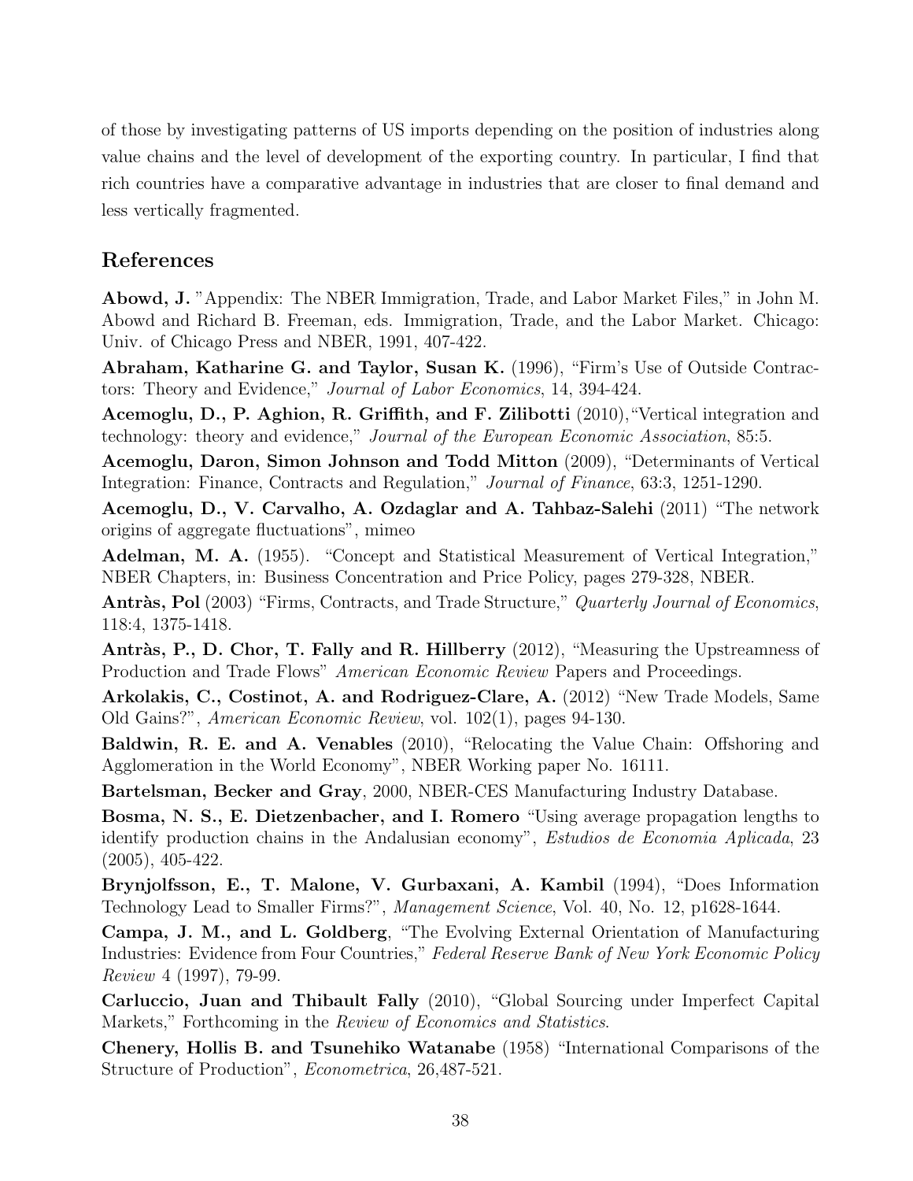of those by investigating patterns of US imports depending on the position of industries along value chains and the level of development of the exporting country. In particular, I find that rich countries have a comparative advantage in industries that are closer to final demand and less vertically fragmented.

## References

**Abowd, J.** "Appendix: The NBER Immigration, Trade, and Labor Market Files," in John M. Abowd and Richard B. Freeman, eds. Immigration, Trade, and the Labor Market. Chicago: Univ. of Chicago Press and NBER, 1991, 407-422.

**Abraham, Katharine G. and Taylor, Susan K.** (1996), "Firm's Use of Outside Contractors: Theory and Evidence," *Journal of Labor Economics*, 14, 394-424.

**Acemoglu, D., P. Aghion, R. Griffith, and F. Zilibotti** (2010),"Vertical integration and technology: theory and evidence," *Journal of the European Economic Association*, 85:5.

**Acemoglu, Daron, Simon Johnson and Todd Mitton** (2009), "Determinants of Vertical Integration: Finance, Contracts and Regulation," *Journal of Finance*, 63:3, 1251-1290.

**Acemoglu, D., V. Carvalho, A. Ozdaglar and A. Tahbaz-Salehi** (2011) "The network origins of aggregate fluctuations", mimeo

**Adelman, M. A.** (1955). "Concept and Statistical Measurement of Vertical Integration," NBER Chapters, in: Business Concentration and Price Policy, pages 279-328, NBER.

**Antràs, Pol** (2003) "Firms, Contracts, and Trade Structure," *Quarterly Journal of Economics*, 118:4, 1375-1418.

**Antràs, P., D. Chor, T. Fally and R. Hillberry** (2012), "Measuring the Upstreamness of Production and Trade Flows" *American Economic Review* Papers and Proceedings.

**Arkolakis, C., Costinot, A. and Rodriguez-Clare, A.** (2012) "New Trade Models, Same Old Gains?", *American Economic Review*, vol. 102(1), pages 94-130.

**Baldwin, R. E. and A. Venables** (2010), "Relocating the Value Chain: Offshoring and Agglomeration in the World Economy", NBER Working paper No. 16111.

**Bartelsman, Becker and Gray**, 2000, NBER-CES Manufacturing Industry Database.

**Bosma, N. S., E. Dietzenbacher, and I. Romero** "Using average propagation lengths to identify production chains in the Andalusian economy", *Estudios de Economia Aplicada*, 23 (2005), 405-422.

**Brynjolfsson, E., T. Malone, V. Gurbaxani, A. Kambil** (1994), "Does Information Technology Lead to Smaller Firms?", *Management Science*, Vol. 40, No. 12, p1628-1644.

**Campa, J. M., and L. Goldberg**, "The Evolving External Orientation of Manufacturing Industries: Evidence from Four Countries," *Federal Reserve Bank of New York Economic Policy Review* 4 (1997), 79-99.

**Carluccio, Juan and Thibault Fally** (2010), "Global Sourcing under Imperfect Capital Markets," Forthcoming in the *Review of Economics and Statistics*.

**Chenery, Hollis B. and Tsunehiko Watanabe** (1958) "International Comparisons of the Structure of Production", *Econometrica*, 26,487-521.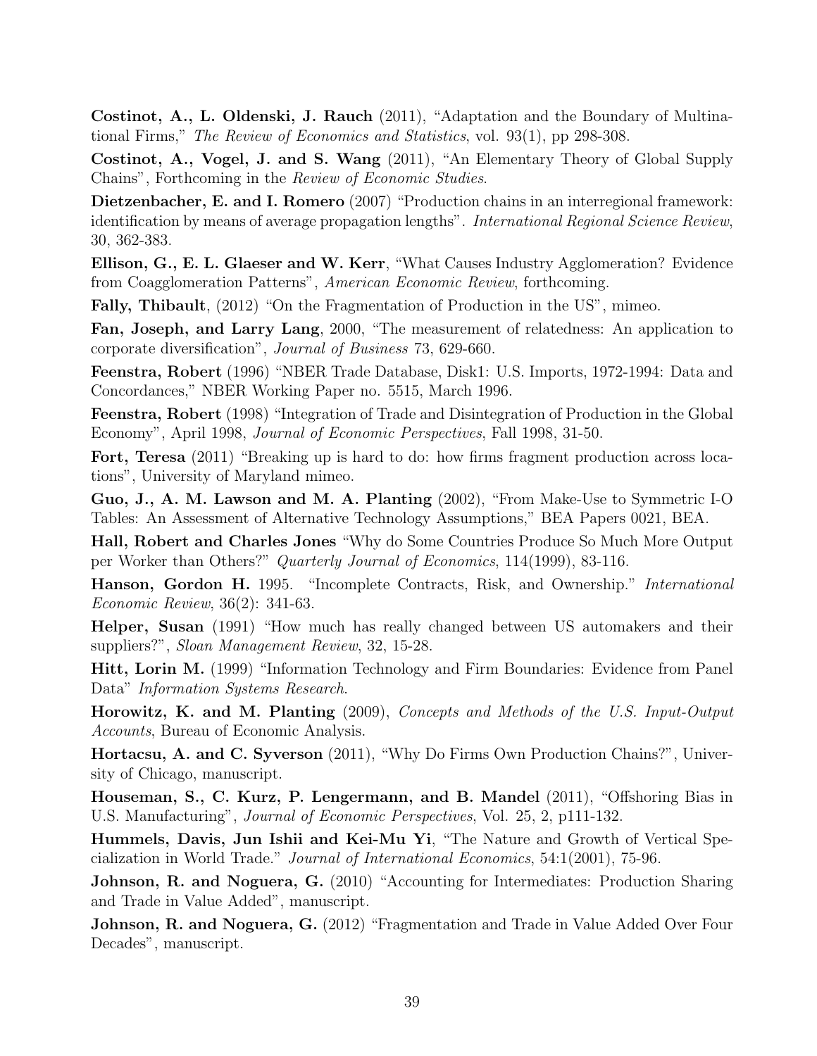**Costinot, A., L. Oldenski, J. Rauch** (2011), "Adaptation and the Boundary of Multinational Firms," *The Review of Economics and Statistics*, vol. 93(1), pp 298-308.

**Costinot, A., Vogel, J. and S. Wang** (2011), "An Elementary Theory of Global Supply Chains", Forthcoming in the *Review of Economic Studies*.

**Dietzenbacher, E. and I. Romero** (2007) "Production chains in an interregional framework: identification by means of average propagation lengths". *International Regional Science Review*, 30, 362-383.

**Ellison, G., E. L. Glaeser and W. Kerr**, "What Causes Industry Agglomeration? Evidence from Coagglomeration Patterns", *American Economic Review*, forthcoming.

**Fally, Thibault**, (2012) "On the Fragmentation of Production in the US", mimeo.

**Fan, Joseph, and Larry Lang**, 2000, "The measurement of relatedness: An application to corporate diversification", *Journal of Business* 73, 629-660.

**Feenstra, Robert** (1996) "NBER Trade Database, Disk1: U.S. Imports, 1972-1994: Data and Concordances," NBER Working Paper no. 5515, March 1996.

**Feenstra, Robert** (1998) "Integration of Trade and Disintegration of Production in the Global Economy", April 1998, *Journal of Economic Perspectives*, Fall 1998, 31-50.

**Fort, Teresa** (2011) "Breaking up is hard to do: how firms fragment production across locations", University of Maryland mimeo.

**Guo, J., A. M. Lawson and M. A. Planting** (2002), "From Make-Use to Symmetric I-O Tables: An Assessment of Alternative Technology Assumptions," BEA Papers 0021, BEA.

**Hall, Robert and Charles Jones** "Why do Some Countries Produce So Much More Output per Worker than Others?" *Quarterly Journal of Economics*, 114(1999), 83-116.

**Hanson, Gordon H.** 1995. "Incomplete Contracts, Risk, and Ownership." *International Economic Review*, 36(2): 341-63.

**Helper, Susan** (1991) "How much has really changed between US automakers and their suppliers?", *Sloan Management Review*, 32, 15-28.

**Hitt, Lorin M.** (1999) "Information Technology and Firm Boundaries: Evidence from Panel Data" *Information Systems Research*.

**Horowitz, K. and M. Planting** (2009), *Concepts and Methods of the U.S. Input-Output Accounts*, Bureau of Economic Analysis.

**Hortacsu, A. and C. Syverson** (2011), "Why Do Firms Own Production Chains?", University of Chicago, manuscript.

**Houseman, S., C. Kurz, P. Lengermann, and B. Mandel** (2011), "Offshoring Bias in U.S. Manufacturing", *Journal of Economic Perspectives*, Vol. 25, 2, p111-132.

**Hummels, Davis, Jun Ishii and Kei-Mu Yi**, "The Nature and Growth of Vertical Specialization in World Trade." *Journal of International Economics*, 54:1(2001), 75-96.

**Johnson, R. and Noguera, G.** (2010) "Accounting for Intermediates: Production Sharing and Trade in Value Added", manuscript.

**Johnson, R. and Noguera, G.** (2012) "Fragmentation and Trade in Value Added Over Four Decades", manuscript.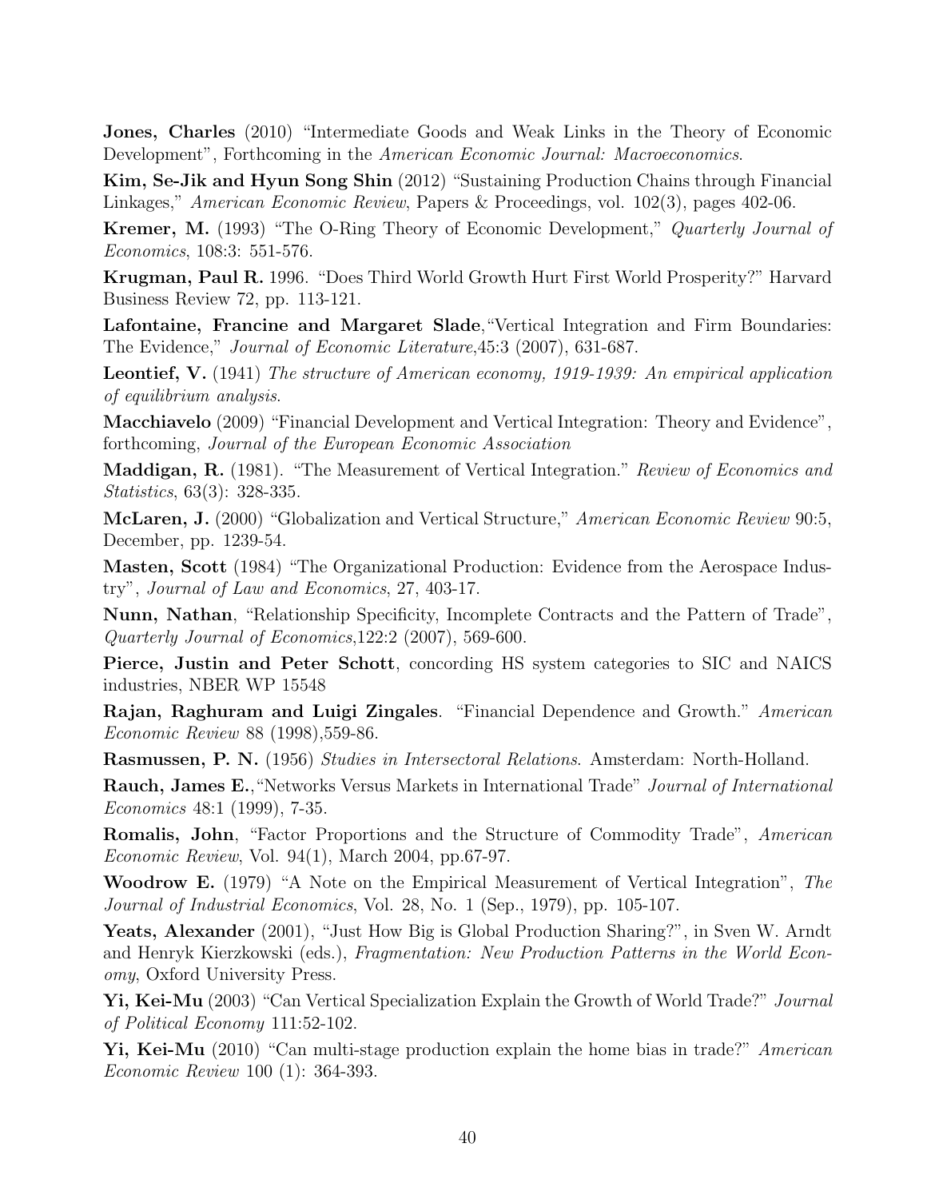**Jones, Charles** (2010) "Intermediate Goods and Weak Links in the Theory of Economic Development", Forthcoming in the *American Economic Journal: Macroeconomics*.

**Kim, Se-Jik and Hyun Song Shin** (2012) "Sustaining Production Chains through Financial Linkages," *American Economic Review*, Papers & Proceedings, vol. 102(3), pages 402-06.

**Kremer, M.** (1993) "The O-Ring Theory of Economic Development," *Quarterly Journal of Economics*, 108:3: 551-576.

**Krugman, Paul R.** 1996. "Does Third World Growth Hurt First World Prosperity?" Harvard Business Review 72, pp. 113-121.

**Lafontaine, Francine and Margaret Slade**,"Vertical Integration and Firm Boundaries: The Evidence," *Journal of Economic Literature*,45:3 (2007), 631-687.

**Leontief, V.** (1941) *The structure of American economy, 1919-1939: An empirical application of equilibrium analysis*.

**Macchiavelo** (2009) "Financial Development and Vertical Integration: Theory and Evidence", forthcoming, *Journal of the European Economic Association*

**Maddigan, R.** (1981). "The Measurement of Vertical Integration." *Review of Economics and Statistics*, 63(3): 328-335.

**McLaren, J.** (2000) "Globalization and Vertical Structure," *American Economic Review* 90:5, December, pp. 1239-54.

**Masten, Scott** (1984) "The Organizational Production: Evidence from the Aerospace Industry", *Journal of Law and Economics*, 27, 403-17.

**Nunn, Nathan**, "Relationship Specificity, Incomplete Contracts and the Pattern of Trade", *Quarterly Journal of Economics*,122:2 (2007), 569-600.

**Pierce, Justin and Peter Schott**, concording HS system categories to SIC and NAICS industries, NBER WP 15548

**Rajan, Raghuram and Luigi Zingales**. "Financial Dependence and Growth." *American Economic Review* 88 (1998),559-86.

**Rasmussen, P. N.** (1956) *Studies in Intersectoral Relations*. Amsterdam: North-Holland.

**Rauch, James E.**,"Networks Versus Markets in International Trade" *Journal of International Economics* 48:1 (1999), 7-35.

**Romalis, John**, "Factor Proportions and the Structure of Commodity Trade", *American Economic Review*, Vol. 94(1), March 2004, pp.67-97.

**Woodrow E.** (1979) "A Note on the Empirical Measurement of Vertical Integration", *The Journal of Industrial Economics*, Vol. 28, No. 1 (Sep., 1979), pp. 105-107.

**Yeats, Alexander** (2001), "Just How Big is Global Production Sharing?", in Sven W. Arndt and Henryk Kierzkowski (eds.), *Fragmentation: New Production Patterns in the World Economy*, Oxford University Press.

**Yi, Kei-Mu** (2003) "Can Vertical Specialization Explain the Growth of World Trade?" *Journal of Political Economy* 111:52-102.

**Yi, Kei-Mu** (2010) "Can multi-stage production explain the home bias in trade?" *American Economic Review* 100 (1): 364-393.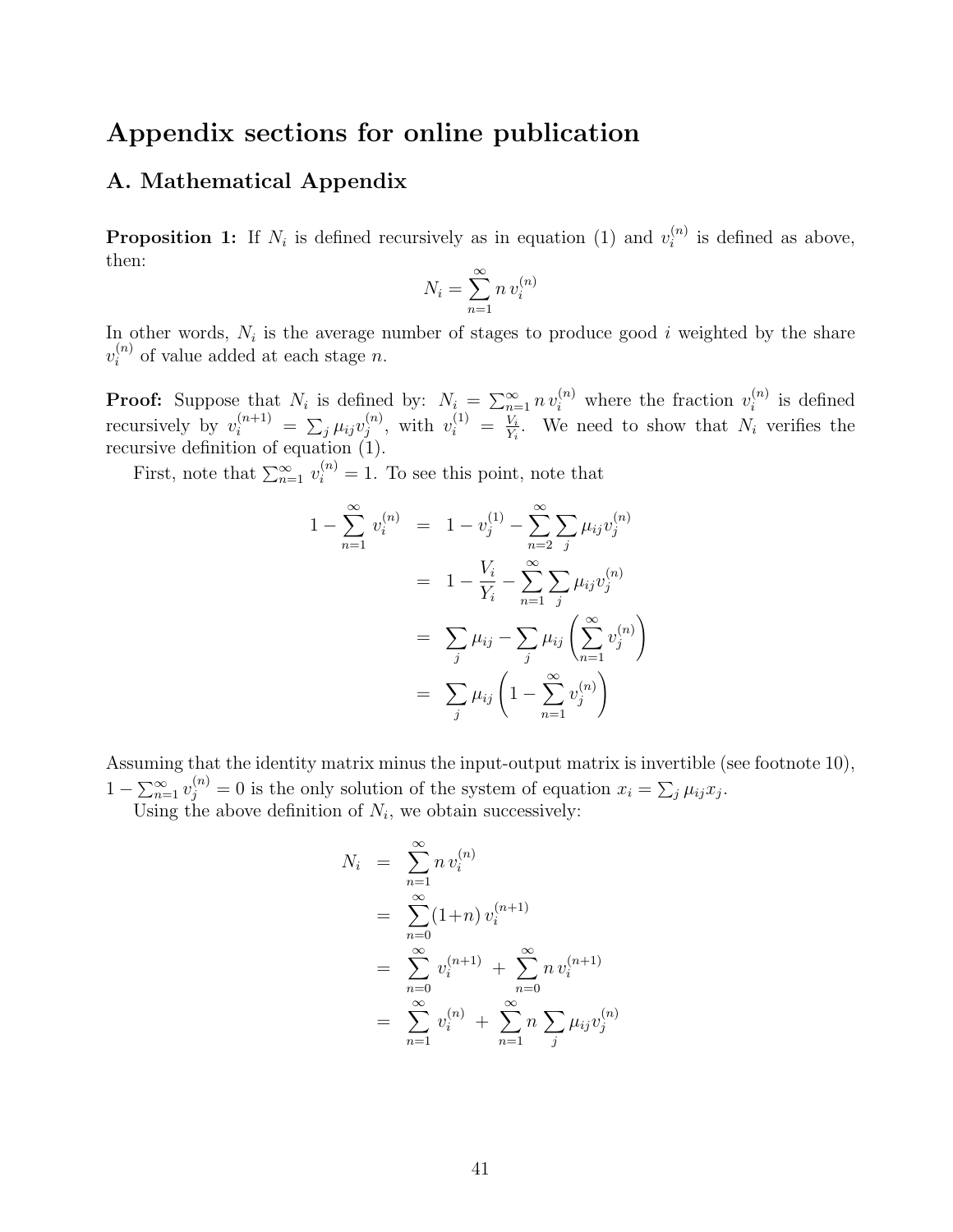# Appendix sections for online publication

## A. Mathematical Appendix

**Proposition 1:** If $N_i$ is defined recursively as in equation (1) and $v_i^{(n)}$ is defined as above, then:

$$N_i = \sum_{n=1}^{\infty} n\, v_i^{(n)}$$

In other words, $N_i$ is the average number of stages to produce good $i$ weighted by the share $v_i^{(n)}$ of value added at each stage $n$.

**Proof:** Suppose that $N_i$ is defined by: $N_i = \sum_{n=1}^{\infty} n\, v_i^{(n)}$ where the fraction $v_i^{(n)}$ is defined recursively by $v_i^{(n+1)} = \sum_j \mu_{ij} v_j^{(n)}$, with $v_i^{(1)} = \frac{V_i}{Y_i}$. We need to show that $N_i$ verifies the recursive definition of equation (1).

First, note that $\sum_{n=1}^{\infty} v_i^{(n)} = 1$. To see this point, note that

$$
\begin{aligned}
1 - \sum_{n=1}^{\infty} v_i^{(n)} &= 1 - v_j^{(1)} - \sum_{n=2}^{\infty} \sum_j \mu_{ij} v_j^{(n)} \\
&= 1 - \frac{V_i}{Y_i} - \sum_{n=1}^{\infty} \sum_j \mu_{ij} v_j^{(n)} \\
&= \sum_j \mu_{ij} - \sum_j \mu_{ij} \left( \sum_{n=1}^{\infty} v_j^{(n)} \right) \\
&= \sum_j \mu_{ij} \left( 1 - \sum_{n=1}^{\infty} v_j^{(n)} \right)
\end{aligned}
$$

Assuming that the identity matrix minus the input-output matrix is invertible (see footnote 10), $1 - \sum_{n=1}^{\infty} v_j^{(n)} = 0$ is the only solution of the system of equation $x_i = \sum_j \mu_{ij} x_j$.

Using the above definition of $N_i$, we obtain successively:

$$
\begin{aligned}
N_i &= \sum_{n=1}^{\infty} n\, v_i^{(n)} \\
&= \sum_{n=0}^{\infty} (1+n)\, v_i^{(n+1)} \\
&= \sum_{n=0}^{\infty} v_i^{(n+1)} \;+\; \sum_{n=0}^{\infty} n\, v_i^{(n+1)} \\
&= \sum_{n=1}^{\infty} v_i^{(n)} \;+\; \sum_{n=1}^{\infty} n \sum_j \mu_{ij} v_j^{(n)}
\end{aligned}
$$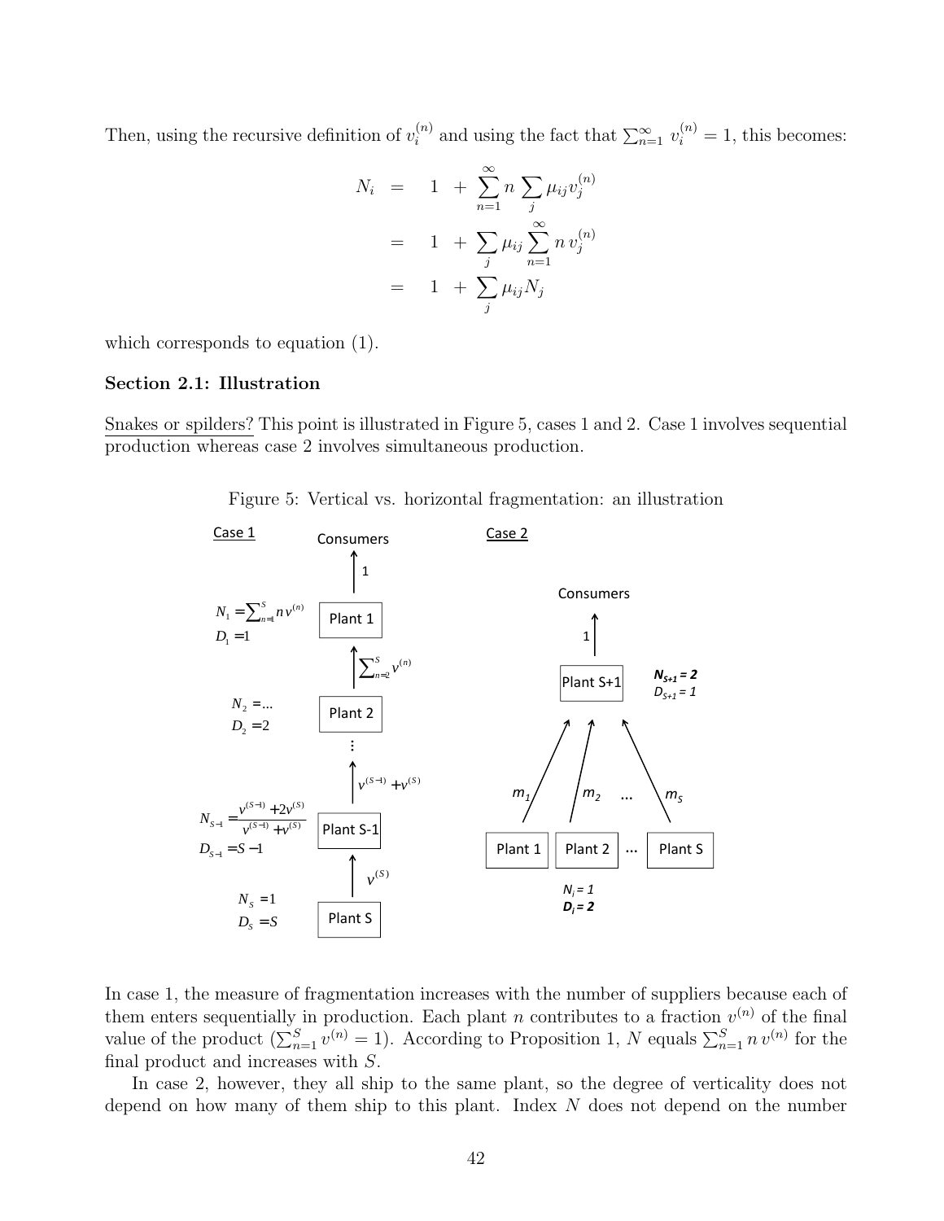Then, using the recursive definition of $v_i^{(n)}$ and using the fact that $\sum_{n=1}^{\infty} v_i^{(n)} = 1$, this becomes:

$$
\begin{aligned}
N_i &= 1 + \sum_{n=1}^{\infty} n \sum_j \mu_{ij} v_j^{(n)} \\
&= 1 + \sum_j \mu_{ij} \sum_{n=1}^{\infty} n \, v_j^{(n)} \\
&= 1 + \sum_j \mu_{ij} N_j
\end{aligned}
$$

which corresponds to equation (1).

**Section 2.1: Illustration**

Snakes or spilders? This point is illustrated in Figure 5, cases 1 and 2. Case 1 involves sequential production whereas case 2 involves simultaneous production.

Figure 5: Vertical vs. horizontal fragmentation: an illustration

In case 1, the measure of fragmentation increases with the number of suppliers because each of them enters sequentially in production. Each plant $n$ contributes to a fraction $v^{(n)}$ of the final value of the product ($\sum_{n=1}^{S} v^{(n)} = 1$). According to Proposition 1, $N$ equals $\sum_{n=1}^{S} n \, v^{(n)}$ for the final product and increases with $S$.

In case 2, however, they all ship to the same plant, so the degree of verticality does not depend on how many of them ship to this plant. Index $N$ does not depend on the number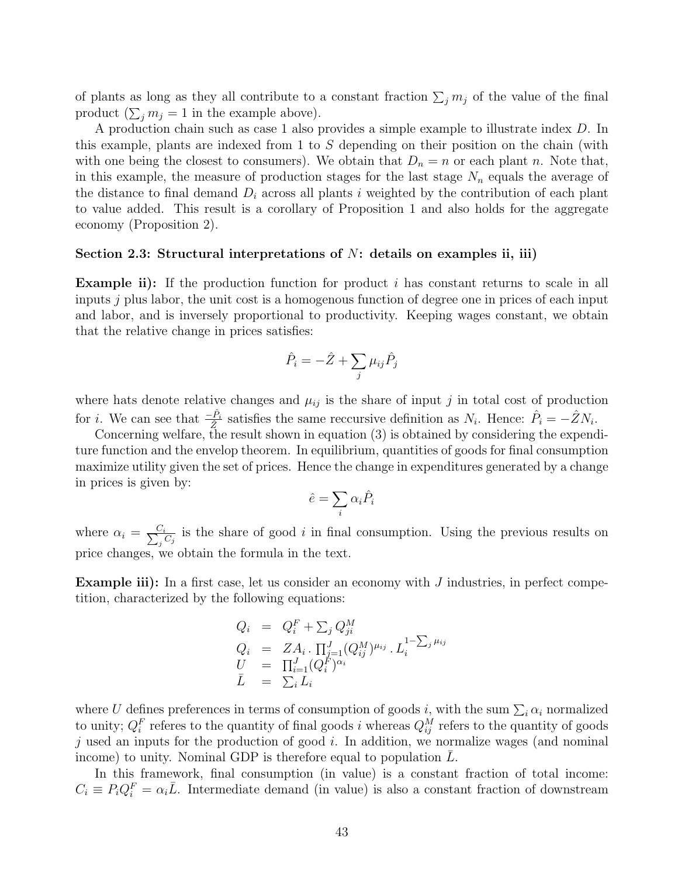of plants as long as they all contribute to a constant fraction $\sum_j m_j$ of the value of the final product ($\sum_j m_j = 1$ in the example above).

A production chain such as case 1 also provides a simple example to illustrate index $D$. In this example, plants are indexed from 1 to $S$ depending on their position on the chain (with with one being the closest to consumers). We obtain that $D_n = n$ or each plant $n$. Note that, in this example, the measure of production stages for the last stage $N_n$ equals the average of the distance to final demand $D_i$ across all plants $i$ weighted by the contribution of each plant to value added. This result is a corollary of Proposition 1 and also holds for the aggregate economy (Proposition 2).

**Section 2.3: Structural interpretations of $N$: details on examples ii, iii)**

**Example ii):** If the production function for product $i$ has constant returns to scale in all inputs $j$ plus labor, the unit cost is a homogenous function of degree one in prices of each input and labor, and is inversely proportional to productivity. Keeping wages constant, we obtain that the relative change in prices satisfies:

$$\hat{P}_i = -\hat{Z} + \sum_j \mu_{ij} \hat{P}_j$$

where hats denote relative changes and $\mu_{ij}$ is the share of input $j$ in total cost of production for $i$. We can see that $\frac{-\hat{P}_i}{\hat{Z}}$ satisfies the same reccursive definition as $N_i$. Hence: $\hat{P}_i = -\hat{Z}N_i$.

Concerning welfare, the result shown in equation (3) is obtained by considering the expenditure function and the envelop theorem. In equilibrium, quantities of goods for final consumption maximize utility given the set of prices. Hence the change in expenditures generated by a change in prices is given by:

$$\hat{e} = \sum_i \alpha_i \hat{P}_i$$

where $\alpha_i = \frac{C_i}{\sum_j C_j}$ is the share of good $i$ in final consumption. Using the previous results on price changes, we obtain the formula in the text.

**Example iii):** In a first case, let us consider an economy with $J$ industries, in perfect competition, characterized by the following equations:

$$\begin{aligned}
Q_i &= Q_i^F + \textstyle\sum_j Q_{ji}^M \\
Q_i &= ZA_i \, . \, \textstyle\prod_{j=1}^J (Q_{ij}^M)^{\mu_{ij}} \, . \, L_i^{1-\sum_j \mu_{ij}} \\
U &= \textstyle\prod_{i=1}^J (Q_i^F)^{\alpha_i} \\
\bar{L} &= \textstyle\sum_i L_i
\end{aligned}$$

where $U$ defines preferences in terms of consumption of goods $i$, with the sum $\sum_i \alpha_i$ normalized to unity; $Q_i^F$ referes to the quantity of final goods $i$ whereas $Q_{ij}^M$ refers to the quantity of goods $j$ used an inputs for the production of good $i$. In addition, we normalize wages (and nominal income) to unity. Nominal GDP is therefore equal to population $\bar{L}$.

In this framework, final consumption (in value) is a constant fraction of total income: $C_i \equiv P_i Q_i^F = \alpha_i \bar{L}$. Intermediate demand (in value) is also a constant fraction of downstream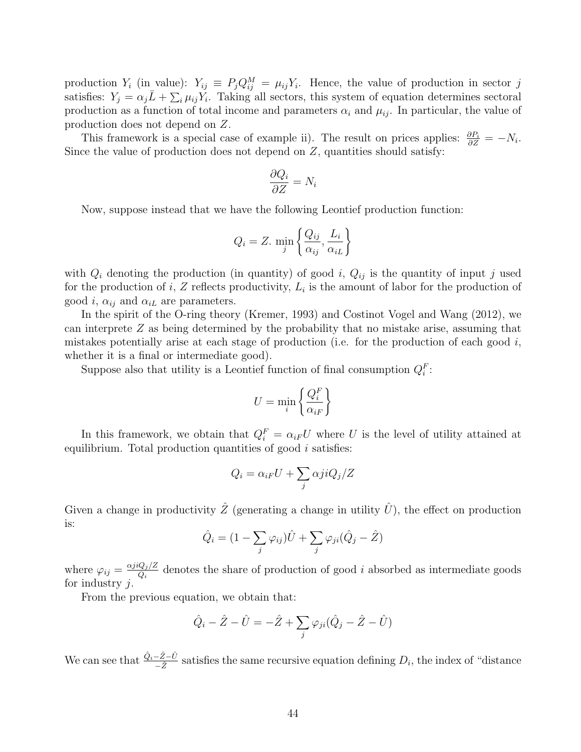production $Y_i$ (in value): $Y_{ij} \equiv P_j Q_{ij}^M = \mu_{ij} Y_i$. Hence, the value of production in sector $j$ satisfies: $Y_j = \alpha_j \bar{L} + \sum_i \mu_{ij} Y_i$. Taking all sectors, this system of equation determines sectoral production as a function of total income and parameters $\alpha_i$ and $\mu_{ij}$. In particular, the value of production does not depend on $Z$.

This framework is a special case of example ii). The result on prices applies: $\frac{\partial P_i}{\partial Z} = -N_i$. Since the value of production does not depend on $Z$, quantities should satisfy:

$$\frac{\partial Q_i}{\partial Z} = N_i$$

Now, suppose instead that we have the following Leontief production function:

$$Q_i = Z. \min_j \left\{ \frac{Q_{ij}}{\alpha_{ij}}, \frac{L_i}{\alpha_{iL}} \right\}$$

with $Q_i$ denoting the production (in quantity) of good $i$, $Q_{ij}$ is the quantity of input $j$ used for the production of $i$, $Z$ reflects productivity, $L_i$ is the amount of labor for the production of good $i$, $\alpha_{ij}$ and $\alpha_{iL}$ are parameters.

In the spirit of the O-ring theory (Kremer, 1993) and Costinot Vogel and Wang (2012), we can interprete $Z$ as being determined by the probability that no mistake arise, assuming that mistakes potentially arise at each stage of production (i.e. for the production of each good $i$, whether it is a final or intermediate good).

Suppose also that utility is a Leontief function of final consumption $Q_i^F$:

$$U = \min_i \left\{ \frac{Q_i^F}{\alpha_{iF}} \right\}$$

In this framework, we obtain that $Q_i^F = \alpha_{iF} U$ where $U$ is the level of utility attained at equilibrium. Total production quantities of good $i$ satisfies:

$$Q_i = \alpha_{iF} U + \sum_j \alpha ji Q_j / Z$$

Given a change in productivity $\hat{Z}$ (generating a change in utility $\hat{U}$), the effect on production is:

$$\hat{Q}_i = (1 - \sum_j \varphi_{ij}) \hat{U} + \sum_j \varphi_{ji} (\hat{Q}_j - \hat{Z})$$

where $\varphi_{ij} = \frac{\alpha ji Q_j / Z}{Q_i}$ denotes the share of production of good $i$ absorbed as intermediate goods for industry $j$.

From the previous equation, we obtain that:

$$\hat{Q}_i - \hat{Z} - \hat{U} = -\hat{Z} + \sum_j \varphi_{ji} (\hat{Q}_j - \hat{Z} - \hat{U})$$

We can see that $\frac{\hat{Q}_i - \hat{Z} - \hat{U}}{-\hat{Z}}$ satisfies the same recursive equation defining $D_i$, the index of "distance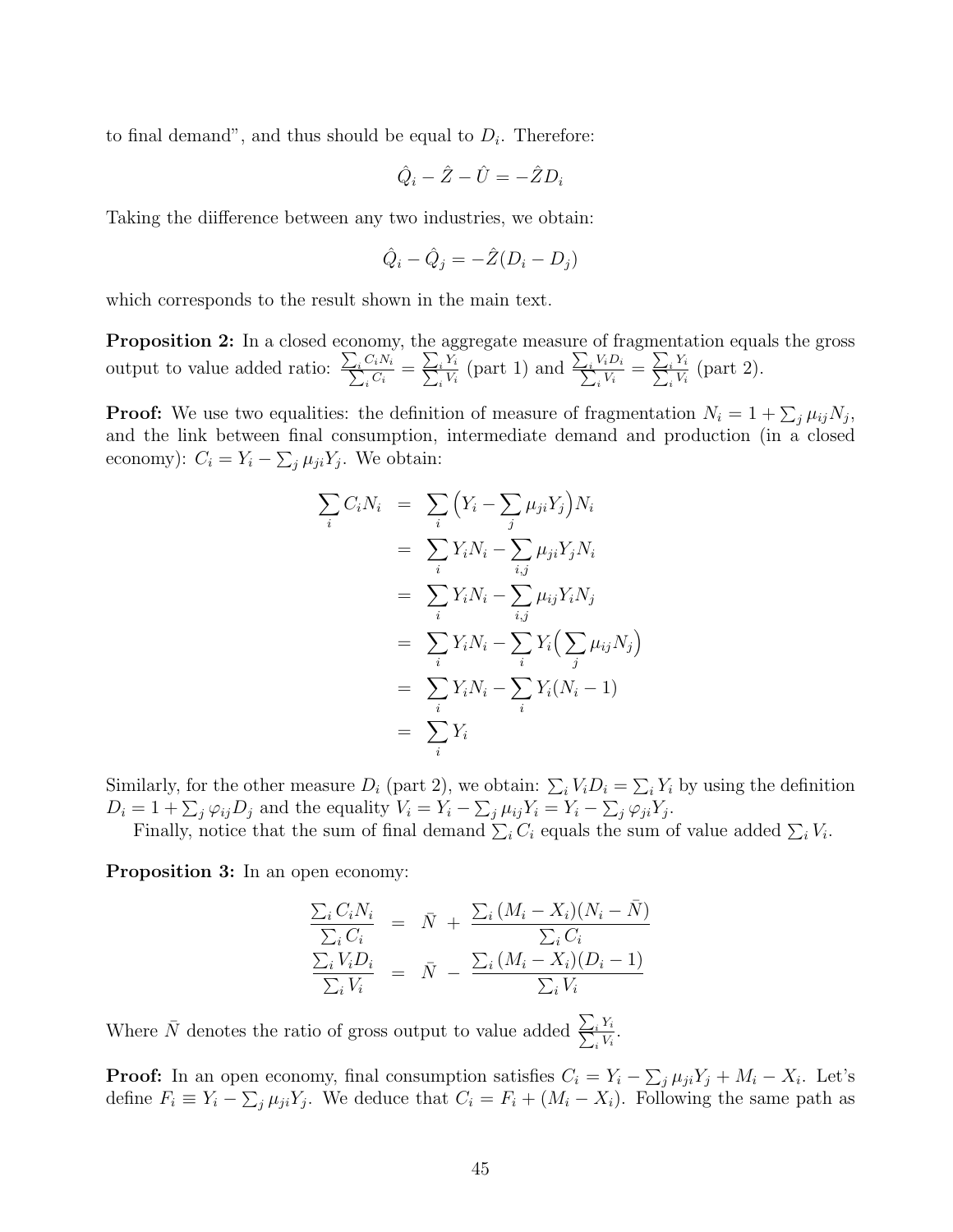to final demand", and thus should be equal to $D_i$. Therefore:

$$\hat{Q}_i - \hat{Z} - \hat{U} = -\hat{Z}D_i$$

Taking the diifference between any two industries, we obtain:

$$\hat{Q}_i - \hat{Q}_j = -\hat{Z}(D_i - D_j)$$

which corresponds to the result shown in the main text.

**Proposition 2:** In a closed economy, the aggregate measure of fragmentation equals the gross output to value added ratio: $\frac{\sum_i C_i N_i}{\sum_i C_i} = \frac{\sum_i Y_i}{\sum_i V_i}$ (part 1) and $\frac{\sum_i V_i D_i}{\sum_i V_i} = \frac{\sum_i Y_i}{\sum_i V_i}$ (part 2).

**Proof:** We use two equalities: the definition of measure of fragmentation $N_i = 1 + \sum_j \mu_{ij} N_j$, and the link between final consumption, intermediate demand and production (in a closed economy): $C_i = Y_i - \sum_j \mu_{ji} Y_j$. We obtain:

$$\begin{aligned}
\sum_i C_i N_i &= \sum_i \Big(Y_i - \sum_j \mu_{ji} Y_j\Big) N_i \\
&= \sum_i Y_i N_i - \sum_{i,j} \mu_{ji} Y_j N_i \\
&= \sum_i Y_i N_i - \sum_{i,j} \mu_{ij} Y_i N_j \\
&= \sum_i Y_i N_i - \sum_i Y_i \Big(\sum_j \mu_{ij} N_j\Big) \\
&= \sum_i Y_i N_i - \sum_i Y_i (N_i - 1) \\
&= \sum_i Y_i
\end{aligned}$$

Similarly, for the other measure $D_i$ (part 2), we obtain: $\sum_i V_i D_i = \sum_i Y_i$ by using the definition $D_i = 1 + \sum_j \varphi_{ij} D_j$ and the equality $V_i = Y_i - \sum_j \mu_{ij} Y_i = Y_i - \sum_j \varphi_{ji} Y_j$.

Finally, notice that the sum of final demand $\sum_i C_i$ equals the sum of value added $\sum_i V_i$.

**Proposition 3:** In an open economy:

$$\begin{aligned}
\frac{\sum_i C_i N_i}{\sum_i C_i} &= \bar{N} \; + \; \frac{\sum_i (M_i - X_i)(N_i - \bar{N})}{\sum_i C_i} \\
\frac{\sum_i V_i D_i}{\sum_i V_i} &= \bar{N} \; - \; \frac{\sum_i (M_i - X_i)(D_i - 1)}{\sum_i V_i}
\end{aligned}$$

Where $\bar{N}$ denotes the ratio of gross output to value added $\frac{\sum_i Y_i}{\sum_i V_i}$.

**Proof:** In an open economy, final consumption satisfies $C_i = Y_i - \sum_j \mu_{ji} Y_j + M_i - X_i$. Let's define $F_i \equiv Y_i - \sum_j \mu_{ji} Y_j$. We deduce that $C_i = F_i + (M_i - X_i)$. Following the same path as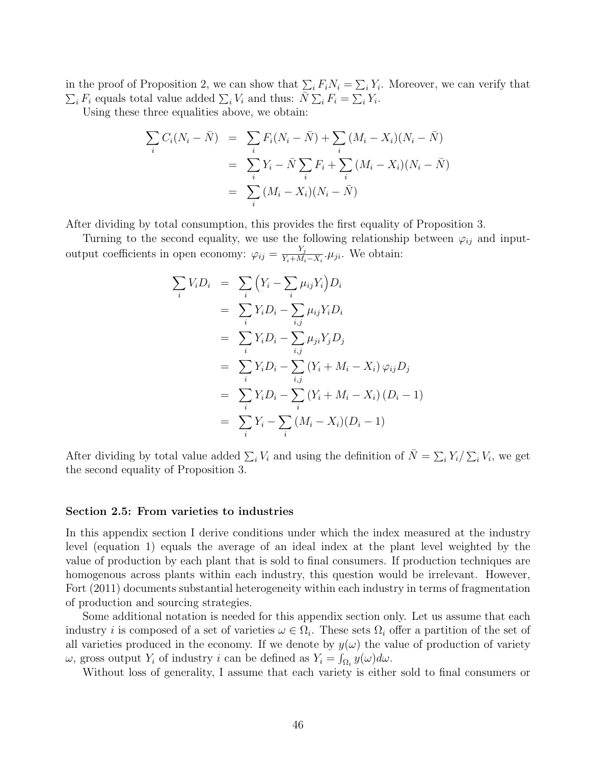in the proof of Proposition 2, we can show that $\sum_i F_i N_i = \sum_i Y_i$. Moreover, we can verify that $\sum_i F_i$ equals total value added $\sum_i V_i$ and thus: $\bar{N} \sum_i F_i = \sum_i Y_i$.

Using these three equalities above, we obtain:

$$
\begin{aligned}
\sum_i C_i (N_i - \bar{N}) &= \sum_i F_i (N_i - \bar{N}) + \sum_i (M_i - X_i)(N_i - \bar{N}) \\
&= \sum_i Y_i - \bar{N} \sum_i F_i + \sum_i (M_i - X_i)(N_i - \bar{N}) \\
&= \sum_i (M_i - X_i)(N_i - \bar{N})
\end{aligned}
$$

After dividing by total consumption, this provides the first equality of Proposition 3.

Turning to the second equality, we use the following relationship between $\varphi_{ij}$ and input-output coefficients in open economy: $\varphi_{ij} = \frac{Y_j}{Y_i + M_i - X_i} . \mu_{ji}$. We obtain:

$$
\begin{aligned}
\sum_i V_i D_i &= \sum_i \Big( Y_i - \sum_i \mu_{ij} Y_i \Big) D_i \\
&= \sum_i Y_i D_i - \sum_{i,j} \mu_{ij} Y_i D_i \\
&= \sum_i Y_i D_i - \sum_{i,j} \mu_{ji} Y_j D_j \\
&= \sum_i Y_i D_i - \sum_{i,j} (Y_i + M_i - X_i) \, \varphi_{ij} D_j \\
&= \sum_i Y_i D_i - \sum_i (Y_i + M_i - X_i) \, (D_i - 1) \\
&= \sum_i Y_i - \sum_i (M_i - X_i)(D_i - 1)
\end{aligned}
$$

After dividing by total value added $\sum_i V_i$ and using the definition of $\bar{N} = \sum_i Y_i / \sum_i V_i$, we get the second equality of Proposition 3.

**Section 2.5: From varieties to industries**

In this appendix section I derive conditions under which the index measured at the industry level (equation 1) equals the average of an ideal index at the plant level weighted by the value of production by each plant that is sold to final consumers. If production techniques are homogenous across plants within each industry, this question would be irrelevant. However, Fort (2011) documents substantial heterogeneity within each industry in terms of fragmentation of production and sourcing strategies.

Some additional notation is needed for this appendix section only. Let us assume that each industry $i$ is composed of a set of varieties $\omega \in \Omega_i$. These sets $\Omega_i$ offer a partition of the set of all varieties produced in the economy. If we denote by $y(\omega)$ the value of production of variety $\omega$, gross output $Y_i$ of industry $i$ can be defined as $Y_i = \int_{\Omega_i} y(\omega) d\omega$.

Without loss of generality, I assume that each variety is either sold to final consumers or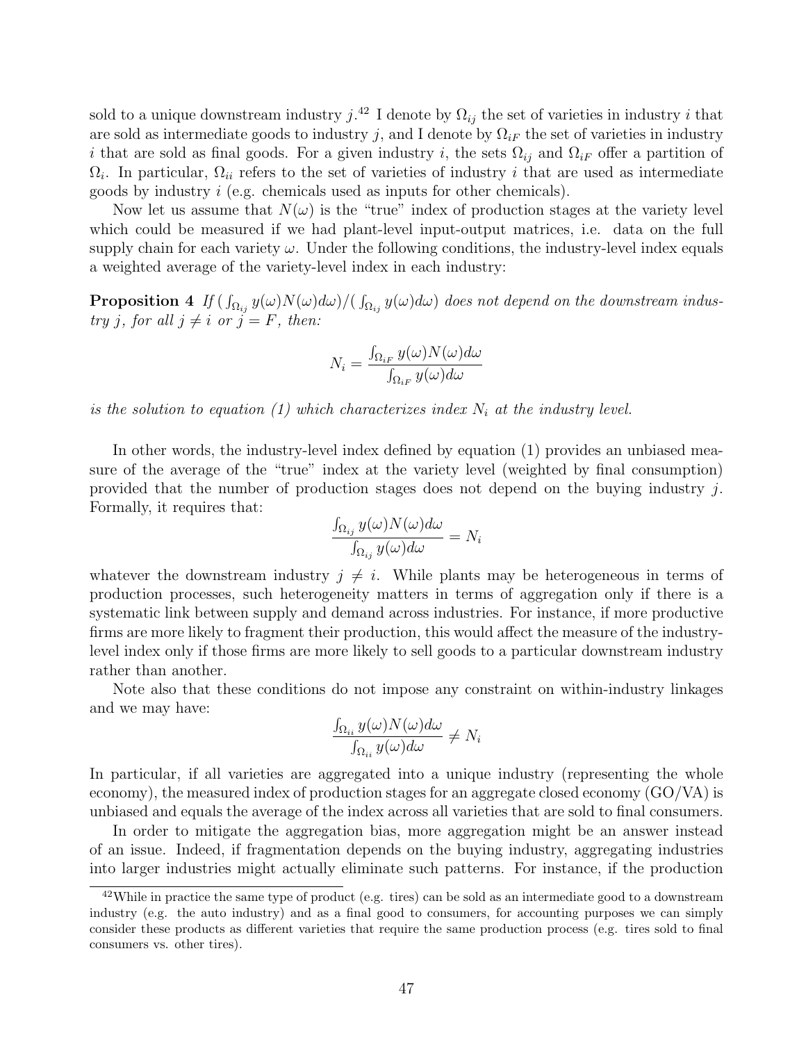sold to a unique downstream industry $j$.[42] I denote by $\Omega_{ij}$ the set of varieties in industry $i$ that are sold as intermediate goods to industry $j$, and I denote by $\Omega_{iF}$ the set of varieties in industry $i$ that are sold as final goods. For a given industry $i$, the sets $\Omega_{ij}$ and $\Omega_{iF}$ offer a partition of $\Omega_i$. In particular, $\Omega_{ii}$ refers to the set of varieties of industry $i$ that are used as intermediate goods by industry $i$ (e.g. chemicals used as inputs for other chemicals).

Now let us assume that $N(\omega)$ is the "true" index of production stages at the variety level which could be measured if we had plant-level input-output matrices, i.e. data on the full supply chain for each variety $\omega$. Under the following conditions, the industry-level index equals a weighted average of the variety-level index in each industry:

**Proposition 4** *If $(\int_{\Omega_{ij}} y(\omega)N(\omega)d\omega)/(\int_{\Omega_{ij}} y(\omega)d\omega)$ does not depend on the downstream industry $j$, for all $j \neq i$ or $j = F$, then:*

$$N_i = \frac{\int_{\Omega_{iF}} y(\omega)N(\omega)d\omega}{\int_{\Omega_{iF}} y(\omega)d\omega}$$

*is the solution to equation (1) which characterizes index $N_i$ at the industry level.*

In other words, the industry-level index defined by equation (1) provides an unbiased measure of the average of the "true" index at the variety level (weighted by final consumption) provided that the number of production stages does not depend on the buying industry $j$. Formally, it requires that:

$$\frac{\int_{\Omega_{ij}} y(\omega)N(\omega)d\omega}{\int_{\Omega_{ij}} y(\omega)d\omega} = N_i$$

whatever the downstream industry $j \neq i$. While plants may be heterogeneous in terms of production processes, such heterogeneity matters in terms of aggregation only if there is a systematic link between supply and demand across industries. For instance, if more productive firms are more likely to fragment their production, this would affect the measure of the industry-level index only if those firms are more likely to sell goods to a particular downstream industry rather than another.

Note also that these conditions do not impose any constraint on within-industry linkages and we may have:

$$\frac{\int_{\Omega_{ii}} y(\omega)N(\omega)d\omega}{\int_{\Omega_{ii}} y(\omega)d\omega} \neq N_i$$

In particular, if all varieties are aggregated into a unique industry (representing the whole economy), the measured index of production stages for an aggregate closed economy (GO/VA) is unbiased and equals the average of the index across all varieties that are sold to final consumers.

In order to mitigate the aggregation bias, more aggregation might be an answer instead of an issue. Indeed, if fragmentation depends on the buying industry, aggregating industries into larger industries might actually eliminate such patterns. For instance, if the production

[42] While in practice the same type of product (e.g. tires) can be sold as an intermediate good to a downstream industry (e.g. the auto industry) and as a final good to consumers, for accounting purposes we can simply consider these products as different varieties that require the same production process (e.g. tires sold to final consumers vs. other tires).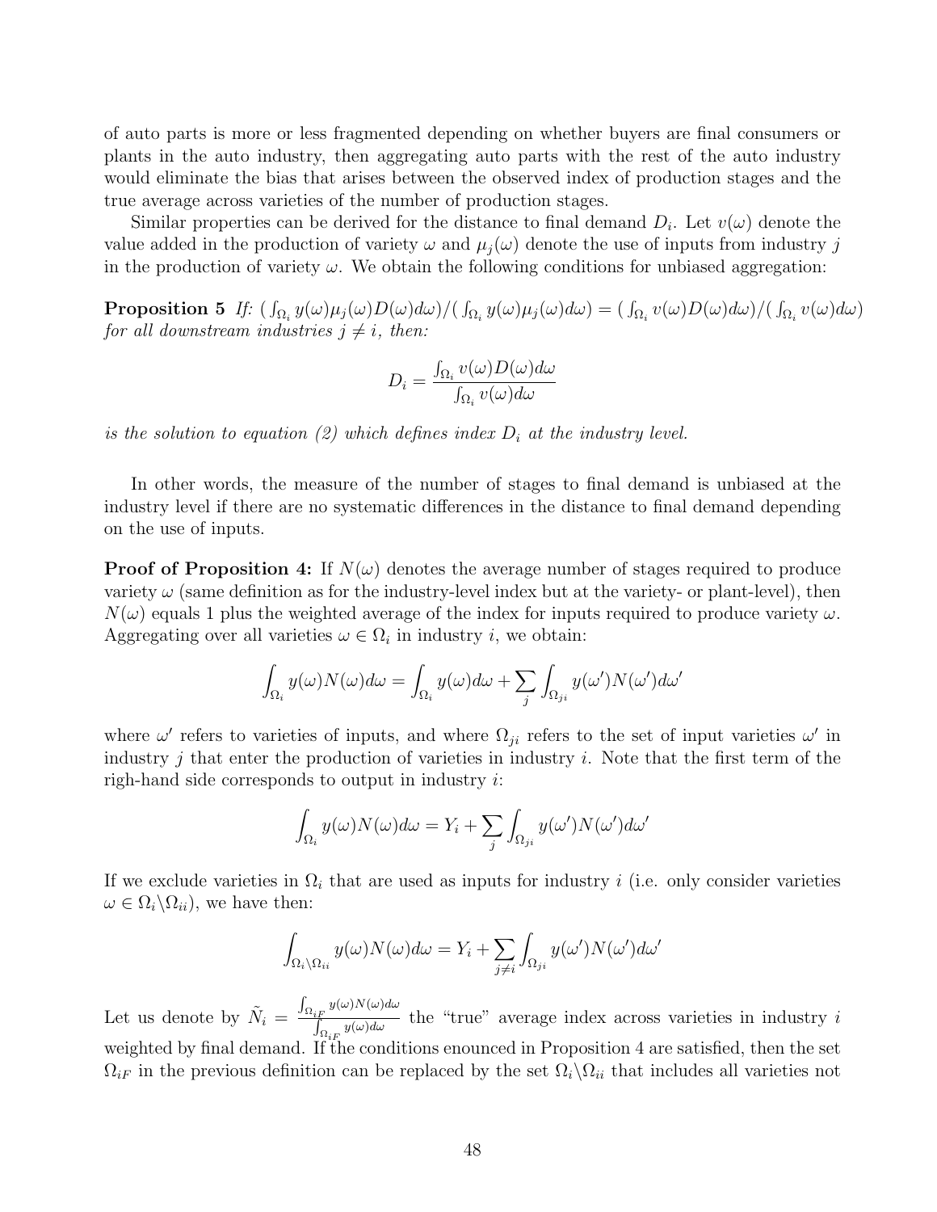of auto parts is more or less fragmented depending on whether buyers are final consumers or plants in the auto industry, then aggregating auto parts with the rest of the auto industry would eliminate the bias that arises between the observed index of production stages and the true average across varieties of the number of production stages.

Similar properties can be derived for the distance to final demand $D_i$. Let $v(\omega)$ denote the value added in the production of variety $\omega$ and $\mu_j(\omega)$ denote the use of inputs from industry $j$ in the production of variety $\omega$. We obtain the following conditions for unbiased aggregation:

**Proposition 5** *If:* $(\int_{\Omega_i} y(\omega)\mu_j(\omega)D(\omega)d\omega)/(\int_{\Omega_i} y(\omega)\mu_j(\omega)d\omega) = (\int_{\Omega_i} v(\omega)D(\omega)d\omega)/(\int_{\Omega_i} v(\omega)d\omega)$ *for all downstream industries* $j \neq i$*, then:*

$$D_i = \frac{\int_{\Omega_i} v(\omega)D(\omega)d\omega}{\int_{\Omega_i} v(\omega)d\omega}$$

*is the solution to equation (2) which defines index* $D_i$ *at the industry level.*

In other words, the measure of the number of stages to final demand is unbiased at the industry level if there are no systematic differences in the distance to final demand depending on the use of inputs.

**Proof of Proposition 4:** If $N(\omega)$ denotes the average number of stages required to produce variety $\omega$ (same definition as for the industry-level index but at the variety- or plant-level), then $N(\omega)$ equals 1 plus the weighted average of the index for inputs required to produce variety $\omega$. Aggregating over all varieties $\omega \in \Omega_i$ in industry $i$, we obtain:

$$\int_{\Omega_i} y(\omega)N(\omega)d\omega = \int_{\Omega_i} y(\omega)d\omega + \sum_j \int_{\Omega_{ji}} y(\omega')N(\omega')d\omega'$$

where $\omega'$ refers to varieties of inputs, and where $\Omega_{ji}$ refers to the set of input varieties $\omega'$ in industry $j$ that enter the production of varieties in industry $i$. Note that the first term of the righ-hand side corresponds to output in industry $i$:

$$\int_{\Omega_i} y(\omega)N(\omega)d\omega = Y_i + \sum_j \int_{\Omega_{ji}} y(\omega')N(\omega')d\omega'$$

If we exclude varieties in $\Omega_i$ that are used as inputs for industry $i$ (i.e. only consider varieties $\omega \in \Omega_i \backslash \Omega_{ii}$), we have then:

$$\int_{\Omega_i \backslash \Omega_{ii}} y(\omega)N(\omega)d\omega = Y_i + \sum_{j \neq i} \int_{\Omega_{ji}} y(\omega')N(\omega')d\omega'$$

Let us denote by $\tilde{N}_i = \frac{\int_{\Omega_{iF}} y(\omega)N(\omega)d\omega}{\int_{\Omega_{iF}} y(\omega)d\omega}$ the "true" average index across varieties in industry $i$ weighted by final demand. If the conditions enounced in Proposition 4 are satisfied, then the set $\Omega_{iF}$ in the previous definition can be replaced by the set $\Omega_i \backslash \Omega_{ii}$ that includes all varieties not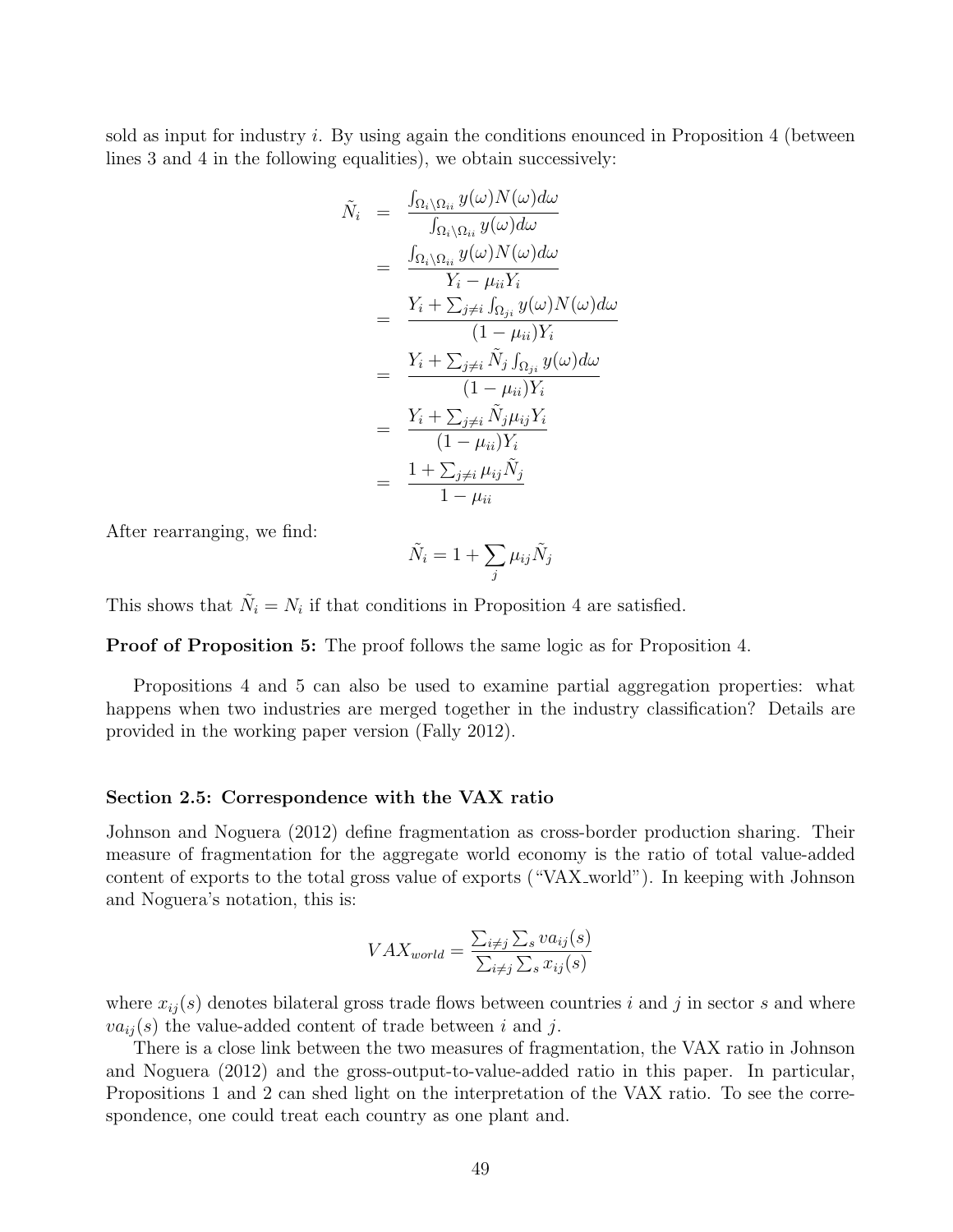sold as input for industry $i$. By using again the conditions enounced in Proposition 4 (between lines 3 and 4 in the following equalities), we obtain successively:

$$
\begin{aligned}
\tilde{N}_i &= \frac{\int_{\Omega_i \setminus \Omega_{ii}} y(\omega) N(\omega) d\omega}{\int_{\Omega_i \setminus \Omega_{ii}} y(\omega) d\omega} \\
&= \frac{\int_{\Omega_i \setminus \Omega_{ii}} y(\omega) N(\omega) d\omega}{Y_i - \mu_{ii} Y_i} \\
&= \frac{Y_i + \sum_{j \neq i} \int_{\Omega_{ji}} y(\omega) N(\omega) d\omega}{(1 - \mu_{ii}) Y_i} \\
&= \frac{Y_i + \sum_{j \neq i} \tilde{N}_j \int_{\Omega_{ji}} y(\omega) d\omega}{(1 - \mu_{ii}) Y_i} \\
&= \frac{Y_i + \sum_{j \neq i} \tilde{N}_j \mu_{ij} Y_i}{(1 - \mu_{ii}) Y_i} \\
&= \frac{1 + \sum_{j \neq i} \mu_{ij} \tilde{N}_j}{1 - \mu_{ii}}
\end{aligned}
$$

After rearranging, we find:

$$
\tilde{N}_i = 1 + \sum_j \mu_{ij} \tilde{N}_j
$$

This shows that $\tilde{N}_i = N_i$ if that conditions in Proposition 4 are satisfied.

**Proof of Proposition 5:** The proof follows the same logic as for Proposition 4.

Propositions 4 and 5 can also be used to examine partial aggregation properties: what happens when two industries are merged together in the industry classification? Details are provided in the working paper version (Fally 2012).

#### Section 2.5: Correspondence with the VAX ratio

Johnson and Noguera (2012) define fragmentation as cross-border production sharing. Their measure of fragmentation for the aggregate world economy is the ratio of total value-added content of exports to the total gross value of exports ("VAX_world"). In keeping with Johnson and Noguera's notation, this is:

$$
VAX_{world} = \frac{\sum_{i \neq j} \sum_s va_{ij}(s)}{\sum_{i \neq j} \sum_s x_{ij}(s)}
$$

where $x_{ij}(s)$ denotes bilateral gross trade flows between countries $i$ and $j$ in sector $s$ and where $va_{ij}(s)$ the value-added content of trade between $i$ and $j$.

There is a close link between the two measures of fragmentation, the VAX ratio in Johnson and Noguera (2012) and the gross-output-to-value-added ratio in this paper. In particular, Propositions 1 and 2 can shed light on the interpretation of the VAX ratio. To see the correspondence, one could treat each country as one plant and.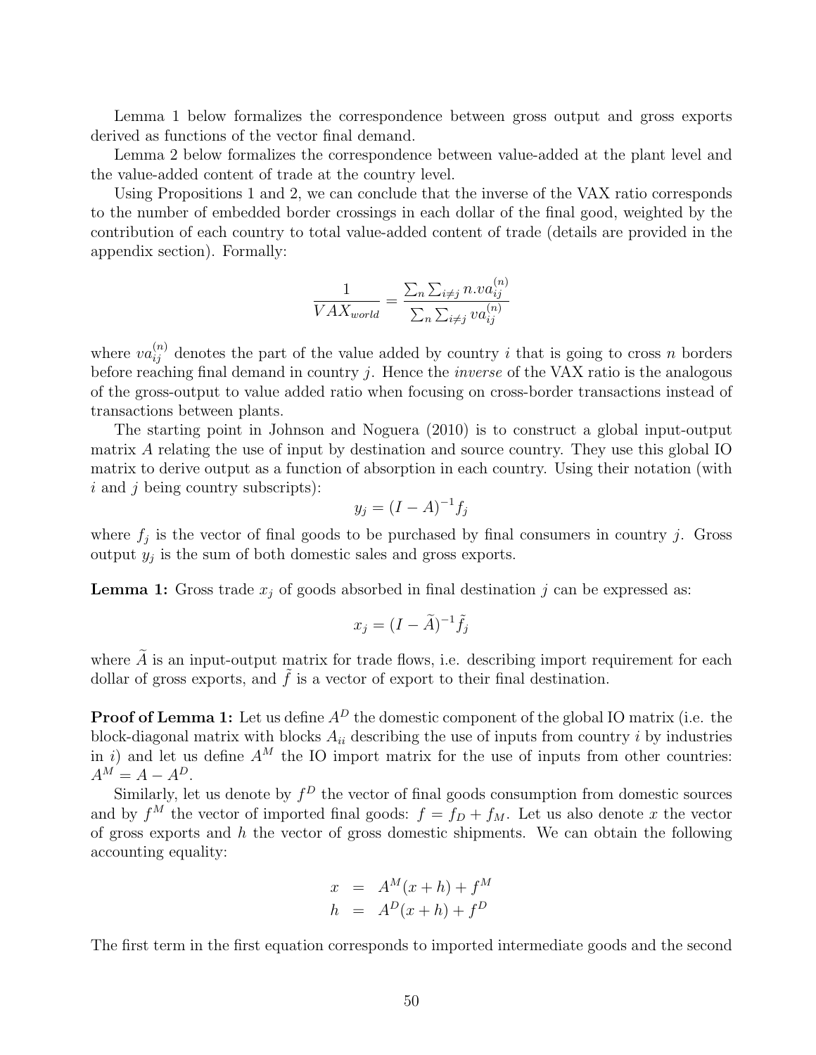Lemma 1 below formalizes the correspondence between gross output and gross exports derived as functions of the vector final demand.

Lemma 2 below formalizes the correspondence between value-added at the plant level and the value-added content of trade at the country level.

Using Propositions 1 and 2, we can conclude that the inverse of the VAX ratio corresponds to the number of embedded border crossings in each dollar of the final good, weighted by the contribution of each country to total value-added content of trade (details are provided in the appendix section). Formally:

$$\frac{1}{VAX_{world}} = \frac{\sum_n \sum_{i \neq j} n.va_{ij}^{(n)}}{\sum_n \sum_{i \neq j} va_{ij}^{(n)}}$$

where $va_{ij}^{(n)}$ denotes the part of the value added by country $i$ that is going to cross $n$ borders before reaching final demand in country $j$. Hence the *inverse* of the VAX ratio is the analogous of the gross-output to value added ratio when focusing on cross-border transactions instead of transactions between plants.

The starting point in Johnson and Noguera (2010) is to construct a global input-output matrix $A$ relating the use of input by destination and source country. They use this global IO matrix to derive output as a function of absorption in each country. Using their notation (with $i$ and $j$ being country subscripts):

$$y_j = (I - A)^{-1} f_j$$

where $f_j$ is the vector of final goods to be purchased by final consumers in country $j$. Gross output $y_j$ is the sum of both domestic sales and gross exports.

**Lemma 1:** Gross trade $x_j$ of goods absorbed in final destination $j$ can be expressed as:

$$x_j = (I - \widetilde{A})^{-1} \tilde{f}_j$$

where $\widetilde{A}$ is an input-output matrix for trade flows, i.e. describing import requirement for each dollar of gross exports, and $\tilde{f}$ is a vector of export to their final destination.

**Proof of Lemma 1:** Let us define $A^D$ the domestic component of the global IO matrix (i.e. the block-diagonal matrix with blocks $A_{ii}$ describing the use of inputs from country $i$ by industries in $i$) and let us define $A^M$ the IO import matrix for the use of inputs from other countries: $A^M = A - A^D$.

Similarly, let us denote by $f^D$ the vector of final goods consumption from domestic sources and by $f^M$ the vector of imported final goods: $f = f_D + f_M$. Let us also denote $x$ the vector of gross exports and $h$ the vector of gross domestic shipments. We can obtain the following accounting equality:

$$\begin{aligned} x &= A^M(x + h) + f^M \\ h &= A^D(x + h) + f^D \end{aligned}$$

The first term in the first equation corresponds to imported intermediate goods and the second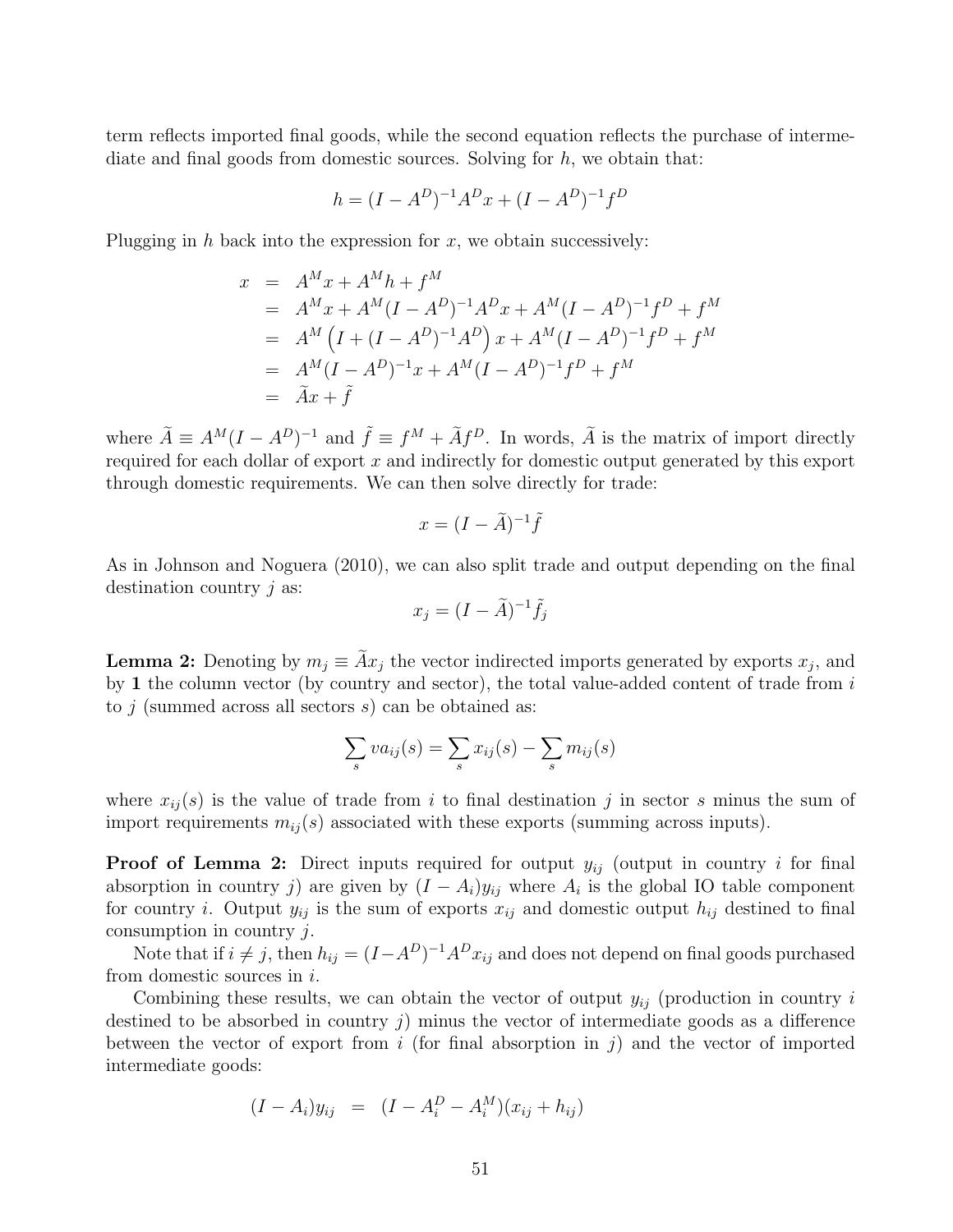term reflects imported final goods, while the second equation reflects the purchase of intermediate and final goods from domestic sources. Solving for $h$, we obtain that:

$$h = (I - A^D)^{-1} A^D x + (I - A^D)^{-1} f^D$$

Plugging in $h$ back into the expression for $x$, we obtain successively:

$$\begin{aligned}
x &= A^M x + A^M h + f^M \\
&= A^M x + A^M (I - A^D)^{-1} A^D x + A^M (I - A^D)^{-1} f^D + f^M \\
&= A^M \left( I + (I - A^D)^{-1} A^D \right) x + A^M (I - A^D)^{-1} f^D + f^M \\
&= A^M (I - A^D)^{-1} x + A^M (I - A^D)^{-1} f^D + f^M \\
&= \widetilde{A} x + \tilde{f}
\end{aligned}$$

where $\widetilde{A} \equiv A^M (I - A^D)^{-1}$ and $\tilde{f} \equiv f^M + \widetilde{A} f^D$. In words, $\widetilde{A}$ is the matrix of import directly required for each dollar of export $x$ and indirectly for domestic output generated by this export through domestic requirements. We can then solve directly for trade:

$$x = (I - \widetilde{A})^{-1} \tilde{f}$$

As in Johnson and Noguera (2010), we can also split trade and output depending on the final destination country $j$ as:

$$x_j = (I - \widetilde{A})^{-1} \tilde{f}_j$$

**Lemma 2:** Denoting by $m_j \equiv \widetilde{A} x_j$ the vector indirected imports generated by exports $x_j$, and by $\mathbf{1}$ the column vector (by country and sector), the total value-added content of trade from $i$ to $j$ (summed across all sectors $s$) can be obtained as:

$$\sum_s va_{ij}(s) = \sum_s x_{ij}(s) - \sum_s m_{ij}(s)$$

where $x_{ij}(s)$ is the value of trade from $i$ to final destination $j$ in sector $s$ minus the sum of import requirements $m_{ij}(s)$ associated with these exports (summing across inputs).

**Proof of Lemma 2:** Direct inputs required for output $y_{ij}$ (output in country $i$ for final absorption in country $j$) are given by $(I - A_i) y_{ij}$ where $A_i$ is the global IO table component for country $i$. Output $y_{ij}$ is the sum of exports $x_{ij}$ and domestic output $h_{ij}$ destined to final consumption in country $j$.

Note that if $i \neq j$, then $h_{ij} = (I - A^D)^{-1} A^D x_{ij}$ and does not depend on final goods purchased from domestic sources in $i$.

Combining these results, we can obtain the vector of output $y_{ij}$ (production in country $i$ destined to be absorbed in country $j$) minus the vector of intermediate goods as a difference between the vector of export from $i$ (for final absorption in $j$) and the vector of imported intermediate goods:

$$(I - A_i) y_{ij} = (I - A_i^D - A_i^M)(x_{ij} + h_{ij})$$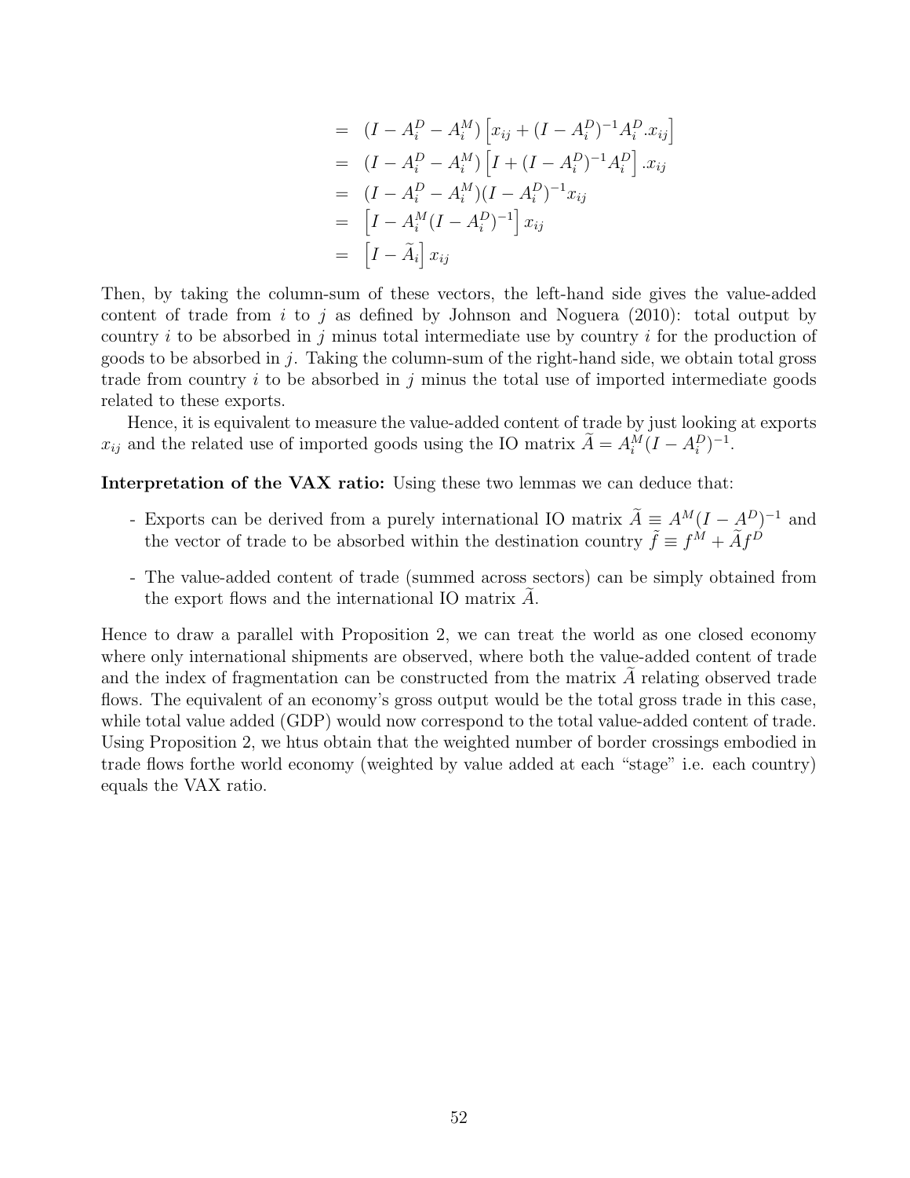$$
\begin{aligned}
&= (I - A_i^D - A_i^M)\left[x_{ij} + (I - A_i^D)^{-1} A_i^D . x_{ij}\right] \\
&= (I - A_i^D - A_i^M)\left[I + (I - A_i^D)^{-1} A_i^D\right] . x_{ij} \\
&= (I - A_i^D - A_i^M)(I - A_i^D)^{-1} x_{ij} \\
&= \left[I - A_i^M (I - A_i^D)^{-1}\right] x_{ij} \\
&= \left[I - \widetilde{A}_i\right] x_{ij}
\end{aligned}
$$

Then, by taking the column-sum of these vectors, the left-hand side gives the value-added content of trade from $i$ to $j$ as defined by Johnson and Noguera (2010): total output by country $i$ to be absorbed in $j$ minus total intermediate use by country $i$ for the production of goods to be absorbed in $j$. Taking the column-sum of the right-hand side, we obtain total gross trade from country $i$ to be absorbed in $j$ minus the total use of imported intermediate goods related to these exports.

Hence, it is equivalent to measure the value-added content of trade by just looking at exports $x_{ij}$ and the related use of imported goods using the IO matrix $\widetilde{A} = A_i^M (I - A_i^D)^{-1}$.

**Interpretation of the VAX ratio:** Using these two lemmas we can deduce that:

- Exports can be derived from a purely international IO matrix $\widetilde{A} \equiv A^M (I - A^D)^{-1}$ and the vector of trade to be absorbed within the destination country $\tilde{f} \equiv f^M + \widetilde{A} f^D$

- The value-added content of trade (summed across sectors) can be simply obtained from the export flows and the international IO matrix $\widetilde{A}$.

Hence to draw a parallel with Proposition 2, we can treat the world as one closed economy where only international shipments are observed, where both the value-added content of trade and the index of fragmentation can be constructed from the matrix $\widetilde{A}$ relating observed trade flows. The equivalent of an economy's gross output would be the total gross trade in this case, while total value added (GDP) would now correspond to the total value-added content of trade. Using Proposition 2, we htus obtain that the weighted number of border crossings embodied in trade flows forthe world economy (weighted by value added at each "stage" i.e. each country) equals the VAX ratio.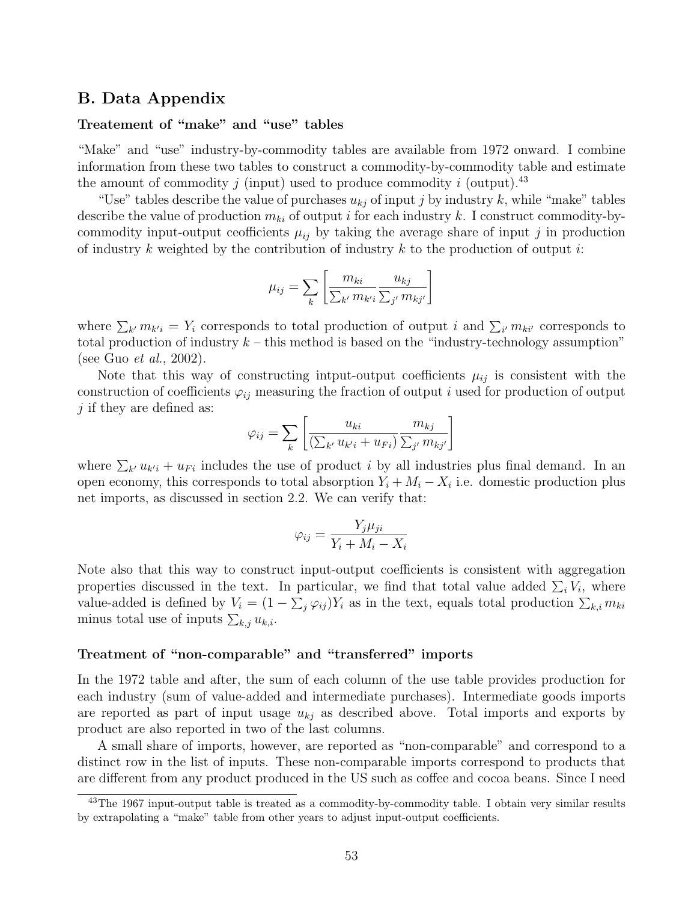## B. Data Appendix

### Treatement of "make" and "use" tables

"Make" and "use" industry-by-commodity tables are available from 1972 onward. I combine information from these two tables to construct a commodity-by-commodity table and estimate the amount of commodity $j$ (input) used to produce commodity $i$ (output).[43]

"Use" tables describe the value of purchases $u_{kj}$ of input $j$ by industry $k$, while "make" tables describe the value of production $m_{ki}$ of output $i$ for each industry $k$. I construct commodity-by-commodity input-output ceofficients $\mu_{ij}$ by taking the average share of input $j$ in production of industry $k$ weighted by the contribution of industry $k$ to the production of output $i$:

$$\mu_{ij} = \sum_k \left[ \frac{m_{ki}}{\sum_{k'} m_{k'i}} \frac{u_{kj}}{\sum_{j'} m_{kj'}} \right]$$

where $\sum_{k'} m_{k'i} = Y_i$ corresponds to total production of output $i$ and $\sum_{i'} m_{ki'}$ corresponds to total production of industry $k$ – this method is based on the "industry-technology assumption" (see Guo *et al.*, 2002).

Note that this way of constructing intput-output coefficients $\mu_{ij}$ is consistent with the construction of coefficients $\varphi_{ij}$ measuring the fraction of output $i$ used for production of output $j$ if they are defined as:

$$\varphi_{ij} = \sum_k \left[ \frac{u_{ki}}{(\sum_{k'} u_{k'i} + u_{Fi})} \frac{m_{kj}}{\sum_{j'} m_{kj'}} \right]$$

where $\sum_{k'} u_{k'i} + u_{Fi}$ includes the use of product $i$ by all industries plus final demand. In an open economy, this corresponds to total absorption $Y_i + M_i - X_i$ i.e. domestic production plus net imports, as discussed in section 2.2. We can verify that:

$$\varphi_{ij} = \frac{Y_j \mu_{ji}}{Y_i + M_i - X_i}$$

Note also that this way to construct input-output coefficients is consistent with aggregation properties discussed in the text. In particular, we find that total value added $\sum_i V_i$, where value-added is defined by $V_i = (1 - \sum_j \varphi_{ij})Y_i$ as in the text, equals total production $\sum_{k,i} m_{ki}$ minus total use of inputs $\sum_{k,j} u_{k,i}$.

### Treatment of "non-comparable" and "transferred" imports

In the 1972 table and after, the sum of each column of the use table provides production for each industry (sum of value-added and intermediate purchases). Intermediate goods imports are reported as part of input usage $u_{kj}$ as described above. Total imports and exports by product are also reported in two of the last columns.

A small share of imports, however, are reported as "non-comparable" and correspond to a distinct row in the list of inputs. These non-comparable imports correspond to products that are different from any product produced in the US such as coffee and cocoa beans. Since I need

[43] The 1967 input-output table is treated as a commodity-by-commodity table. I obtain very similar results by extrapolating a "make" table from other years to adjust input-output coefficients.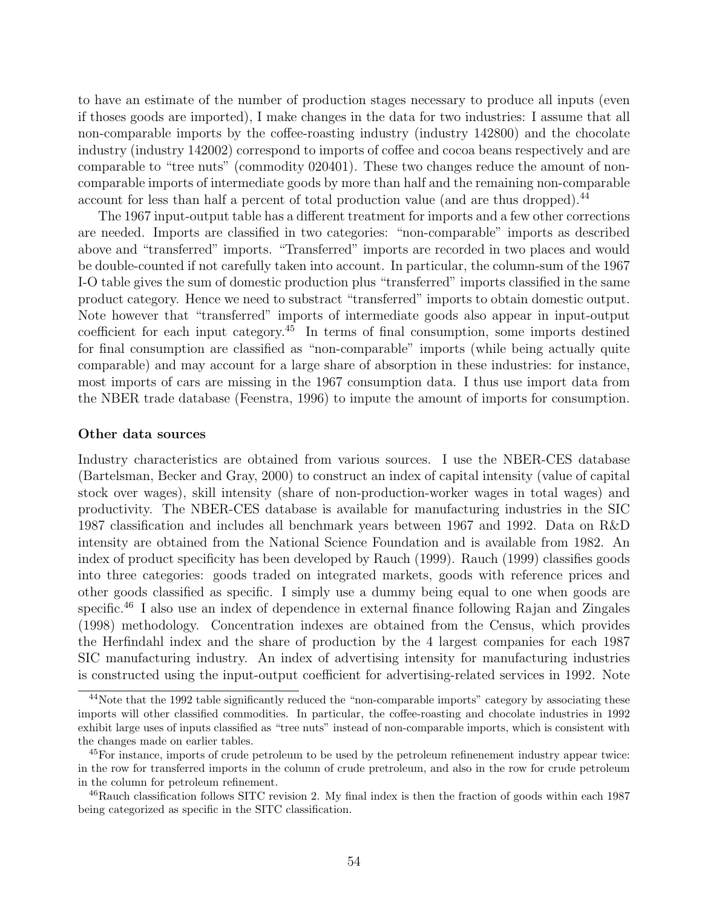to have an estimate of the number of production stages necessary to produce all inputs (even if thoses goods are imported), I make changes in the data for two industries: I assume that all non-comparable imports by the coffee-roasting industry (industry 142800) and the chocolate industry (industry 142002) correspond to imports of coffee and cocoa beans respectively and are comparable to "tree nuts" (commodity 020401). These two changes reduce the amount of non-comparable imports of intermediate goods by more than half and the remaining non-comparable account for less than half a percent of total production value (and are thus dropped).[44]

The 1967 input-output table has a different treatment for imports and a few other corrections are needed. Imports are classified in two categories: "non-comparable" imports as described above and "transferred" imports. "Transferred" imports are recorded in two places and would be double-counted if not carefully taken into account. In particular, the column-sum of the 1967 I-O table gives the sum of domestic production plus "transferred" imports classified in the same product category. Hence we need to substract "transferred" imports to obtain domestic output. Note however that "transferred" imports of intermediate goods also appear in input-output coefficient for each input category.[45] In terms of final consumption, some imports destined for final consumption are classified as "non-comparable" imports (while being actually quite comparable) and may account for a large share of absorption in these industries: for instance, most imports of cars are missing in the 1967 consumption data. I thus use import data from the NBER trade database (Feenstra, 1996) to impute the amount of imports for consumption.

**Other data sources**

Industry characteristics are obtained from various sources. I use the NBER-CES database (Bartelsman, Becker and Gray, 2000) to construct an index of capital intensity (value of capital stock over wages), skill intensity (share of non-production-worker wages in total wages) and productivity. The NBER-CES database is available for manufacturing industries in the SIC 1987 classification and includes all benchmark years between 1967 and 1992. Data on R&D intensity are obtained from the National Science Foundation and is available from 1982. An index of product specificity has been developed by Rauch (1999). Rauch (1999) classifies goods into three categories: goods traded on integrated markets, goods with reference prices and other goods classified as specific. I simply use a dummy being equal to one when goods are specific.[46] I also use an index of dependence in external finance following Rajan and Zingales (1998) methodology. Concentration indexes are obtained from the Census, which provides the Herfindahl index and the share of production by the 4 largest companies for each 1987 SIC manufacturing industry. An index of advertising intensity for manufacturing industries is constructed using the input-output coefficient for advertising-related services in 1992. Note

[44]Note that the 1992 table significantly reduced the "non-comparable imports" category by associating these imports will other classified commodities. In particular, the coffee-roasting and chocolate industries in 1992 exhibit large uses of inputs classified as "tree nuts" instead of non-comparable imports, which is consistent with the changes made on earlier tables.

[45]For instance, imports of crude petroleum to be used by the petroleum refinenement industry appear twice: in the row for transferred imports in the column of crude pretroleum, and also in the row for crude petroleum in the column for petroleum refinement.

[46]Rauch classification follows SITC revision 2. My final index is then the fraction of goods within each 1987 being categorized as specific in the SITC classification.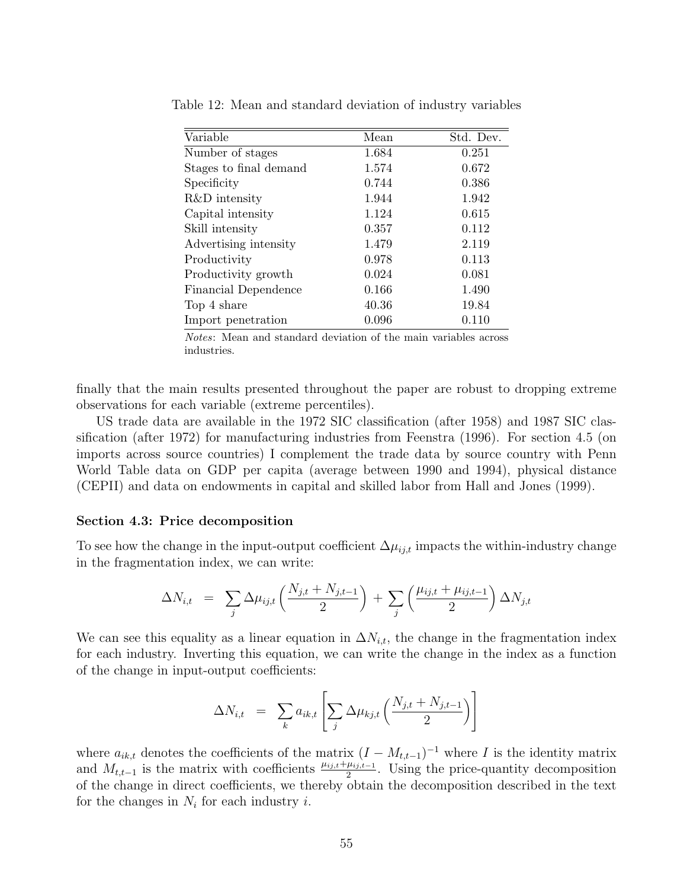Table 12: Mean and standard deviation of industry variables

| Variable | Mean | Std. Dev. |
|---|---|---|
| Number of stages | 1.684 | 0.251 |
| Stages to final demand | 1.574 | 0.672 |
| Specificity | 0.744 | 0.386 |
| R&D intensity | 1.944 | 1.942 |
| Capital intensity | 1.124 | 0.615 |
| Skill intensity | 0.357 | 0.112 |
| Advertising intensity | 1.479 | 2.119 |
| Productivity | 0.978 | 0.113 |
| Productivity growth | 0.024 | 0.081 |
| Financial Dependence | 0.166 | 1.490 |
| Top 4 share | 40.36 | 19.84 |
| Import penetration | 0.096 | 0.110 |

*Notes*: Mean and standard deviation of the main variables across industries.

finally that the main results presented throughout the paper are robust to dropping extreme observations for each variable (extreme percentiles).

US trade data are available in the 1972 SIC classification (after 1958) and 1987 SIC classification (after 1972) for manufacturing industries from Feenstra (1996). For section 4.5 (on imports across source countries) I complement the trade data by source country with Penn World Table data on GDP per capita (average between 1990 and 1994), physical distance (CEPII) and data on endowments in capital and skilled labor from Hall and Jones (1999).

**Section 4.3: Price decomposition**

To see how the change in the input-output coefficient $\Delta\mu_{ij,t}$ impacts the within-industry change in the fragmentation index, we can write:

$$\Delta N_{i,t} \;=\; \sum_j \Delta\mu_{ij,t}\left(\frac{N_{j,t}+N_{j,t-1}}{2}\right) + \sum_j \left(\frac{\mu_{ij,t}+\mu_{ij,t-1}}{2}\right)\Delta N_{j,t}$$

We can see this equality as a linear equation in $\Delta N_{i,t}$, the change in the fragmentation index for each industry. Inverting this equation, we can write the change in the index as a function of the change in input-output coefficients:

$$\Delta N_{i,t} \;=\; \sum_k a_{ik,t}\left[\sum_j \Delta\mu_{kj,t}\left(\frac{N_{j,t}+N_{j,t-1}}{2}\right)\right]$$

where $a_{ik,t}$ denotes the coefficients of the matrix $(I - M_{t,t-1})^{-1}$ where $I$ is the identity matrix and $M_{t,t-1}$ is the matrix with coefficients $\frac{\mu_{ij,t}+\mu_{ij,t-1}}{2}$. Using the price-quantity decomposition of the change in direct coefficients, we thereby obtain the decomposition described in the text for the changes in $N_i$ for each industry $i$.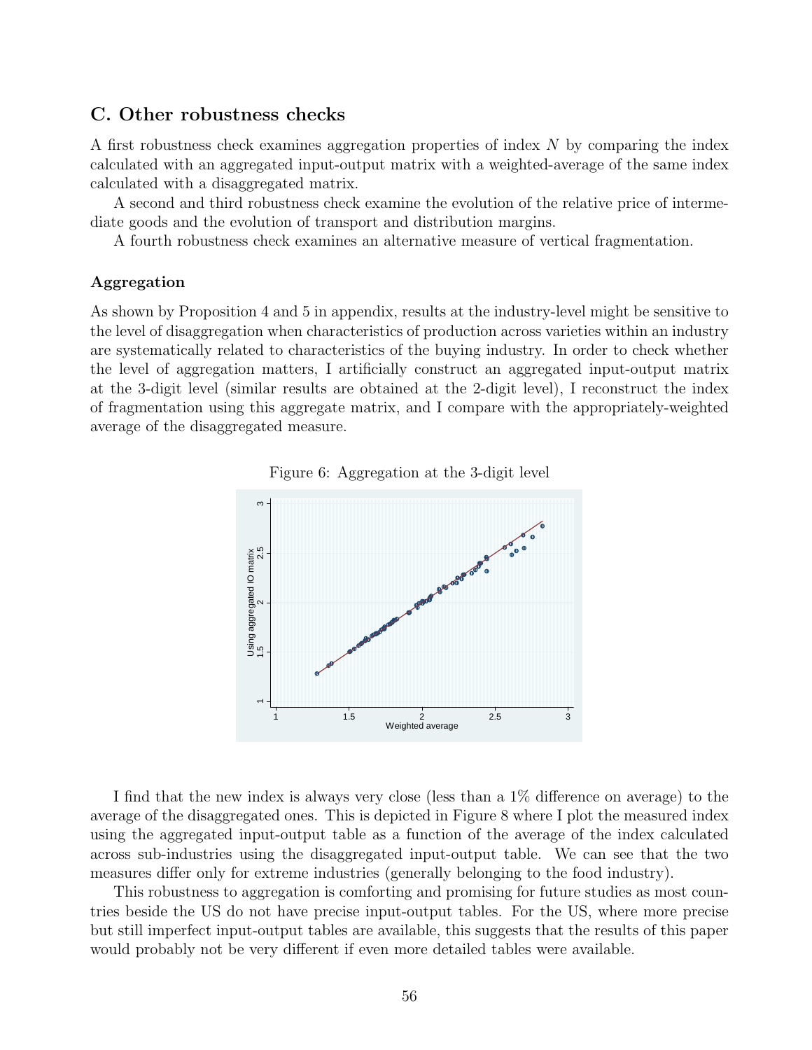## C. Other robustness checks

A first robustness check examines aggregation properties of index $N$ by comparing the index calculated with an aggregated input-output matrix with a weighted-average of the same index calculated with a disaggregated matrix.

A second and third robustness check examine the evolution of the relative price of intermediate goods and the evolution of transport and distribution margins.

A fourth robustness check examines an alternative measure of vertical fragmentation.

### Aggregation

As shown by Proposition 4 and 5 in appendix, results at the industry-level might be sensitive to the level of disaggregation when characteristics of production across varieties within an industry are systematically related to characteristics of the buying industry. In order to check whether the level of aggregation matters, I artificially construct an aggregated input-output matrix at the 3-digit level (similar results are obtained at the 2-digit level), I reconstruct the index of fragmentation using this aggregate matrix, and I compare with the appropriately-weighted average of the disaggregated measure.

Figure 6: Aggregation at the 3-digit level

I find that the new index is always very close (less than a 1% difference on average) to the average of the disaggregated ones. This is depicted in Figure 8 where I plot the measured index using the aggregated input-output table as a function of the average of the index calculated across sub-industries using the disaggregated input-output table. We can see that the two measures differ only for extreme industries (generally belonging to the food industry).

This robustness to aggregation is comforting and promising for future studies as most countries beside the US do not have precise input-output tables. For the US, where more precise but still imperfect input-output tables are available, this suggests that the results of this paper would probably not be very different if even more detailed tables were available.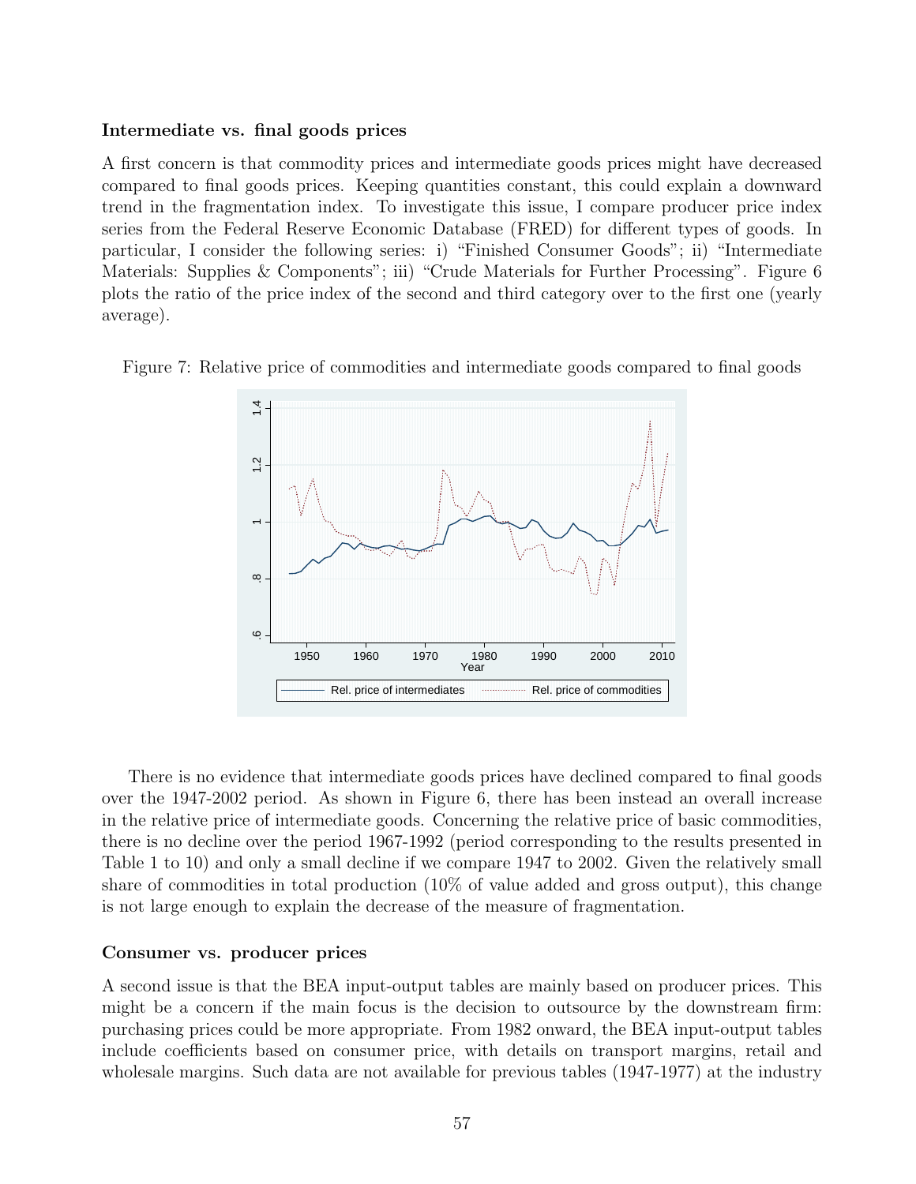**Intermediate vs. final goods prices**

A first concern is that commodity prices and intermediate goods prices might have decreased compared to final goods prices. Keeping quantities constant, this could explain a downward trend in the fragmentation index. To investigate this issue, I compare producer price index series from the Federal Reserve Economic Database (FRED) for different types of goods. In particular, I consider the following series: i) "Finished Consumer Goods"; ii) "Intermediate Materials: Supplies & Components"; iii) "Crude Materials for Further Processing". Figure 6 plots the ratio of the price index of the second and third category over to the first one (yearly average).

Figure 7: Relative price of commodities and intermediate goods compared to final goods

There is no evidence that intermediate goods prices have declined compared to final goods over the 1947-2002 period. As shown in Figure 6, there has been instead an overall increase in the relative price of intermediate goods. Concerning the relative price of basic commodities, there is no decline over the period 1967-1992 (period corresponding to the results presented in Table 1 to 10) and only a small decline if we compare 1947 to 2002. Given the relatively small share of commodities in total production (10% of value added and gross output), this change is not large enough to explain the decrease of the measure of fragmentation.

**Consumer vs. producer prices**

A second issue is that the BEA input-output tables are mainly based on producer prices. This might be a concern if the main focus is the decision to outsource by the downstream firm: purchasing prices could be more appropriate. From 1982 onward, the BEA input-output tables include coefficients based on consumer price, with details on transport margins, retail and wholesale margins. Such data are not available for previous tables (1947-1977) at the industry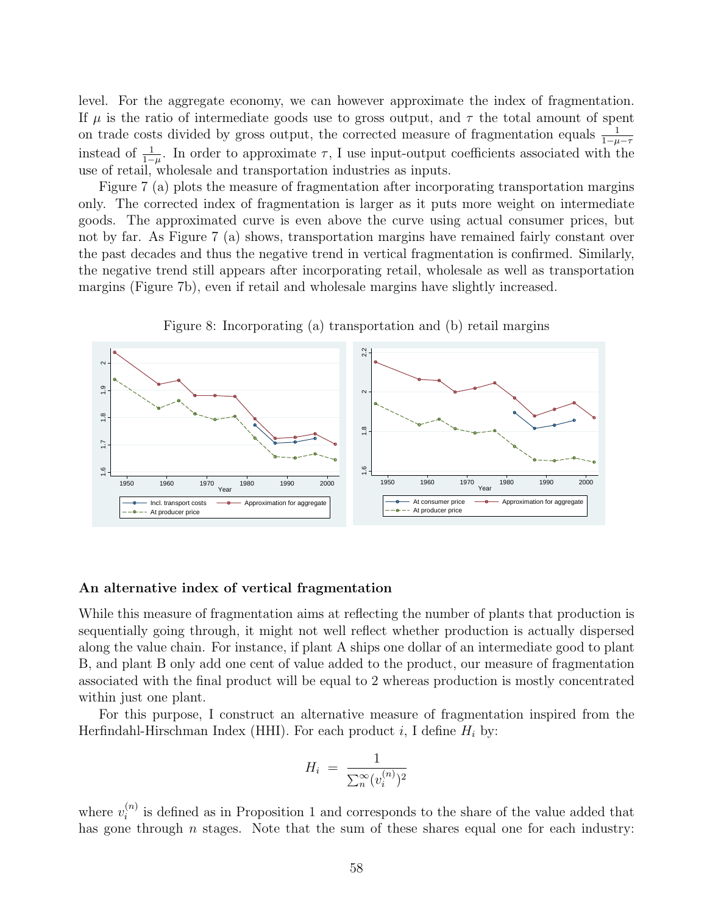level. For the aggregate economy, we can however approximate the index of fragmentation. If $\mu$ is the ratio of intermediate goods use to gross output, and $\tau$ the total amount of spent on trade costs divided by gross output, the corrected measure of fragmentation equals $\frac{1}{1-\mu-\tau}$ instead of $\frac{1}{1-\mu}$. In order to approximate $\tau$, I use input-output coefficients associated with the use of retail, wholesale and transportation industries as inputs.

Figure 7 (a) plots the measure of fragmentation after incorporating transportation margins only. The corrected index of fragmentation is larger as it puts more weight on intermediate goods. The approximated curve is even above the curve using actual consumer prices, but not by far. As Figure 7 (a) shows, transportation margins have remained fairly constant over the past decades and thus the negative trend in vertical fragmentation is confirmed. Similarly, the negative trend still appears after incorporating retail, wholesale as well as transportation margins (Figure 7b), even if retail and wholesale margins have slightly increased.

Figure 8: Incorporating (a) transportation and (b) retail margins

### An alternative index of vertical fragmentation

While this measure of fragmentation aims at reflecting the number of plants that production is sequentially going through, it might not well reflect whether production is actually dispersed along the value chain. For instance, if plant A ships one dollar of an intermediate good to plant B, and plant B only add one cent of value added to the product, our measure of fragmentation associated with the final product will be equal to 2 whereas production is mostly concentrated within just one plant.

For this purpose, I construct an alternative measure of fragmentation inspired from the Herfindahl-Hirschman Index (HHI). For each product $i$, I define $H_i$ by:

$$H_i \;=\; \frac{1}{\sum_n^{\infty}(v_i^{(n)})^2}$$

where $v_i^{(n)}$ is defined as in Proposition 1 and corresponds to the share of the value added that has gone through $n$ stages. Note that the sum of these shares equal one for each industry: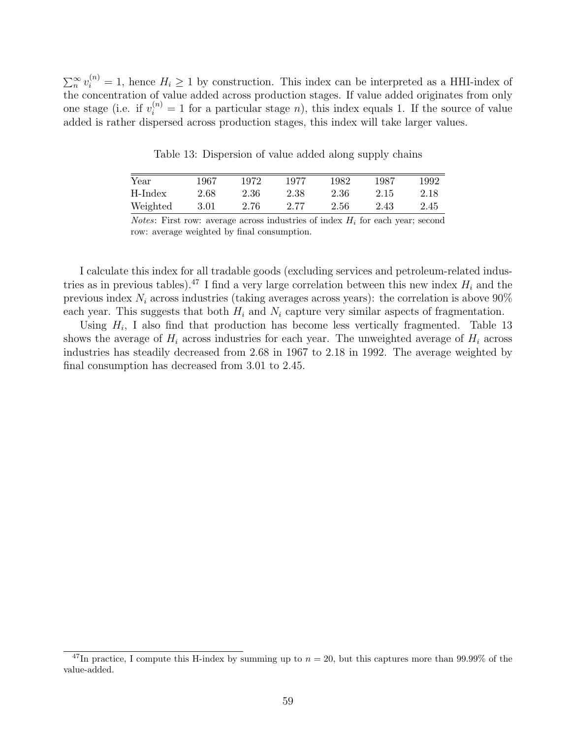$\sum_n^\infty v_i^{(n)} = 1$, hence $H_i \geq 1$ by construction. This index can be interpreted as a HHI-index of the concentration of value added across production stages. If value added originates from only one stage (i.e. if $v_i^{(n)} = 1$ for a particular stage $n$), this index equals 1. If the source of value added is rather dispersed across production stages, this index will take larger values.

Table 13: Dispersion of value added along supply chains

| Year | 1967 | 1972 | 1977 | 1982 | 1987 | 1992 |
|---|---|---|---|---|---|---|
| H-Index | 2.68 | 2.36 | 2.38 | 2.36 | 2.15 | 2.18 |
| Weighted | 3.01 | 2.76 | 2.77 | 2.56 | 2.43 | 2.45 |

*Notes*: First row: average across industries of index $H_i$ for each year; second row: average weighted by final consumption.

I calculate this index for all tradable goods (excluding services and petroleum-related industries as in previous tables).[47] I find a very large correlation between this new index $H_i$ and the previous index $N_i$ across industries (taking averages across years): the correlation is above 90% each year. This suggests that both $H_i$ and $N_i$ capture very similar aspects of fragmentation.

Using $H_i$, I also find that production has become less vertically fragmented. Table 13 shows the average of $H_i$ across industries for each year. The unweighted average of $H_i$ across industries has steadily decreased from 2.68 in 1967 to 2.18 in 1992. The average weighted by final consumption has decreased from 3.01 to 2.45.

[47] In practice, I compute this H-index by summing up to $n = 20$, but this captures more than 99.99% of the value-added.